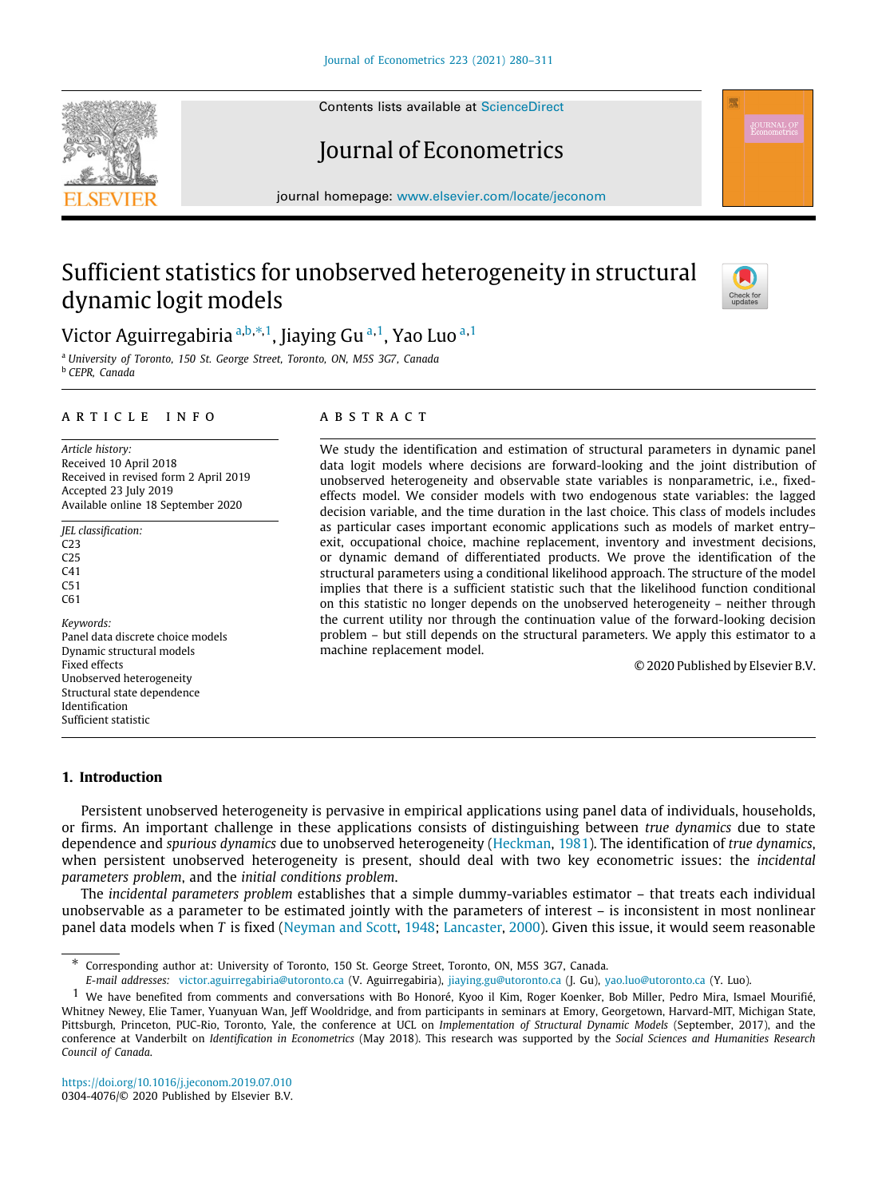# Sufficient statistics for unobserved heterogeneity in structural dynamic logit models

Victor Aguirregabiria[a,b,*,1], Jiaying Gu[a,1], Yao Luo[a,1]

[a] University of Toronto, 150 St. George Street, Toronto, ON, M5S 3G7, Canada
[b] CEPR, Canada

## ARTICLE INFO

*Article history:*
Received 10 April 2018
Received in revised form 2 April 2019
Accepted 23 July 2019
Available online 18 September 2020

*JEL classification:*
C23
C25
C41
C51
C61

*Keywords:*
Panel data discrete choice models
Dynamic structural models
Fixed effects
Unobserved heterogeneity
Structural state dependence
Identification
Sufficient statistic

## ABSTRACT

We study the identification and estimation of structural parameters in dynamic panel data logit models where decisions are forward-looking and the joint distribution of unobserved heterogeneity and observable state variables is nonparametric, i.e., fixed-effects model. We consider models with two endogenous state variables: the lagged decision variable, and the time duration in the last choice. This class of models includes as particular cases important economic applications such as models of market entry–exit, occupational choice, machine replacement, inventory and investment decisions, or dynamic demand of differentiated products. We prove the identification of the structural parameters using a conditional likelihood approach. The structure of the model implies that there is a sufficient statistic such that the likelihood function conditional on this statistic no longer depends on the unobserved heterogeneity – neither through the current utility nor through the continuation value of the forward-looking decision problem – but still depends on the structural parameters. We apply this estimator to a machine replacement model.

© 2020 Published by Elsevier B.V.

## 1. Introduction

Persistent unobserved heterogeneity is pervasive in empirical applications using panel data of individuals, households, or firms. An important challenge in these applications consists of distinguishing between *true dynamics* due to state dependence and *spurious dynamics* due to unobserved heterogeneity (Heckman, 1981). The identification of *true dynamics*, when persistent unobserved heterogeneity is present, should deal with two key econometric issues: the *incidental parameters problem*, and the *initial conditions problem*.

The *incidental parameters problem* establishes that a simple dummy-variables estimator – that treats each individual unobservable as a parameter to be estimated jointly with the parameters of interest – is inconsistent in most nonlinear panel data models when $T$ is fixed (Neyman and Scott, 1948; Lancaster, 2000). Given this issue, it would seem reasonable

---

* Corresponding author at: University of Toronto, 150 St. George Street, Toronto, ON, M5S 3G7, Canada.
*E-mail addresses:* victor.aguirregabiria@utoronto.ca (V. Aguirregabiria), jiaying.gu@utoronto.ca (J. Gu), yao.luo@utoronto.ca (Y. Luo).

1 We have benefited from comments and conversations with Bo Honoré, Kyoo il Kim, Roger Koenker, Bob Miller, Pedro Mira, Ismael Mourifié, Whitney Newey, Elie Tamer, Yuanyuan Wan, Jeff Wooldridge, and from participants in seminars at Emory, Georgetown, Harvard-MIT, Michigan State, Pittsburgh, Princeton, PUC-Rio, Toronto, Yale, the conference at UCL on *Implementation of Structural Dynamic Models* (September, 2017), and the conference at Vanderbilt on *Identification in Econometrics* (May 2018). This research was supported by the *Social Sciences and Humanities Research Council of Canada*.

https://doi.org/10.1016/j.jeconom.2019.07.010
0304-4076/© 2020 Published by Elsevier B.V.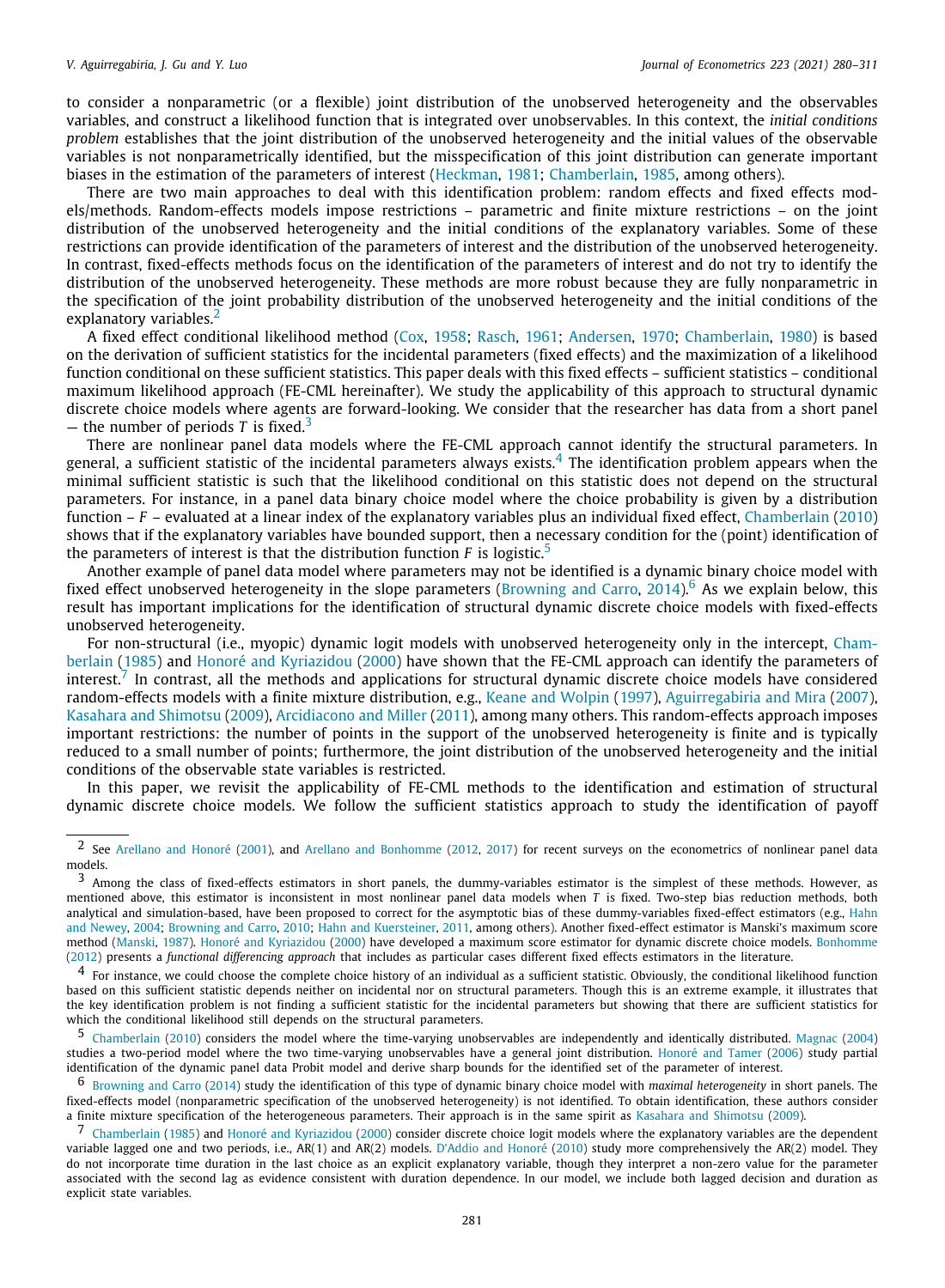to consider a nonparametric (or a flexible) joint distribution of the unobserved heterogeneity and the observables variables, and construct a likelihood function that is integrated over unobservables. In this context, the *initial conditions problem* establishes that the joint distribution of the unobserved heterogeneity and the initial values of the observable variables is not nonparametrically identified, but the misspecification of this joint distribution can generate important biases in the estimation of the parameters of interest (Heckman, 1981; Chamberlain, 1985, among others).

There are two main approaches to deal with this identification problem: random effects and fixed effects models/methods. Random-effects models impose restrictions – parametric and finite mixture restrictions – on the joint distribution of the unobserved heterogeneity and the initial conditions of the explanatory variables. Some of these restrictions can provide identification of the parameters of interest and the distribution of the unobserved heterogeneity. In contrast, fixed-effects methods focus on the identification of the parameters of interest and do not try to identify the distribution of the unobserved heterogeneity. These methods are more robust because they are fully nonparametric in the specification of the joint probability distribution of the unobserved heterogeneity and the initial conditions of the explanatory variables.[2]

A fixed effect conditional likelihood method (Cox, 1958; Rasch, 1961; Andersen, 1970; Chamberlain, 1980) is based on the derivation of sufficient statistics for the incidental parameters (fixed effects) and the maximization of a likelihood function conditional on these sufficient statistics. This paper deals with this fixed effects – sufficient statistics – conditional maximum likelihood approach (FE-CML hereinafter). We study the applicability of this approach to structural dynamic discrete choice models where agents are forward-looking. We consider that the researcher has data from a short panel — the number of periods $T$ is fixed.[3]

There are nonlinear panel data models where the FE-CML approach cannot identify the structural parameters. In general, a sufficient statistic of the incidental parameters always exists.[4] The identification problem appears when the minimal sufficient statistic is such that the likelihood conditional on this statistic does not depend on the structural parameters. For instance, in a panel data binary choice model where the choice probability is given by a distribution function – $F$ – evaluated at a linear index of the explanatory variables plus an individual fixed effect, Chamberlain (2010) shows that if the explanatory variables have bounded support, then a necessary condition for the (point) identification of the parameters of interest is that the distribution function $F$ is logistic.[5]

Another example of panel data model where parameters may not be identified is a dynamic binary choice model with fixed effect unobserved heterogeneity in the slope parameters (Browning and Carro, 2014).[6] As we explain below, this result has important implications for the identification of structural dynamic discrete choice models with fixed-effects unobserved heterogeneity.

For non-structural (i.e., myopic) dynamic logit models with unobserved heterogeneity only in the intercept, Chamberlain (1985) and Honoré and Kyriazidou (2000) have shown that the FE-CML approach can identify the parameters of interest.[7] In contrast, all the methods and applications for structural dynamic discrete choice models have considered random-effects models with a finite mixture distribution, e.g., Keane and Wolpin (1997), Aguirregabiria and Mira (2007), Kasahara and Shimotsu (2009), Arcidiacono and Miller (2011), among many others. This random-effects approach imposes important restrictions: the number of points in the support of the unobserved heterogeneity is finite and is typically reduced to a small number of points; furthermore, the joint distribution of the unobserved heterogeneity and the initial conditions of the observable state variables is restricted.

In this paper, we revisit the applicability of FE-CML methods to the identification and estimation of structural dynamic discrete choice models. We follow the sufficient statistics approach to study the identification of payoff

---

[2] See Arellano and Honoré (2001), and Arellano and Bonhomme (2012, 2017) for recent surveys on the econometrics of nonlinear panel data models.

[3] Among the class of fixed-effects estimators in short panels, the dummy-variables estimator is the simplest of these methods. However, as mentioned above, this estimator is inconsistent in most nonlinear panel data models when $T$ is fixed. Two-step bias reduction methods, both analytical and simulation-based, have been proposed to correct for the asymptotic bias of these dummy-variables fixed-effect estimators (e.g., Hahn and Newey, 2004; Browning and Carro, 2010; Hahn and Kuersteiner, 2011, among others). Another fixed-effect estimator is Manski's maximum score method (Manski, 1987). Honoré and Kyriazidou (2000) have developed a maximum score estimator for dynamic discrete choice models. Bonhomme (2012) presents a *functional differencing approach* that includes as particular cases different fixed effects estimators in the literature.

[4] For instance, we could choose the complete choice history of an individual as a sufficient statistic. Obviously, the conditional likelihood function based on this sufficient statistic depends neither on incidental nor on structural parameters. Though this is an extreme example, it illustrates that the key identification problem is not finding a sufficient statistic for the incidental parameters but showing that there are sufficient statistics for which the conditional likelihood still depends on the structural parameters.

[5] Chamberlain (2010) considers the model where the time-varying unobservables are independently and identically distributed. Magnac (2004) studies a two-period model where the two time-varying unobservables have a general joint distribution. Honoré and Tamer (2006) study partial identification of the dynamic panel data Probit model and derive sharp bounds for the identified set of the parameter of interest.

[6] Browning and Carro (2014) study the identification of this type of dynamic binary choice model with *maximal heterogeneity* in short panels. The fixed-effects model (nonparametric specification of the unobserved heterogeneity) is not identified. To obtain identification, these authors consider a finite mixture specification of the heterogeneous parameters. Their approach is in the same spirit as Kasahara and Shimotsu (2009).

[7] Chamberlain (1985) and Honoré and Kyriazidou (2000) consider discrete choice logit models where the explanatory variables are the dependent variable lagged one and two periods, i.e., AR(1) and AR(2) models. D'Addio and Honoré (2010) study more comprehensively the AR(2) model. They do not incorporate time duration in the last choice as an explicit explanatory variable, though they interpret a non-zero value for the parameter associated with the second lag as evidence consistent with duration dependence. In our model, we include both lagged decision and duration as explicit state variables.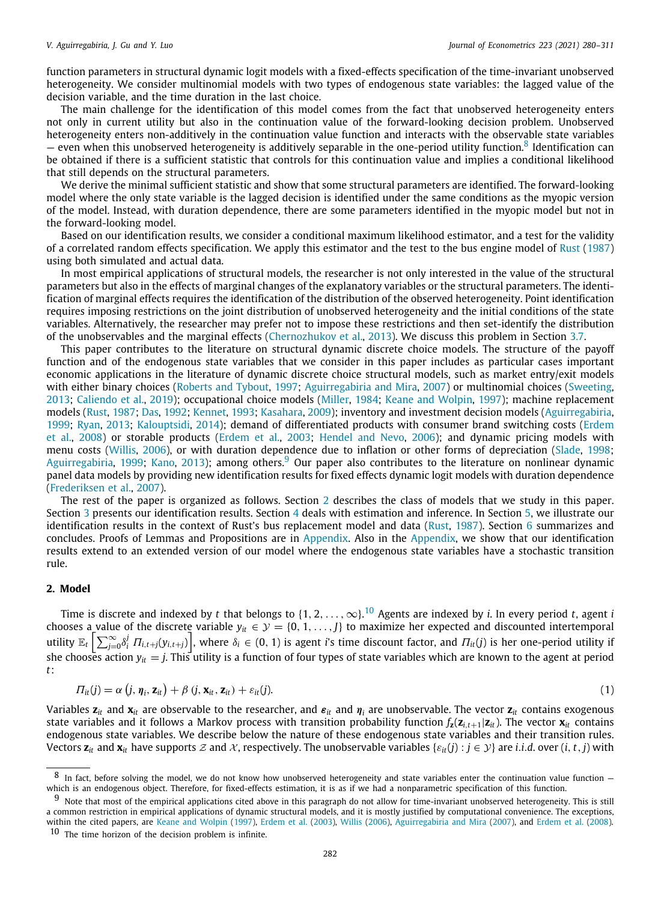function parameters in structural dynamic logit models with a fixed-effects specification of the time-invariant unobserved heterogeneity. We consider multinomial models with two types of endogenous state variables: the lagged value of the decision variable, and the time duration in the last choice.

The main challenge for the identification of this model comes from the fact that unobserved heterogeneity enters not only in current utility but also in the continuation value of the forward-looking decision problem. Unobserved heterogeneity enters non-additively in the continuation value function and interacts with the observable state variables — even when this unobserved heterogeneity is additively separable in the one-period utility function.[8] Identification can be obtained if there is a sufficient statistic that controls for this continuation value and implies a conditional likelihood that still depends on the structural parameters.

We derive the minimal sufficient statistic and show that some structural parameters are identified. The forward-looking model where the only state variable is the lagged decision is identified under the same conditions as the myopic version of the model. Instead, with duration dependence, there are some parameters identified in the myopic model but not in the forward-looking model.

Based on our identification results, we consider a conditional maximum likelihood estimator, and a test for the validity of a correlated random effects specification. We apply this estimator and the test to the bus engine model of Rust (1987) using both simulated and actual data.

In most empirical applications of structural models, the researcher is not only interested in the value of the structural parameters but also in the effects of marginal changes of the explanatory variables or the structural parameters. The identification of marginal effects requires the identification of the distribution of the observed heterogeneity. Point identification requires imposing restrictions on the joint distribution of unobserved heterogeneity and the initial conditions of the state variables. Alternatively, the researcher may prefer not to impose these restrictions and then set-identify the distribution of the unobservables and the marginal effects (Chernozhukov et al., 2013). We discuss this problem in Section 3.7.

This paper contributes to the literature on structural dynamic discrete choice models. The structure of the payoff function and of the endogenous state variables that we consider in this paper includes as particular cases important economic applications in the literature of dynamic discrete choice structural models, such as market entry/exit models with either binary choices (Roberts and Tybout, 1997; Aguirregabiria and Mira, 2007) or multinomial choices (Sweeting, 2013; Caliendo et al., 2019); occupational choice models (Miller, 1984; Keane and Wolpin, 1997); machine replacement models (Rust, 1987; Das, 1992; Kennet, 1993; Kasahara, 2009); inventory and investment decision models (Aguirregabiria, 1999; Ryan, 2013; Kalouptsidi, 2014); demand of differentiated products with consumer brand switching costs (Erdem et al., 2008) or storable products (Erdem et al., 2003; Hendel and Nevo, 2006); and dynamic pricing models with menu costs (Willis, 2006), or with duration dependence due to inflation or other forms of depreciation (Slade, 1998; Aguirregabiria, 1999; Kano, 2013); among others.[9] Our paper also contributes to the literature on nonlinear dynamic panel data models by providing new identification results for fixed effects dynamic logit models with duration dependence (Frederiksen et al., 2007).

The rest of the paper is organized as follows. Section 2 describes the class of models that we study in this paper. Section 3 presents our identification results. Section 4 deals with estimation and inference. In Section 5, we illustrate our identification results in the context of Rust's bus replacement model and data (Rust, 1987). Section 6 summarizes and concludes. Proofs of Lemmas and Propositions are in Appendix. Also in the Appendix, we show that our identification results extend to an extended version of our model where the endogenous state variables have a stochastic transition rule.

## 2. Model

Time is discrete and indexed by $t$ that belongs to $\{1, 2, \ldots, \infty\}$.[10] Agents are indexed by $i$. In every period $t$, agent $i$ chooses a value of the discrete variable $y_{it} \in \mathcal{Y} = \{0, 1, \ldots, J\}$ to maximize her expected and discounted intertemporal utility $\mathbb{E}_t \left[ \sum_{j=0}^{\infty} \delta_i^j \, \Pi_{i,t+j}(y_{i,t+j}) \right]$, where $\delta_i \in (0, 1)$ is agent $i$'s time discount factor, and $\Pi_{it}(j)$ is her one-period utility if she chooses action $y_{it} = j$. This utility is a function of four types of state variables which are known to the agent at period $t$:

$$\Pi_{it}(j) = \alpha\left(j, \boldsymbol{\eta}_i, \mathbf{z}_{it}\right) + \beta\left(j, \mathbf{x}_{it}, \mathbf{z}_{it}\right) + \varepsilon_{it}(j). \tag{1}$$

Variables $\mathbf{z}_{it}$ and $\mathbf{x}_{it}$ are observable to the researcher, and $\boldsymbol{\varepsilon}_{it}$ and $\boldsymbol{\eta}_i$ are unobservable. The vector $\mathbf{z}_{it}$ contains exogenous state variables and it follows a Markov process with transition probability function $f_{\mathbf{z}}(\mathbf{z}_{i,t+1}|\mathbf{z}_{it})$. The vector $\mathbf{x}_{it}$ contains endogenous state variables. We describe below the nature of these endogenous state variables and their transition rules. Vectors $\mathbf{z}_{it}$ and $\mathbf{x}_{it}$ have supports $\mathcal{Z}$ and $\mathcal{X}$, respectively. The unobservable variables $\{\varepsilon_{it}(j) : j \in \mathcal{Y}\}$ are *i.i.d.* over $(i, t, j)$ with

---

[8] In fact, before solving the model, we do not know how unobserved heterogeneity and state variables enter the continuation value function — which is an endogenous object. Therefore, for fixed-effects estimation, it is as if we had a nonparametric specification of this function.

[9] Note that most of the empirical applications cited above in this paragraph do not allow for time-invariant unobserved heterogeneity. This is still a common restriction in empirical applications of dynamic structural models, and it is mostly justified by computational convenience. The exceptions, within the cited papers, are Keane and Wolpin (1997), Erdem et al. (2003), Willis (2006), Aguirregabiria and Mira (2007), and Erdem et al. (2008).

[10] The time horizon of the decision problem is infinite.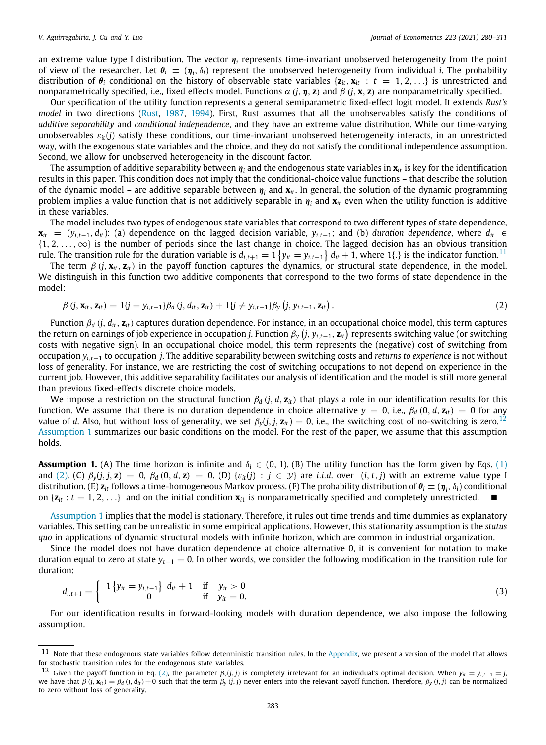an extreme value type I distribution. The vector $\boldsymbol{\eta}_i$ represents time-invariant unobserved heterogeneity from the point of view of the researcher. Let $\boldsymbol{\theta}_i \equiv (\boldsymbol{\eta}_i, \delta_i)$ represent the unobserved heterogeneity from individual $i$. The probability distribution of $\boldsymbol{\theta}_i$ conditional on the history of observable state variables $\{\mathbf{z}_{it}, \mathbf{x}_{it} : t = 1, 2, \ldots\}$ is unrestricted and nonparametrically specified, i.e., fixed effects model. Functions $\alpha(j, \boldsymbol{\eta}, \mathbf{z})$ and $\beta(j, \mathbf{x}, \mathbf{z})$ are nonparametrically specified.

Our specification of the utility function represents a general semiparametric fixed-effect logit model. It extends *Rust's model* in two directions (Rust, 1987, 1994). First, Rust assumes that all the unobservables satisfy the conditions of *additive separability* and *conditional independence*, and they have an extreme value distribution. While our time-varying unobservables $\varepsilon_{it}(j)$ satisfy these conditions, our time-invariant unobserved heterogeneity interacts, in an unrestricted way, with the exogenous state variables and the choice, and they do not satisfy the conditional independence assumption. Second, we allow for unobserved heterogeneity in the discount factor.

The assumption of additive separability between $\boldsymbol{\eta}_i$ and the endogenous state variables in $\mathbf{x}_{it}$ is key for the identification results in this paper. This condition does not imply that the conditional-choice value functions – that describe the solution of the dynamic model – are additive separable between $\boldsymbol{\eta}_i$ and $\mathbf{x}_{it}$. In general, the solution of the dynamic programming problem implies a value function that is not additively separable in $\boldsymbol{\eta}_i$ and $\mathbf{x}_{it}$ even when the utility function is additive in these variables.

The model includes two types of endogenous state variables that correspond to two different types of state dependence, $\mathbf{x}_{it} = (y_{i,t-1}, d_{it})$: (a) dependence on the lagged decision variable, $y_{i,t-1}$; and (b) *duration dependence*, where $d_{it} \in \{1, 2, \ldots, \infty\}$ is the number of periods since the last change in choice. The lagged decision has an obvious transition rule. The transition rule for the duration variable is $d_{i,t+1} = 1\{y_{it} = y_{i,t-1}\}\, d_{it} + 1$, where $1\{.\}$ is the indicator function.[11]

The term $\beta(j, \mathbf{x}_{it}, \mathbf{z}_{it})$ in the payoff function captures the dynamics, or structural state dependence, in the model. We distinguish in this function two additive components that correspond to the two forms of state dependence in the model:

$$\beta(j, \mathbf{x}_{it}, \mathbf{z}_{it}) = 1\{j = y_{i,t-1}\}\beta_d(j, d_{it}, \mathbf{z}_{it}) + 1\{j \neq y_{i,t-1}\}\beta_y(j, y_{i,t-1}, \mathbf{z}_{it}). \tag{2}$$

Function $\beta_d(j, d_{it}, \mathbf{z}_{it})$ captures duration dependence. For instance, in an occupational choice model, this term captures the return on earnings of job experience in occupation $j$. Function $\beta_y(j, y_{i,t-1}, \mathbf{z}_{it})$ represents switching value (or switching costs with negative sign). In an occupational choice model, this term represents the (negative) cost of switching from occupation $y_{i,t-1}$ to occupation $j$. The additive separability between switching costs and *returns to experience* is not without loss of generality. For instance, we are restricting the cost of switching occupations to not depend on experience in the current job. However, this additive separability facilitates our analysis of identification and the model is still more general than previous fixed-effects discrete choice models.

We impose a restriction on the structural function $\beta_d(j, d, \mathbf{z}_{it})$ that plays a role in our identification results for this function. We assume that there is no duration dependence in choice alternative $y = 0$, i.e., $\beta_d(0, d, \mathbf{z}_{it}) = 0$ for any value of $d$. Also, but without loss of generality, we set $\beta_y(j, j, \mathbf{z}_{it}) = 0$, i.e., the switching cost of no-switching is zero.[12] Assumption 1 summarizes our basic conditions on the model. For the rest of the paper, we assume that this assumption holds.

**Assumption 1.** (A) The time horizon is infinite and $\delta_i \in (0, 1)$. (B) The utility function has the form given by Eqs. (1) and (2). (C) $\beta_y(j, j, \mathbf{z}) = 0$, $\beta_d(0, d, \mathbf{z}) = 0$. (D) $\{\varepsilon_{it}(j) : j \in \mathcal{Y}\}$ are *i.i.d.* over $(i, t, j)$ with an extreme value type I distribution. (E) $\mathbf{z}_{it}$ follows a time-homogeneous Markov process. (F) The probability distribution of $\boldsymbol{\theta}_i \equiv (\boldsymbol{\eta}_i, \delta_i)$ conditional on $\{\mathbf{z}_{it} : t = 1, 2, \ldots\}$ and on the initial condition $\mathbf{x}_{i1}$ is nonparametrically specified and completely unrestricted. ∎

Assumption 1 implies that the model is stationary. Therefore, it rules out time trends and time dummies as explanatory variables. This setting can be unrealistic in some empirical applications. However, this stationarity assumption is the *status quo* in applications of dynamic structural models with infinite horizon, which are common in industrial organization.

Since the model does not have duration dependence at choice alternative 0, it is convenient for notation to make duration equal to zero at state $y_{t-1} = 0$. In other words, we consider the following modification in the transition rule for duration:

$$d_{i,t+1} = \begin{cases} 1\{y_{it} = y_{i,t-1}\}\ d_{it} + 1 & \text{if} \quad y_{it} > 0 \\ 0 & \text{if} \quad y_{it} = 0. \end{cases} \tag{3}$$

For our identification results in forward-looking models with duration dependence, we also impose the following assumption.

---

[11] Note that these endogenous state variables follow deterministic transition rules. In the Appendix, we present a version of the model that allows for stochastic transition rules for the endogenous state variables.

[12] Given the payoff function in Eq. (2), the parameter $\beta_y(j, j)$ is completely irrelevant for an individual's optimal decision. When $y_{it} = y_{i,t-1} = j$, we have that $\beta(j, \mathbf{x}_{it}) = \beta_d(j, d_{it}) + 0$ such that the term $\beta_y(j, j)$ never enters into the relevant payoff function. Therefore, $\beta_y(j, j)$ can be normalized to zero without loss of generality.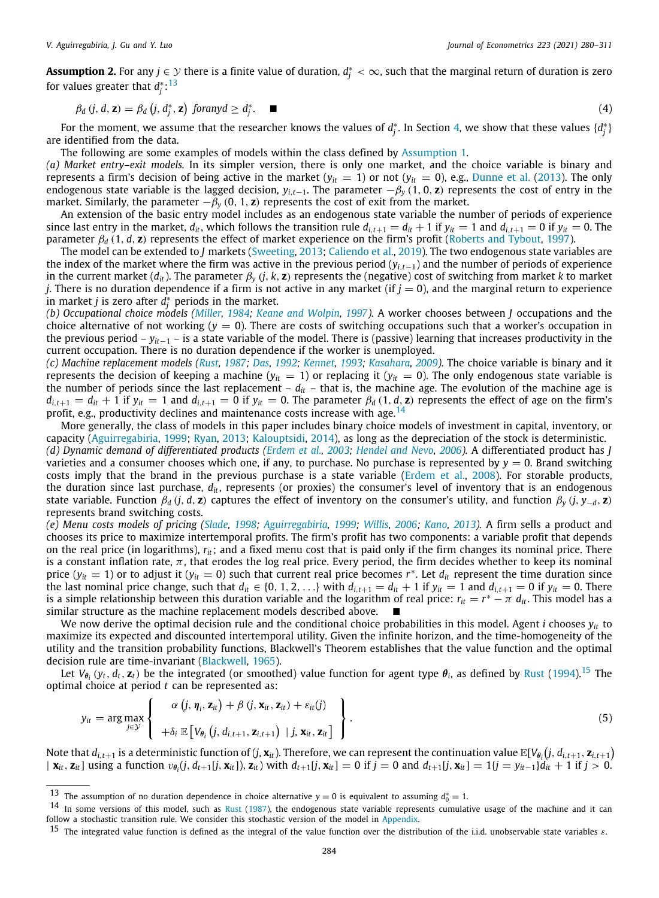**Assumption 2.** For any $j \in \mathcal{Y}$ there is a finite value of duration, $d_j^* < \infty$, such that the marginal return of duration is zero for values greater that $d_j^*$:[13]

$$\beta_d\,(j, d, \mathbf{z}) = \beta_d\left(j, d_j^*, \mathbf{z}\right) \text{ for any } d \geq d_j^*. \quad \blacksquare \tag{4}$$

For the moment, we assume that the researcher knows the values of $d_j^*$. In Section 4, we show that these values $\{d_j^*\}$ are identified from the data.

The following are some examples of models within the class defined by Assumption 1.

*(a) Market entry–exit models.* In its simpler version, there is only one market, and the choice variable is binary and represents a firm's decision of being active in the market ($y_{it} = 1$) or not ($y_{it} = 0$), e.g., Dunne et al. (2013). The only endogenous state variable is the lagged decision, $y_{i,t-1}$. The parameter $-\beta_y\,(1, 0, \mathbf{z})$ represents the cost of entry in the market. Similarly, the parameter $-\beta_y\,(0, 1, \mathbf{z})$ represents the cost of exit from the market.

An extension of the basic entry model includes as an endogenous state variable the number of periods of experience since last entry in the market, $d_{it}$, which follows the transition rule $d_{i,t+1} = d_{it} + 1$ if $y_{it} = 1$ and $d_{i,t+1} = 0$ if $y_{it} = 0$. The parameter $\beta_d\,(1, d, \mathbf{z})$ represents the effect of market experience on the firm's profit (Roberts and Tybout, 1997).

The model can be extended to $J$ markets (Sweeting, 2013; Caliendo et al., 2019). The two endogenous state variables are the index of the market where the firm was active in the previous period ($y_{i,t-1}$) and the number of periods of experience in the current market ($d_{it}$). The parameter $\beta_y\,(j, k, \mathbf{z})$ represents the (negative) cost of switching from market $k$ to market $j$. There is no duration dependence if a firm is not active in any market (if $j = 0$), and the marginal return to experience in market $j$ is zero after $d_j^*$ periods in the market.

*(b) Occupational choice models (Miller, 1984; Keane and Wolpin, 1997).* A worker chooses between $J$ occupations and the choice alternative of not working ($y = 0$). There are costs of switching occupations such that a worker's occupation in the previous period – $y_{it-1}$ – is a state variable of the model. There is (passive) learning that increases productivity in the current occupation. There is no duration dependence if the worker is unemployed.

*(c) Machine replacement models (Rust, 1987; Das, 1992; Kennet, 1993; Kasahara, 2009).* The choice variable is binary and it represents the decision of keeping a machine ($y_{it} = 1$) or replacing it ($y_{it} = 0$). The only endogenous state variable is the number of periods since the last replacement – $d_{it}$ – that is, the machine age. The evolution of the machine age is $d_{i,t+1} = d_{it} + 1$ if $y_{it} = 1$ and $d_{i,t+1} = 0$ if $y_{it} = 0$. The parameter $\beta_d\,(1, d, \mathbf{z})$ represents the effect of age on the firm's profit, e.g., productivity declines and maintenance costs increase with age.[14]

More generally, the class of models in this paper includes binary choice models of investment in capital, inventory, or capacity (Aguirregabiria, 1999; Ryan, 2013; Kalouptsidi, 2014), as long as the depreciation of the stock is deterministic.

*(d) Dynamic demand of differentiated products (Erdem et al., 2003; Hendel and Nevo, 2006).* A differentiated product has $J$ varieties and a consumer chooses which one, if any, to purchase. No purchase is represented by $y = 0$. Brand switching costs imply that the brand in the previous purchase is a state variable (Erdem et al., 2008). For storable products, the duration since last purchase, $d_{it}$, represents (or proxies) the consumer's level of inventory that is an endogenous state variable. Function $\beta_d\,(j, d, \mathbf{z})$ captures the effect of inventory on the consumer's utility, and function $\beta_y\,(j, y_{-d}, \mathbf{z})$ represents brand switching costs.

*(e) Menu costs models of pricing (Slade, 1998; Aguirregabiria, 1999; Willis, 2006; Kano, 2013).* A firm sells a product and chooses its price to maximize intertemporal profits. The firm's profit has two components: a variable profit that depends on the real price (in logarithms), $r_{it}$; and a fixed menu cost that is paid only if the firm changes its nominal price. There is a constant inflation rate, $\pi$, that erodes the log real price. Every period, the firm decides whether to keep its nominal price ($y_{it} = 1$) or to adjust it ($y_{it} = 0$) such that current real price becomes $r^*$. Let $d_{it}$ represent the time duration since the last nominal price change, such that $d_{it} \in \{0, 1, 2, \ldots\}$ with $d_{i,t+1} = d_{it} + 1$ if $y_{it} = 1$ and $d_{i,t+1} = 0$ if $y_{it} = 0$. There is a simple relationship between this duration variable and the logarithm of real price: $r_{it} = r^* - \pi\ d_{it}$. This model has a similar structure as the machine replacement models described above. $\blacksquare$

We now derive the optimal decision rule and the conditional choice probabilities in this model. Agent $i$ chooses $y_{it}$ to maximize its expected and discounted intertemporal utility. Given the infinite horizon, and the time-homogeneity of the utility and the transition probability functions, Blackwell's Theorem establishes that the value function and the optimal decision rule are time-invariant (Blackwell, 1965).

Let $V_{\boldsymbol{\theta}_i}\,(y_t, d_t, \mathbf{z}_t)$ be the integrated (or smoothed) value function for agent type $\boldsymbol{\theta}_i$, as defined by Rust (1994).[15] The optimal choice at period $t$ can be represented as:

$$y_{it} = \arg\max_{j \in \mathcal{Y}} \left\{ \begin{array}{c} \alpha\left(j, \boldsymbol{\eta}_i, \mathbf{z}_{it}\right) + \beta\left(j, \mathbf{x}_{it}, \mathbf{z}_{it}\right) + \varepsilon_{it}(j) \\[6pt] +\delta_i\ \mathbb{E}\left[V_{\boldsymbol{\theta}_i}\left(j, d_{i,t+1}, \mathbf{z}_{i,t+1}\right)\ \mid j, \mathbf{x}_{it}, \mathbf{z}_{it}\right] \end{array} \right\}. \tag{5}$$

Note that $d_{i,t+1}$ is a deterministic function of $(j, \mathbf{x}_{it})$. Therefore, we can represent the continuation value $\mathbb{E}[V_{\boldsymbol{\theta}_i}(j, d_{i,t+1}, \mathbf{z}_{i,t+1}) \mid \mathbf{x}_{it}, \mathbf{z}_{it}]$ using a function $v_{\boldsymbol{\theta}_i}(j, d_{t+1}[j, \mathbf{x}_{it}]), \mathbf{z}_{it})$ with $d_{t+1}[j, \mathbf{x}_{it}] = 0$ if $j = 0$ and $d_{t+1}[j, \mathbf{x}_{it}] = 1\{j = y_{it-1}\}d_{it} + 1$ if $j > 0$.

---

[13] The assumption of no duration dependence in choice alternative $y = 0$ is equivalent to assuming $d_0^* = 1$.

[14] In some versions of this model, such as Rust (1987), the endogenous state variable represents cumulative usage of the machine and it can follow a stochastic transition rule. We consider this stochastic version of the model in Appendix.

[15] The integrated value function is defined as the integral of the value function over the distribution of the i.i.d. unobservable state variables $\varepsilon$.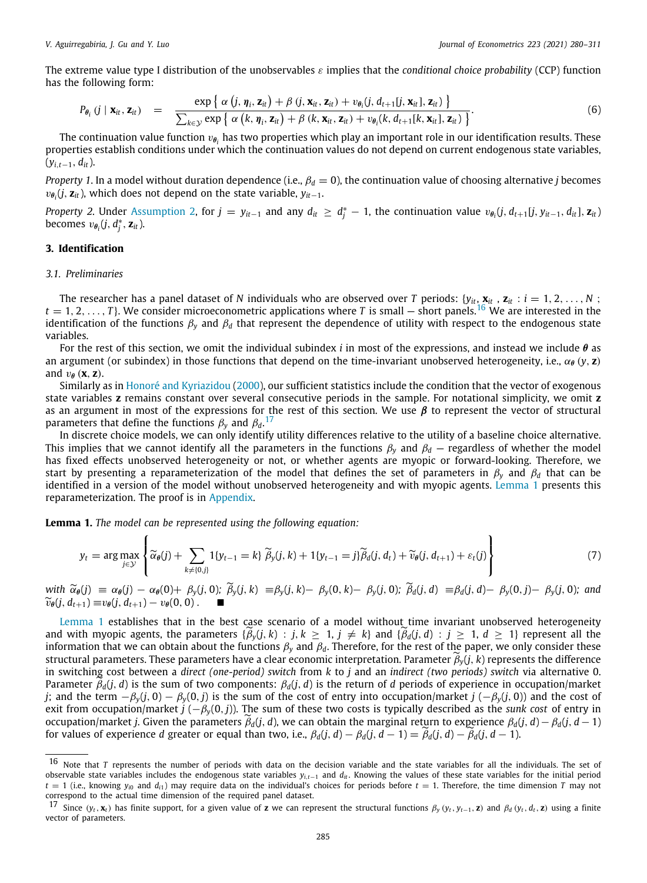The extreme value type I distribution of the unobservables $\varepsilon$ implies that the *conditional choice probability* (CCP) function has the following form:

$$P_{\boldsymbol{\theta}_i}\left(j \mid \mathbf{x}_{it}, \mathbf{z}_{it}\right) \quad = \quad \frac{\exp\left\{ \alpha\left(j, \boldsymbol{\eta}_i, \mathbf{z}_{it}\right) + \beta\left(j, \mathbf{x}_{it}, \mathbf{z}_{it}\right) + v_{\boldsymbol{\theta}_i}(j, d_{t+1}[j, \mathbf{x}_{it}], \mathbf{z}_{it}) \right\}}{\sum_{k \in \mathcal{Y}} \exp\left\{ \alpha\left(k, \boldsymbol{\eta}_i, \mathbf{z}_{it}\right) + \beta\left(k, \mathbf{x}_{it}, \mathbf{z}_{it}\right) + v_{\boldsymbol{\theta}_i}(k, d_{t+1}[k, \mathbf{x}_{it}], \mathbf{z}_{it}) \right\}}. \tag{6}$$

The continuation value function $v_{\boldsymbol{\theta}_i}$ has two properties which play an important role in our identification results. These properties establish conditions under which the continuation values do not depend on current endogenous state variables, $(y_{i,t-1}, d_{it})$.

*Property 1.* In a model without duration dependence (i.e., $\beta_d = 0$), the continuation value of choosing alternative $j$ becomes $v_{\boldsymbol{\theta}_i}(j, \mathbf{z}_{it})$, which does not depend on the state variable, $y_{it-1}$.

*Property 2.* Under Assumption 2, for $j = y_{it-1}$ and any $d_{it} \geq d_j^* - 1$, the continuation value $v_{\boldsymbol{\theta}_i}(j, d_{t+1}[j, y_{it-1}, d_{it}], \mathbf{z}_{it})$ becomes $v_{\boldsymbol{\theta}_i}(j, d_j^*, \mathbf{z}_{it})$.

## 3. Identification

### 3.1. Preliminaries

The researcher has a panel dataset of $N$ individuals who are observed over $T$ periods: $\{y_{it}, \mathbf{x}_{it}, \mathbf{z}_{it} : i = 1, 2, \ldots, N\ ;\ t = 1, 2, \ldots, T\}$. We consider microeconometric applications where $T$ is small — short panels.[16] We are interested in the identification of the functions $\beta_y$ and $\beta_d$ that represent the dependence of utility with respect to the endogenous state variables.

For the rest of this section, we omit the individual subindex $i$ in most of the expressions, and instead we include $\boldsymbol{\theta}$ as an argument (or subindex) in those functions that depend on the time-invariant unobserved heterogeneity, i.e., $\alpha_{\boldsymbol{\theta}}(y, \mathbf{z})$ and $v_{\boldsymbol{\theta}}(\mathbf{x}, \mathbf{z})$.

Similarly as in Honoré and Kyriazidou (2000), our sufficient statistics include the condition that the vector of exogenous state variables $\mathbf{z}$ remains constant over several consecutive periods in the sample. For notational simplicity, we omit $\mathbf{z}$ as an argument in most of the expressions for the rest of this section. We use $\boldsymbol{\beta}$ to represent the vector of structural parameters that define the functions $\beta_y$ and $\beta_d$.[17]

In discrete choice models, we can only identify utility differences relative to the utility of a baseline choice alternative. This implies that we cannot identify all the parameters in the functions $\beta_y$ and $\beta_d$ — regardless of whether the model has fixed effects unobserved heterogeneity or not, or whether agents are myopic or forward-looking. Therefore, we start by presenting a reparameterization of the model that defines the set of parameters in $\beta_y$ and $\beta_d$ that can be identified in a version of the model without unobserved heterogeneity and with myopic agents. Lemma 1 presents this reparameterization. The proof is in Appendix.

**Lemma 1.** *The model can be represented using the following equation:*

$$y_t = \arg\max_{j \in \mathcal{Y}} \left\{ \widetilde{\alpha}_{\boldsymbol{\theta}}(j) + \sum_{k \neq \{0, j\}} 1\{y_{t-1} = k\}\, \widetilde{\beta}_y(j, k) + 1\{y_{t-1} = j\} \widetilde{\beta}_d(j, d_t) + \widetilde{v}_{\boldsymbol{\theta}}(j, d_{t+1}) + \varepsilon_t(j) \right\} \tag{7}$$

*with* $\widetilde{\alpha}_{\boldsymbol{\theta}}(j) \equiv \alpha_{\boldsymbol{\theta}}(j) - \alpha_{\boldsymbol{\theta}}(0) + \beta_y(j, 0)$*;* $\widetilde{\beta}_y(j, k) \equiv \beta_y(j, k) - \beta_y(0, k) - \beta_y(j, 0)$*;* $\widetilde{\beta}_d(j, d) \equiv \beta_d(j, d) - \beta_y(0, j) - \beta_y(j, 0)$*; and* $\widetilde{v}_{\boldsymbol{\theta}}(j, d_{t+1}) \equiv v_{\boldsymbol{\theta}}(j, d_{t+1}) - v_{\boldsymbol{\theta}}(0, 0)$. ■

Lemma 1 establishes that in the best case scenario of a model without time invariant unobserved heterogeneity and with myopic agents, the parameters $\{\widetilde{\beta}_y(j, k) : j, k \geq 1, j \neq k\}$ and $\{\widetilde{\beta}_d(j, d) : j \geq 1, d \geq 1\}$ represent all the information that we can obtain about the functions $\beta_y$ and $\beta_d$. Therefore, for the rest of the paper, we only consider these structural parameters. These parameters have a clear economic interpretation. Parameter $\widetilde{\beta}_y(j, k)$ represents the difference in switching cost between a *direct (one-period) switch* from $k$ to $j$ and an *indirect (two periods) switch* via alternative 0. Parameter $\widetilde{\beta}_d(j, d)$ is the sum of two components: $\beta_d(j, d)$ is the return of $d$ periods of experience in occupation/market $j$; and the term $-\beta_y(j, 0) - \beta_y(0, j)$ is the sum of the cost of entry into occupation/market $j$ ($-\beta_y(j, 0)$) and the cost of exit from occupation/market $j$ ($-\beta_y(0, j)$). The sum of these two costs is typically described as the *sunk cost* of entry in occupation/market $j$. Given the parameters $\widetilde{\beta}_d(j, d)$, we can obtain the marginal return to experience $\beta_d(j, d) - \beta_d(j, d-1)$ for values of experience $d$ greater or equal than two, i.e., $\beta_d(j, d) - \beta_d(j, d-1) = \widetilde{\beta}_d(j, d) - \widetilde{\beta}_d(j, d-1)$.

---

[16] Note that $T$ represents the number of periods with data on the decision variable and the state variables for all the individuals. The set of observable state variables includes the endogenous state variables $y_{i,t-1}$ and $d_{it}$. Knowing the values of these state variables for the initial period $t = 1$ (i.e., knowing $y_{i0}$ and $d_{i1}$) may require data on the individual's choices for periods before $t = 1$. Therefore, the time dimension $T$ may not correspond to the actual time dimension of the required panel dataset.

[17] Since $(y_t, \mathbf{x}_t)$ has finite support, for a given value of $\mathbf{z}$ we can represent the structural functions $\beta_y(y_t, y_{t-1}, \mathbf{z})$ and $\beta_d(y_t, d_t, \mathbf{z})$ using a finite vector of parameters.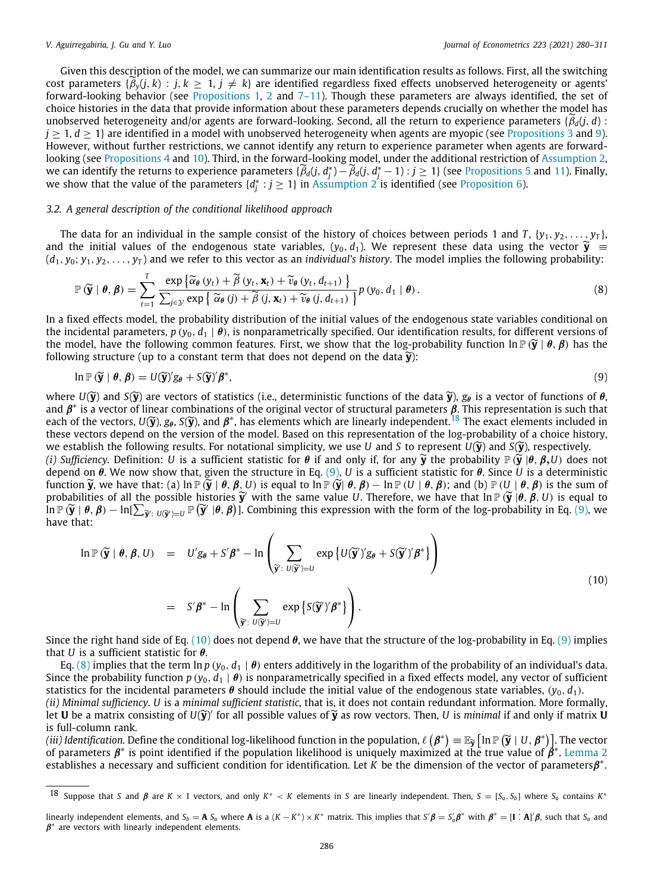Given this description of the model, we can summarize our main identification results as follows. First, all the switching cost parameters $\{\widetilde{\beta}_y(j,k) : j,k \geq 1, j \neq k\}$ are identified regardless fixed effects unobserved heterogeneity or agents' forward-looking behavior (see Propositions 1, 2 and 7–11). Though these parameters are always identified, the set of choice histories in the data that provide information about these parameters depends crucially on whether the model has unobserved heterogeneity and/or agents are forward-looking. Second, all the return to experience parameters $\{\widetilde{\beta}_d(j,d) : j \geq 1, d \geq 1\}$ are identified in a model with unobserved heterogeneity when agents are myopic (see Propositions 3 and 9). However, without further restrictions, we cannot identify any return to experience parameter when agents are forward-looking (see Propositions 4 and 10). Third, in the forward-looking model, under the additional restriction of Assumption 2, we can identify the returns to experience parameters $\{\widetilde{\beta}_d(j, d_j^*) - \widetilde{\beta}_d(j, d_j^* - 1) : j \geq 1\}$ (see Propositions 5 and 11). Finally, we show that the value of the parameters $\{d_j^* : j \geq 1\}$ in Assumption 2 is identified (see Proposition 6).

### 3.2. A general description of the conditional likelihood approach

The data for an individual in the sample consist of the history of choices between periods 1 and $T$, $\{y_1, y_2, \ldots, y_T\}$, and the initial values of the endogenous state variables, $(y_0, d_1)$. We represent these data using the vector $\widetilde{\mathbf{y}} \equiv (d_1, y_0; y_1, y_2, \ldots, y_T)$ and we refer to this vector as an *individual's history*. The model implies the following probability:

$$\mathbb{P}\left(\widetilde{\mathbf{y}} \mid \boldsymbol{\theta}, \boldsymbol{\beta}\right) = \sum_{t=1}^{T} \frac{\exp\left\{\widetilde{\alpha}_{\boldsymbol{\theta}}\left(y_t\right) + \widetilde{\beta}\left(y_t, \mathbf{x}_t\right) + \widetilde{v}_{\boldsymbol{\theta}}\left(y_t, d_{t+1}\right)\right\}}{\sum_{j \in \mathcal{Y}} \exp\left\{\widetilde{\alpha}_{\boldsymbol{\theta}}\left(j\right) + \widetilde{\beta}\left(j, \mathbf{x}_t\right) + \widetilde{v}_{\boldsymbol{\theta}}\left(j, d_{t+1}\right)\right\}} p\left(y_0, d_1 \mid \boldsymbol{\theta}\right). \tag{8}$$

In a fixed effects model, the probability distribution of the initial values of the endogenous state variables conditional on the incidental parameters, $p\left(y_0, d_1 \mid \boldsymbol{\theta}\right)$, is nonparametrically specified. Our identification results, for different versions of the model, have the following common features. First, we show that the log-probability function $\ln \mathbb{P}\left(\widetilde{\mathbf{y}} \mid \boldsymbol{\theta}, \boldsymbol{\beta}\right)$ has the following structure (up to a constant term that does not depend on the data $\widetilde{\mathbf{y}}$):

$$\ln \mathbb{P}\left(\widetilde{\mathbf{y}} \mid \boldsymbol{\theta}, \boldsymbol{\beta}\right) = U(\widetilde{\mathbf{y}})' g_{\boldsymbol{\theta}} + S(\widetilde{\mathbf{y}})' \boldsymbol{\beta}^*, \tag{9}$$

where $U(\widetilde{\mathbf{y}})$ and $S(\widetilde{\mathbf{y}})$ are vectors of statistics (i.e., deterministic functions of the data $\widetilde{\mathbf{y}}$), $g_{\boldsymbol{\theta}}$ is a vector of functions of $\boldsymbol{\theta}$, and $\boldsymbol{\beta}^*$ is a vector of linear combinations of the original vector of structural parameters $\boldsymbol{\beta}$. This representation is such that each of the vectors, $U(\widetilde{\mathbf{y}})$, $g_{\boldsymbol{\theta}}$, $S(\widetilde{\mathbf{y}})$, and $\boldsymbol{\beta}^*$, has elements which are linearly independent.[18] The exact elements included in these vectors depend on the version of the model. Based on this representation of the log-probability of a choice history, we establish the following results. For notational simplicity, we use $U$ and $S$ to represent $U(\widetilde{\mathbf{y}})$ and $S(\widetilde{\mathbf{y}})$, respectively.

*(i) Sufficiency.* Definition: $U$ is a sufficient statistic for $\boldsymbol{\theta}$ if and only if, for any $\widetilde{\mathbf{y}}$ the probability $\mathbb{P}\left(\widetilde{\mathbf{y}} \mid \boldsymbol{\theta}, \boldsymbol{\beta}, U\right)$ does not depend on $\boldsymbol{\theta}$. We now show that, given the structure in Eq. (9), $U$ is a sufficient statistic for $\boldsymbol{\theta}$. Since $U$ is a deterministic function $\widetilde{\mathbf{y}}$, we have that: (a) $\ln \mathbb{P}\left(\widetilde{\mathbf{y}} \mid \boldsymbol{\theta}, \boldsymbol{\beta}, U\right)$ is equal to $\ln \mathbb{P}\left(\widetilde{\mathbf{y}} \mid \boldsymbol{\theta}, \boldsymbol{\beta}\right) - \ln \mathbb{P}\left(U \mid \boldsymbol{\theta}, \boldsymbol{\beta}\right)$; and (b) $\mathbb{P}\left(U \mid \boldsymbol{\theta}, \boldsymbol{\beta}\right)$ is the sum of probabilities of all the possible histories $\widetilde{\mathbf{y}}'$ with the same value $U$. Therefore, we have that $\ln \mathbb{P}\left(\widetilde{\mathbf{y}} \mid \boldsymbol{\theta}, \boldsymbol{\beta}, U\right)$ is equal to $\ln \mathbb{P}\left(\widetilde{\mathbf{y}} \mid \boldsymbol{\theta}, \boldsymbol{\beta}\right) - \ln[\sum_{\widetilde{\mathbf{y}}' : U(\widetilde{\mathbf{y}}') = U} \mathbb{P}\left(\widetilde{\mathbf{y}}' \mid \boldsymbol{\theta}, \boldsymbol{\beta}\right)]$. Combining this expression with the form of the log-probability in Eq. (9), we have that:

$$\begin{aligned}
\ln \mathbb{P}\left(\widetilde{\mathbf{y}} \mid \boldsymbol{\theta}, \boldsymbol{\beta}, U\right) \quad &= \quad U' g_{\boldsymbol{\theta}} + S' \boldsymbol{\beta}^* - \ln \left( \sum_{\widetilde{\mathbf{y}}' : \ U(\widetilde{\mathbf{y}}') = U} \exp\left\{U(\widetilde{\mathbf{y}}')' g_{\boldsymbol{\theta}} + S(\widetilde{\mathbf{y}}')' \boldsymbol{\beta}^*\right\} \right) \\
&= \quad S' \boldsymbol{\beta}^* - \ln \left( \sum_{\widetilde{\mathbf{y}}' : \ U(\widetilde{\mathbf{y}}') = U} \exp\left\{S(\widetilde{\mathbf{y}}')' \boldsymbol{\beta}^*\right\} \right).
\end{aligned} \tag{10}$$

Since the right hand side of Eq. (10) does not depend $\boldsymbol{\theta}$, we have that the structure of the log-probability in Eq. (9) implies that $U$ is a sufficient statistic for $\boldsymbol{\theta}$.

Eq. (8) implies that the term $\ln p\left(y_0, d_1 \mid \boldsymbol{\theta}\right)$ enters additively in the logarithm of the probability of an individual's data. Since the probability function $p\left(y_0, d_1 \mid \boldsymbol{\theta}\right)$ is nonparametrically specified in a fixed effects model, any vector of sufficient statistics for the incidental parameters $\boldsymbol{\theta}$ should include the initial value of the endogenous state variables, $(y_0, d_1)$.

*(ii) Minimal sufficiency.* $U$ is a *minimal sufficient statistic,* that is, it does not contain redundant information. More formally, let $\mathbf{U}$ be a matrix consisting of $U(\widetilde{\mathbf{y}})'$ for all possible values of $\widetilde{\mathbf{y}}$ as row vectors. Then, $U$ is *minimal* if and only if matrix $\mathbf{U}$ is full-column rank.

*(iii) Identification.* Define the conditional log-likelihood function in the population, $\ell\left(\boldsymbol{\beta}^*\right) \equiv \mathbb{E}_{\widetilde{\mathbf{y}}}\left[\ln \mathbb{P}\left(\widetilde{\mathbf{y}} \mid U, \boldsymbol{\beta}^*\right)\right]$. The vector of parameters $\boldsymbol{\beta}^*$ is point identified if the population likelihood is uniquely maximized at the true value of $\boldsymbol{\beta}^*$. Lemma 2 establishes a necessary and sufficient condition for identification. Let $K$ be the dimension of the vector of parameters$\boldsymbol{\beta}^*$.

---

[18] Suppose that $S$ and $\boldsymbol{\beta}$ are $K \times 1$ vectors, and only $K^* < K$ elements in $S$ are linearly independent. Then, $S = [S_a, S_b]$ where $S_a$ contains $K^*$ linearly independent elements, and $S_b = \mathbf{A}\ S_a$ where $\mathbf{A}$ is a $(K - K^*) \times K^*$ matrix. This implies that $S'\boldsymbol{\beta} = S_a'\boldsymbol{\beta}^*$ with $\boldsymbol{\beta}^* = [\mathbf{I} \vdots \mathbf{A}]'\boldsymbol{\beta}$, such that $S_a$ and $\boldsymbol{\beta}^*$ are vectors with linearly independent elements.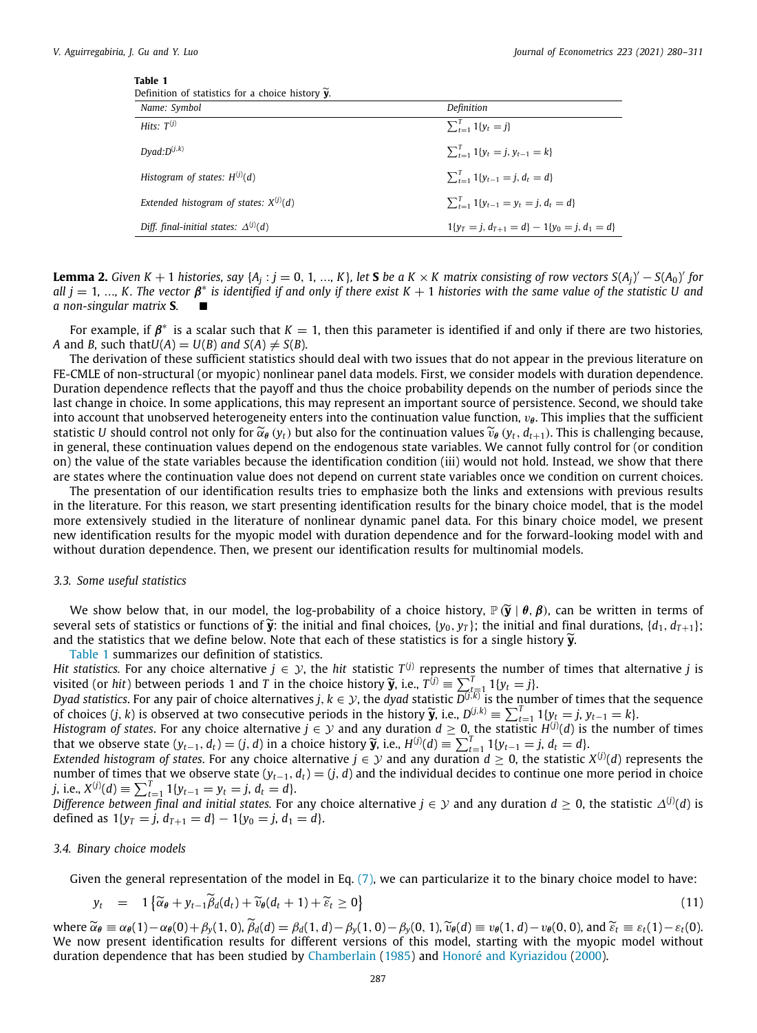**Table 1**
Definition of statistics for a choice history $\widetilde{\mathbf{y}}$.

| Name: Symbol | Definition |
|---|---|
| *Hits:* $T^{(j)}$ | $\sum_{t=1}^{T} 1\{y_t = j\}$ |
| *Dyad:* $D^{(j,k)}$ | $\sum_{t=1}^{T} 1\{y_t = j, y_{t-1} = k\}$ |
| *Histogram of states:* $H^{(j)}(d)$ | $\sum_{t=1}^{T} 1\{y_{t-1} = j, d_t = d\}$ |
| *Extended histogram of states:* $X^{(j)}(d)$ | $\sum_{t=1}^{T} 1\{y_{t-1} = y_t = j, d_t = d\}$ |
| *Diff. final-initial states:* $\Delta^{(j)}(d)$ | $1\{y_T = j, d_{T+1} = d\} - 1\{y_0 = j, d_1 = d\}$ |

**Lemma 2.** *Given $K+1$ histories, say $\{A_j : j = 0, 1, \ldots, K\}$, let $\mathbf{S}$ be a $K \times K$ matrix consisting of row vectors $S(A_j)' - S(A_0)'$ for all $j = 1, \ldots, K$. The vector $\boldsymbol{\beta}^*$ is identified if and only if there exist $K+1$ histories with the same value of the statistic $U$ and a non-singular matrix $\mathbf{S}$.* ■

For example, if $\boldsymbol{\beta}^*$ is a scalar such that $K = 1$, then this parameter is identified if and only if there are two histories, $A$ and $B$, such that $U(A) = U(B)$ *and* $S(A) \neq S(B)$.

The derivation of these sufficient statistics should deal with two issues that do not appear in the previous literature on FE-CMLE of non-structural (or myopic) nonlinear panel data models. First, we consider models with duration dependence. Duration dependence reflects that the payoff and thus the choice probability depends on the number of periods since the last change in choice. In some applications, this may represent an important source of persistence. Second, we should take into account that unobserved heterogeneity enters into the continuation value function, $v_{\boldsymbol{\theta}}$. This implies that the sufficient statistic $U$ should control not only for $\widetilde{\alpha}_{\boldsymbol{\theta}}(y_t)$ but also for the continuation values $\widetilde{v}_{\boldsymbol{\theta}}(y_t, d_{t+1})$. This is challenging because, in general, these continuation values depend on the endogenous state variables. We cannot fully control for (or condition on) the value of the state variables because the identification condition (iii) would not hold. Instead, we show that there are states where the continuation value does not depend on current state variables once we condition on current choices.

The presentation of our identification results tries to emphasize both the links and extensions with previous results in the literature. For this reason, we start presenting identification results for the binary choice model, that is the model more extensively studied in the literature of nonlinear dynamic panel data. For this binary choice model, we present new identification results for the myopic model with duration dependence and for the forward-looking model with and without duration dependence. Then, we present our identification results for multinomial models.

### 3.3. Some useful statistics

We show below that, in our model, the log-probability of a choice history, $\mathbb{P}(\widetilde{\mathbf{y}} \mid \boldsymbol{\theta}, \boldsymbol{\beta})$, can be written in terms of several sets of statistics or functions of $\widetilde{\mathbf{y}}$: the initial and final choices, $\{y_0, y_T\}$; the initial and final durations, $\{d_1, d_{T+1}\}$; and the statistics that we define below. Note that each of these statistics is for a single history $\widetilde{\mathbf{y}}$.

Table 1 summarizes our definition of statistics.

*Hit statistics.* For any choice alternative $j \in \mathcal{Y}$, the *hit* statistic $T^{(j)}$ represents the number of times that alternative $j$ is visited (or *hit*) between periods 1 and $T$ in the choice history $\widetilde{\mathbf{y}}$, i.e., $T^{(j)} \equiv \sum_{t=1}^{T} 1\{y_t = j\}$.

*Dyad statistics*. For any pair of choice alternatives $j, k \in \mathcal{Y}$, the *dyad* statistic $D^{(j,k)}$ is the number of times that the sequence of choices $(j, k)$ is observed at two consecutive periods in the history $\widetilde{\mathbf{y}}$, i.e., $D^{(j,k)} \equiv \sum_{t=1}^{T} 1\{y_t = j, y_{t-1} = k\}$.

*Histogram of states*. For any choice alternative $j \in \mathcal{Y}$ and any duration $d \geq 0$, the statistic $H^{(j)}(d)$ is the number of times that we observe state $(y_{t-1}, d_t) = (j, d)$ in a choice history $\widetilde{\mathbf{y}}$, i.e., $H^{(j)}(d) \equiv \sum_{t=1}^{T} 1\{y_{t-1} = j, d_t = d\}$.

*Extended histogram of states*. For any choice alternative $j \in \mathcal{Y}$ and any duration $d \geq 0$, the statistic $X^{(j)}(d)$ represents the number of times that we observe state $(y_{t-1}, d_t) = (j, d)$ and the individual decides to continue one more period in choice $j$, i.e., $X^{(j)}(d) \equiv \sum_{t=1}^{T} 1\{y_{t-1} = y_t = j, d_t = d\}$.

*Difference between final and initial states.* For any choice alternative $j \in \mathcal{Y}$ and any duration $d \geq 0$, the statistic $\Delta^{(j)}(d)$ is defined as $1\{y_T = j, d_{T+1} = d\} - 1\{y_0 = j, d_1 = d\}$.

### 3.4. Binary choice models

Given the general representation of the model in Eq. (7), we can particularize it to the binary choice model to have:

$$y_t \quad = \quad 1\left\{\widetilde{\alpha}_{\boldsymbol{\theta}} + y_{t-1}\widetilde{\beta}_d(d_t) + \widetilde{v}_{\boldsymbol{\theta}}(d_t + 1) + \widetilde{\varepsilon}_t \geq 0\right\} \tag{11}$$

where $\widetilde{\alpha}_{\boldsymbol{\theta}} \equiv \alpha_{\boldsymbol{\theta}}(1) - \alpha_{\boldsymbol{\theta}}(0) + \beta_y(1, 0)$, $\widetilde{\beta}_d(d) = \beta_d(1, d) - \beta_y(1, 0) - \beta_y(0, 1)$, $\widetilde{v}_{\boldsymbol{\theta}}(d) \equiv v_{\boldsymbol{\theta}}(1, d) - v_{\boldsymbol{\theta}}(0, 0)$, and $\widetilde{\varepsilon}_t \equiv \varepsilon_t(1) - \varepsilon_t(0)$. We now present identification results for different versions of this model, starting with the myopic model without duration dependence that has been studied by Chamberlain (1985) and Honoré and Kyriazidou (2000).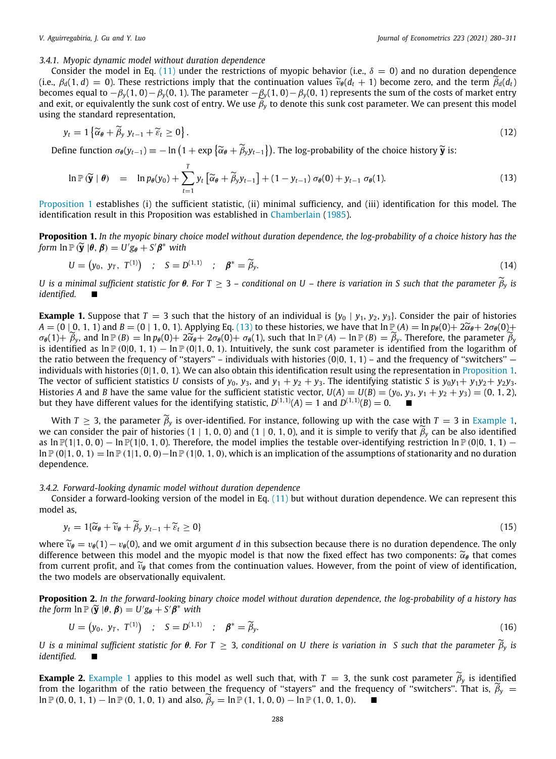### 3.4.1. Myopic dynamic model without duration dependence

Consider the model in Eq. (11) under the restrictions of myopic behavior (i.e., $\delta = 0$) and no duration dependence (i.e., $\beta_d(1, d) = 0$). These restrictions imply that the continuation values $\widetilde{v}_\theta(d_t + 1)$ become zero, and the term $\widetilde{\beta}_d(d_t)$ becomes equal to $-\beta_y(1, 0) - \beta_y(0, 1)$. The parameter $-\beta_y(1, 0) - \beta_y(0, 1)$ represents the sum of the costs of market entry and exit, or equivalently the sunk cost of entry. We use $\widetilde{\beta}_y$ to denote this sunk cost parameter. We can present this model using the standard representation,

$$y_t = 1\left\{\widetilde{\alpha}_\theta + \widetilde{\beta}_y\, y_{t-1} + \widetilde{\varepsilon}_t \geq 0\right\}. \tag{12}$$

Define function $\sigma_\theta(y_{t-1}) \equiv -\ln\left(1 + \exp\left\{\widetilde{\alpha}_\theta + \widetilde{\beta}_y y_{t-1}\right\}\right)$. The log-probability of the choice history $\widetilde{\mathbf{y}}$ is:

$$\ln \mathbb{P}\left(\widetilde{\mathbf{y}} \mid \boldsymbol{\theta}\right) \quad = \quad \ln p_\theta(y_0) + \sum_{t=1}^{T} y_t\left[\widetilde{\alpha}_\theta + \widetilde{\beta}_y y_{t-1}\right] + (1 - y_{t-1})\,\sigma_\theta(0) + y_{t-1}\,\sigma_\theta(1). \tag{13}$$

Proposition 1 establishes (i) the sufficient statistic, (ii) minimal sufficiency, and (iii) identification for this model. The identification result in this Proposition was established in Chamberlain (1985).

**Proposition 1.** *In the myopic binary choice model without duration dependence, the log-probability of a choice history has the form* $\ln \mathbb{P}\left(\widetilde{\mathbf{y}} \mid \boldsymbol{\theta}, \boldsymbol{\beta}\right) = U' g_\theta + S' \boldsymbol{\beta}^*$ *with*

$$U = \left(y_0,\ y_T,\ T^{(1)}\right) \quad ; \quad S = D^{(1,1)} \quad ; \quad \boldsymbol{\beta}^* = \widetilde{\beta}_y. \tag{14}$$

*$U$ is a minimal sufficient statistic for $\boldsymbol{\theta}$. For $T \geq 3$ – conditional on $U$ – there is variation in $S$ such that the parameter $\widetilde{\beta}_y$ is identified.* ■

**Example 1.** Suppose that $T = 3$ such that the history of an individual is $\{y_0 \mid y_1, y_2, y_3\}$. Consider the pair of histories $A = (0 \mid 0, 1, 1)$ and $B = (0 \mid 1, 0, 1)$. Applying Eq. (13) to these histories, we have that $\ln \mathbb{P}(A) = \ln p_\theta(0) + 2\widetilde{\alpha}_\theta + 2\sigma_\theta(0) + \sigma_\theta(1) + \widetilde{\beta}_y$, and $\ln \mathbb{P}(B) = \ln p_\theta(0) + 2\widetilde{\alpha}_\theta + 2\sigma_\theta(0) + \sigma_\theta(1)$, such that $\ln \mathbb{P}(A) - \ln \mathbb{P}(B) = \widetilde{\beta}_y$. Therefore, the parameter $\widetilde{\beta}_y$ is identified as $\ln \mathbb{P}(0|0, 1, 1) - \ln \mathbb{P}(0|1, 0, 1)$. Intuitively, the sunk cost parameter is identified from the logarithm of the ratio between the frequency of "stayers" – individuals with histories $(0|0, 1, 1)$ – and the frequency of "switchers" — individuals with histories $(0|1, 0, 1)$. We can also obtain this identification result using the representation in Proposition 1. The vector of sufficient statistics $U$ consists of $y_0$, $y_3$, and $y_1 + y_2 + y_3$. The identifying statistic $S$ is $y_0 y_1 + y_1 y_2 + y_2 y_3$. Histories $A$ and $B$ have the same value for the sufficient statistic vector, $U(A) = U(B) = (y_0, y_3, y_1 + y_2 + y_3) = (0, 1, 2)$, but they have different values for the identifying statistic, $D^{(1,1)}(A) = 1$ and $D^{(1,1)}(B) = 0$. ■

With $T \geq 3$, the parameter $\widetilde{\beta}_y$ is over-identified. For instance, following up with the case with $T = 3$ in Example 1, we can consider the pair of histories $(1 \mid 1, 0, 0)$ and $(1 \mid 0, 1, 0)$, and it is simple to verify that $\widetilde{\beta}_y$ can be also identified as $\ln \mathbb{P}(1|1, 0, 0) - \ln \mathbb{P}(1|0, 1, 0)$. Therefore, the model implies the testable over-identifying restriction $\ln \mathbb{P}(0|0, 1, 1) - \ln \mathbb{P}(0|1, 0, 1) = \ln \mathbb{P}(1|1, 0, 0) - \ln \mathbb{P}(1|0, 1, 0)$, which is an implication of the assumptions of stationarity and no duration dependence.

### 3.4.2. Forward-looking dynamic model without duration dependence

Consider a forward-looking version of the model in Eq. (11) but without duration dependence. We can represent this model as,

$$y_t = 1\{\widetilde{\alpha}_\theta + \widetilde{v}_\theta + \widetilde{\beta}_y\, y_{t-1} + \widetilde{\varepsilon}_t \geq 0\} \tag{15}$$

where $\widetilde{v}_\theta = v_\theta(1) - v_\theta(0)$, and we omit argument $d$ in this subsection because there is no duration dependence. The only difference between this model and the myopic model is that now the fixed effect has two components: $\widetilde{\alpha}_\theta$ that comes from current profit, and $\widetilde{v}_\theta$ that comes from the continuation values. However, from the point of view of identification, the two models are observationally equivalent.

**Proposition 2.** *In the forward-looking binary choice model without duration dependence, the log-probability of a history has the form* $\ln \mathbb{P}\left(\widetilde{\mathbf{y}} \mid \boldsymbol{\theta}, \boldsymbol{\beta}\right) = U' g_\theta + S' \boldsymbol{\beta}^*$ *with*

$$U = \left(y_0,\ y_T,\ T^{(1)}\right) \quad ; \quad S = D^{(1,1)} \quad ; \quad \boldsymbol{\beta}^* = \widetilde{\beta}_y. \tag{16}$$

*$U$ is a minimal sufficient statistic for $\boldsymbol{\theta}$. For $T \geq 3$, conditional on $U$ there is variation in $S$ such that the parameter $\widetilde{\beta}_y$ is identified.* ■

**Example 2.** Example 1 applies to this model as well such that, with $T = 3$, the sunk cost parameter $\widetilde{\beta}_y$ is identified from the logarithm of the ratio between the frequency of "stayers" and the frequency of "switchers". That is, $\widetilde{\beta}_y = \ln \mathbb{P}(0, 0, 1, 1) - \ln \mathbb{P}(0, 1, 0, 1)$ and also, $\widetilde{\beta}_y = \ln \mathbb{P}(1, 1, 0, 0) - \ln \mathbb{P}(1, 0, 1, 0)$. ■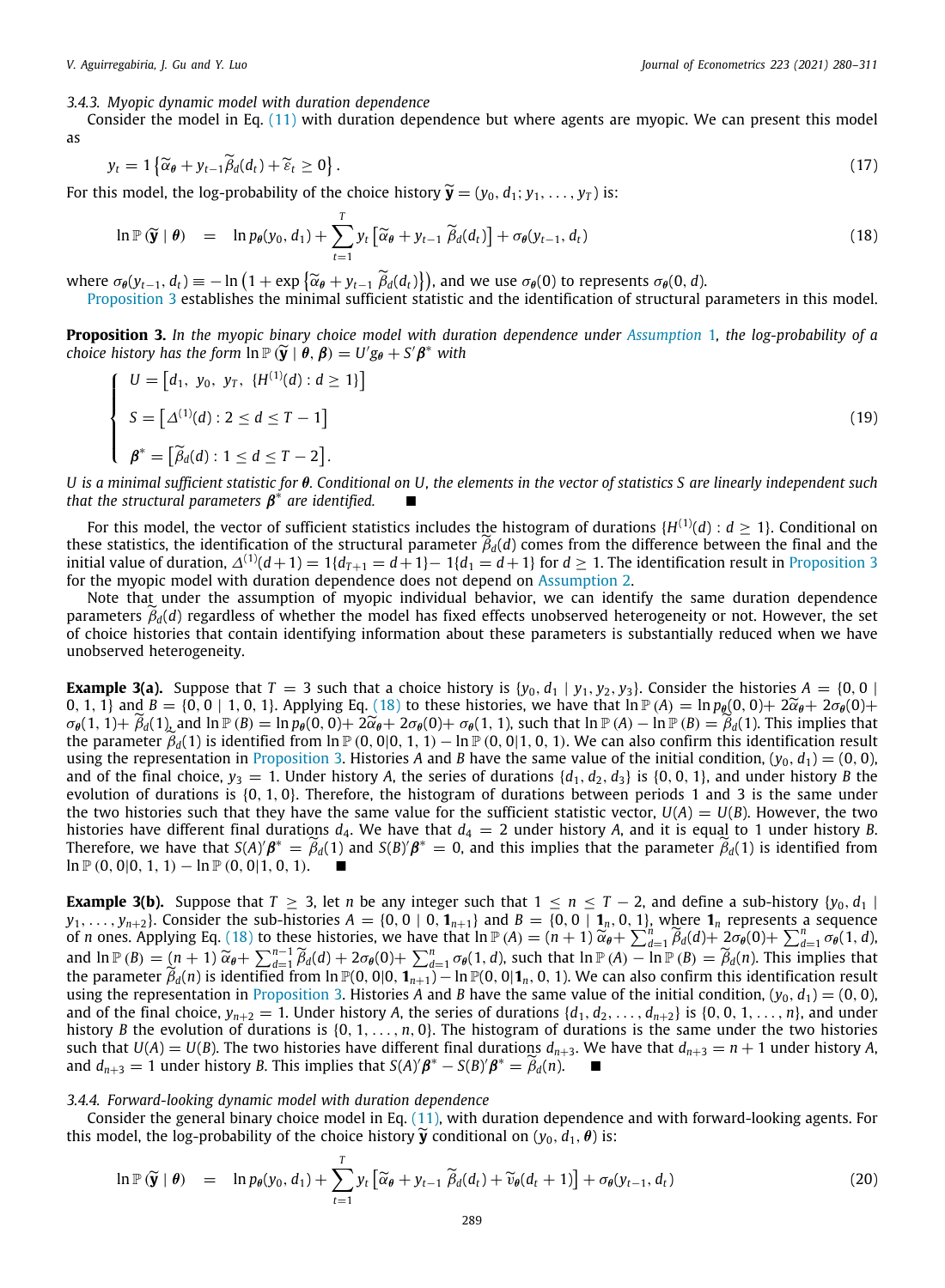### 3.4.3. Myopic dynamic model with duration dependence

Consider the model in Eq. (11) with duration dependence but where agents are myopic. We can present this model as

$$y_t = 1\left\{\widetilde{\alpha}_{\boldsymbol{\theta}} + y_{t-1}\widetilde{\beta}_d(d_t) + \widetilde{\varepsilon}_t \geq 0\right\}. \tag{17}$$

For this model, the log-probability of the choice history $\widetilde{\mathbf{y}} = (y_0, d_1; y_1, \ldots, y_T)$ is:

$$\ln \mathbb{P}(\widetilde{\mathbf{y}} \mid \boldsymbol{\theta}) \quad = \quad \ln p_{\boldsymbol{\theta}}(y_0, d_1) + \sum_{t=1}^{T} y_t \left[\widetilde{\alpha}_{\boldsymbol{\theta}} + y_{t-1}\, \widetilde{\beta}_d(d_t)\right] + \sigma_{\boldsymbol{\theta}}(y_{t-1}, d_t) \tag{18}$$

where $\sigma_{\boldsymbol{\theta}}(y_{t-1}, d_t) \equiv -\ln\left(1 + \exp\left\{\widetilde{\alpha}_{\boldsymbol{\theta}} + y_{t-1}\, \widetilde{\beta}_d(d_t)\right\}\right)$, and we use $\sigma_{\boldsymbol{\theta}}(0)$ to represents $\sigma_{\boldsymbol{\theta}}(0, d)$.

Proposition 3 establishes the minimal sufficient statistic and the identification of structural parameters in this model.

**Proposition 3.** *In the myopic binary choice model with duration dependence under Assumption 1, the log-probability of a choice history has the form* $\ln \mathbb{P}(\widetilde{\mathbf{y}} \mid \boldsymbol{\theta}, \boldsymbol{\beta}) = U' g_{\boldsymbol{\theta}} + S' \boldsymbol{\beta}^*$ *with*

$$\begin{cases} U = \left[d_1,\ y_0,\ y_T,\ \{H^{(1)}(d) : d \geq 1\}\right] \\ S = \left[\Delta^{(1)}(d) : 2 \leq d \leq T-1\right] \\ \boldsymbol{\beta}^* = \left[\widetilde{\beta}_d(d) : 1 \leq d \leq T-2\right]. \end{cases} \tag{19}$$

*$U$ is a minimal sufficient statistic for $\boldsymbol{\theta}$. Conditional on $U$, the elements in the vector of statistics $S$ are linearly independent such that the structural parameters $\boldsymbol{\beta}^*$ are identified.* ■

For this model, the vector of sufficient statistics includes the histogram of durations $\{H^{(1)}(d) : d \geq 1\}$. Conditional on these statistics, the identification of the structural parameter $\widetilde{\beta}_d(d)$ comes from the difference between the final and the initial value of duration, $\Delta^{(1)}(d+1) = 1\{d_{T+1} = d+1\} - 1\{d_1 = d+1\}$ for $d \geq 1$. The identification result in Proposition 3 for the myopic model with duration dependence does not depend on Assumption 2.

Note that under the assumption of myopic individual behavior, we can identify the same duration dependence parameters $\widetilde{\beta}_d(d)$ regardless of whether the model has fixed effects unobserved heterogeneity or not. However, the set of choice histories that contain identifying information about these parameters is substantially reduced when we have unobserved heterogeneity.

**Example 3(a).** Suppose that $T = 3$ such that a choice history is $\{y_0, d_1 \mid y_1, y_2, y_3\}$. Consider the histories $A = \{0, 0 \mid 0, 1, 1\}$ and $B = \{0, 0 \mid 1, 0, 1\}$. Applying Eq. (18) to these histories, we have that $\ln \mathbb{P}(A) = \ln p_{\boldsymbol{\theta}}(0, 0) + 2\widetilde{\alpha}_{\boldsymbol{\theta}} + 2\sigma_{\boldsymbol{\theta}}(0) + \sigma_{\boldsymbol{\theta}}(1, 1) + \widetilde{\beta}_d(1)$, and $\ln \mathbb{P}(B) = \ln p_{\boldsymbol{\theta}}(0, 0) + 2\widetilde{\alpha}_{\boldsymbol{\theta}} + 2\sigma_{\boldsymbol{\theta}}(0) + \sigma_{\boldsymbol{\theta}}(1, 1)$, such that $\ln \mathbb{P}(A) - \ln \mathbb{P}(B) = \widetilde{\beta}_d(1)$. This implies that the parameter $\widetilde{\beta}_d(1)$ is identified from $\ln \mathbb{P}(0, 0|0, 1, 1) - \ln \mathbb{P}(0, 0|1, 0, 1)$. We can also confirm this identification result using the representation in Proposition 3. Histories $A$ and $B$ have the same value of the initial condition, $(y_0, d_1) = (0, 0)$, and of the final choice, $y_3 = 1$. Under history $A$, the series of durations $\{d_1, d_2, d_3\}$ is $\{0, 0, 1\}$, and under history $B$ the evolution of durations is $\{0, 1, 0\}$. Therefore, the histogram of durations between periods 1 and 3 is the same under the two histories such that they have the same value for the sufficient statistic vector, $U(A) = U(B)$. However, the two histories have different final durations $d_4$. We have that $d_4 = 2$ under history $A$, and it is equal to 1 under history $B$. Therefore, we have that $S(A)'\boldsymbol{\beta}^* = \widetilde{\beta}_d(1)$ and $S(B)'\boldsymbol{\beta}^* = 0$, and this implies that the parameter $\widetilde{\beta}_d(1)$ is identified from $\ln \mathbb{P}(0, 0|0, 1, 1) - \ln \mathbb{P}(0, 0|1, 0, 1)$. ■

**Example 3(b).** Suppose that $T \geq 3$, let $n$ be any integer such that $1 \leq n \leq T-2$, and define a sub-history $\{y_0, d_1 \mid y_1, \ldots, y_{n+2}\}$. Consider the sub-histories $A = \{0, 0 \mid 0, \mathbf{1}_{n+1}\}$ and $B = \{0, 0 \mid \mathbf{1}_n, 0, 1\}$, where $\mathbf{1}_n$ represents a sequence of $n$ ones. Applying Eq. (18) to these histories, we have that $\ln \mathbb{P}(A) = (n+1)\,\widetilde{\alpha}_{\boldsymbol{\theta}} + \sum_{d=1}^{n} \widetilde{\beta}_d(d) + 2\sigma_{\boldsymbol{\theta}}(0) + \sum_{d=1}^{n} \sigma_{\boldsymbol{\theta}}(1, d)$, and $\ln \mathbb{P}(B) = (n+1)\,\widetilde{\alpha}_{\boldsymbol{\theta}} + \sum_{d=1}^{n-1} \widetilde{\beta}_d(d) + 2\sigma_{\boldsymbol{\theta}}(0) + \sum_{d=1}^{n} \sigma_{\boldsymbol{\theta}}(1, d)$, such that $\ln \mathbb{P}(A) - \ln \mathbb{P}(B) = \widetilde{\beta}_d(n)$. This implies that the parameter $\widetilde{\beta}_d(n)$ is identified from $\ln \mathbb{P}(0, 0|0, \mathbf{1}_{n+1}) - \ln \mathbb{P}(0, 0|\mathbf{1}_n, 0, 1)$. We can also confirm this identification result using the representation in Proposition 3. Histories $A$ and $B$ have the same value of the initial condition, $(y_0, d_1) = (0, 0)$, and of the final choice, $y_{n+2} = 1$. Under history $A$, the series of durations $\{d_1, d_2, \ldots, d_{n+2}\}$ is $\{0, 0, 1, \ldots, n\}$, and under history $B$ the evolution of durations is $\{0, 1, \ldots, n, 0\}$. The histogram of durations is the same under the two histories such that $U(A) = U(B)$. The two histories have different final durations $d_{n+3}$. We have that $d_{n+3} = n+1$ under history $A$, and $d_{n+3} = 1$ under history $B$. This implies that $S(A)'\boldsymbol{\beta}^* - S(B)'\boldsymbol{\beta}^* = \widetilde{\beta}_d(n)$. ■

### 3.4.4. Forward-looking dynamic model with duration dependence

Consider the general binary choice model in Eq. (11), with duration dependence and with forward-looking agents. For this model, the log-probability of the choice history $\widetilde{\mathbf{y}}$ conditional on $(y_0, d_1, \boldsymbol{\theta})$ is:

$$\ln \mathbb{P}(\widetilde{\mathbf{y}} \mid \boldsymbol{\theta}) \quad = \quad \ln p_{\boldsymbol{\theta}}(y_0, d_1) + \sum_{t=1}^{T} y_t \left[\widetilde{\alpha}_{\boldsymbol{\theta}} + y_{t-1}\, \widetilde{\beta}_d(d_t) + \widetilde{v}_{\boldsymbol{\theta}}(d_t + 1)\right] + \sigma_{\boldsymbol{\theta}}(y_{t-1}, d_t) \tag{20}$$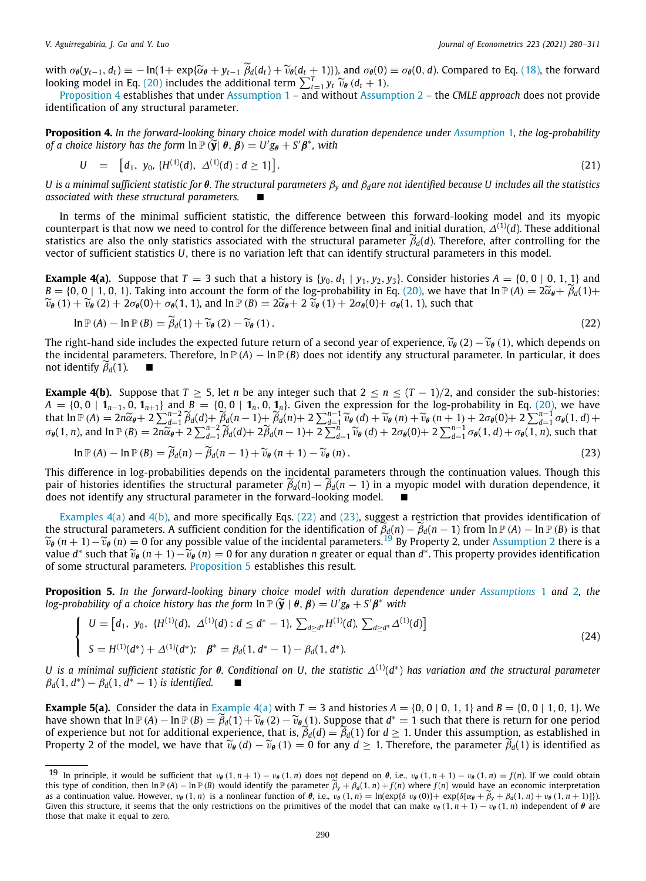with $\sigma_{\theta}(y_{t-1}, d_t) \equiv -\ln(1+\exp\{\widetilde{\alpha}_{\theta} + y_{t-1}\,\widetilde{\beta}_d(d_t) + \widetilde{v}_{\theta}(d_t+1)\})$, and $\sigma_{\theta}(0) \equiv \sigma_{\theta}(0, d)$. Compared to Eq. (18), the forward looking model in Eq. (20) includes the additional term $\sum_{t=1}^{T} y_t\, \widetilde{v}_{\theta}\,(d_t+1)$.

Proposition 4 establishes that under Assumption 1 – and without Assumption 2 – the *CMLE approach* does not provide identification of any structural parameter.

**Proposition 4.** *In the forward-looking binary choice model with duration dependence under Assumption 1, the log-probability of a choice history has the form* $\ln \mathbb{P}\,(\widetilde{\mathbf{y}}|\,\boldsymbol{\theta}, \boldsymbol{\beta}) = U' g_{\boldsymbol{\theta}} + S' \boldsymbol{\beta}^*$*, with*

$$U \;\;=\;\; \left[d_1,\; y_0,\; \{H^{(1)}(d),\;\; \Delta^{(1)}(d) : d \geq 1\}\right]. \tag{21}$$

*U is a minimal sufficient statistic for* $\boldsymbol{\theta}$*. The structural parameters* $\beta_y$ *and* $\beta_d$*are not identified because U includes all the statistics associated with these structural parameters.* ∎

In terms of the minimal sufficient statistic, the difference between this forward-looking model and its myopic counterpart is that now we need to control for the difference between final and initial duration, $\Delta^{(1)}(d)$. These additional statistics are also the only statistics associated with the structural parameter $\widetilde{\beta}_d(d)$. Therefore, after controlling for the vector of sufficient statistics $U$, there is no variation left that can identify structural parameters in this model.

**Example 4(a).** Suppose that $T = 3$ such that a history is $\{y_0, d_1 \mid y_1, y_2, y_3\}$. Consider histories $A = \{0, 0 \mid 0, 1, 1\}$ and $B = \{0, 0 \mid 1, 0, 1\}$. Taking into account the form of the log-probability in Eq. (20), we have that $\ln \mathbb{P}\,(A) = 2\widetilde{\alpha}_{\theta} + \widetilde{\beta}_d(1) + \widetilde{v}_{\theta}\,(1) + \widetilde{v}_{\theta}\,(2) + 2\sigma_{\theta}(0) + \sigma_{\theta}(1, 1)$, and $\ln \mathbb{P}\,(B) = 2\widetilde{\alpha}_{\theta} + 2\,\widetilde{v}_{\theta}\,(1) + 2\sigma_{\theta}(0) + \sigma_{\theta}(1, 1)$, such that

$$\ln \mathbb{P}\,(A) - \ln \mathbb{P}\,(B) = \widetilde{\beta}_d(1) + \widetilde{v}_{\theta}\,(2) - \widetilde{v}_{\theta}\,(1)\,. \tag{22}$$

The right-hand side includes the expected future return of a second year of experience, $\widetilde{v}_{\theta}\,(2) - \widetilde{v}_{\theta}\,(1)$, which depends on the incidental parameters. Therefore, $\ln \mathbb{P}\,(A) - \ln \mathbb{P}\,(B)$ does not identify any structural parameter. In particular, it does not identify $\widetilde{\beta}_d(1)$. ∎

**Example 4(b).** Suppose that $T \geq 5$, let $n$ be any integer such that $2 \leq n \leq (T-1)/2$, and consider the sub-histories: $A = \{0, 0 \mid \mathbf{1}_{n-1}, 0, \mathbf{1}_{n+1}\}$ and $B = \{0, 0 \mid \mathbf{1}_n, 0, \mathbf{1}_n\}$. Given the expression for the log-probability in Eq. (20), we have that $\ln \mathbb{P}\,(A) = 2n\widetilde{\alpha}_{\theta} + 2\sum_{d=1}^{n-2} \widetilde{\beta}_d(d) + \widetilde{\beta}_d(n-1) + \widetilde{\beta}_d(n) + 2\sum_{d=1}^{n-1} \widetilde{v}_{\theta}\,(d) + \widetilde{v}_{\theta}\,(n) + \widetilde{v}_{\theta}\,(n+1) + 2\sigma_{\theta}(0) + 2\sum_{d=1}^{n-1} \sigma_{\theta}(1, d) + \sigma_{\theta}(1, n)$, and $\ln \mathbb{P}\,(B) = 2n\widetilde{\alpha}_{\theta} + 2\sum_{d=1}^{n-2} \widetilde{\beta}_d(d) + 2\widetilde{\beta}_d(n-1) + 2\sum_{d=1}^{n} \widetilde{v}_{\theta}\,(d) + 2\sigma_{\theta}(0) + 2\sum_{d=1}^{n-1} \sigma_{\theta}(1, d) + \sigma_{\theta}(1, n)$, such that

$$\ln \mathbb{P}\,(A) - \ln \mathbb{P}\,(B) = \widetilde{\beta}_d(n) - \widetilde{\beta}_d(n-1) + \widetilde{v}_{\theta}\,(n+1) - \widetilde{v}_{\theta}\,(n)\,. \tag{23}$$

This difference in log-probabilities depends on the incidental parameters through the continuation values. Though this pair of histories identifies the structural parameter $\widetilde{\beta}_d(n) - \widetilde{\beta}_d(n-1)$ in a myopic model with duration dependence, it does not identify any structural parameter in the forward-looking model. ∎

Examples 4(a) and 4(b), and more specifically Eqs. (22) and (23), suggest a restriction that provides identification of the structural parameters. A sufficient condition for the identification of $\widetilde{\beta}_d(n) - \widetilde{\beta}_d(n-1)$ from $\ln \mathbb{P}\,(A) - \ln \mathbb{P}\,(B)$ is that $\widetilde{v}_{\theta}\,(n+1) - \widetilde{v}_{\theta}\,(n) = 0$ for any possible value of the incidental parameters.[19] By Property 2, under Assumption 2 there is a value $d^*$ such that $\widetilde{v}_{\theta}\,(n+1) - \widetilde{v}_{\theta}\,(n) = 0$ for any duration $n$ greater or equal than $d^*$. This property provides identification of some structural parameters. Proposition 5 establishes this result.

**Proposition 5.** *In the forward-looking binary choice model with duration dependence under Assumptions 1 and 2, the log-probability of a choice history has the form* $\ln \mathbb{P}\,(\widetilde{\mathbf{y}} \mid \boldsymbol{\theta}, \boldsymbol{\beta}) = U' g_{\boldsymbol{\theta}} + S' \boldsymbol{\beta}^*$ *with*

$$\begin{cases} U = \left[d_1,\;\, y_0,\;\, \{H^{(1)}(d),\;\, \Delta^{(1)}(d) : d \leq d^* - 1\},\; \sum_{d \geq d^*} H^{(1)}(d),\; \sum_{d \geq d^*} \Delta^{(1)}(d)\right] \\[2mm] S = H^{(1)}(d^*) + \Delta^{(1)}(d^*);\quad \boldsymbol{\beta}^* = \beta_d(1, d^*-1) - \beta_d(1, d^*). \end{cases} \tag{24}$$

*U is a minimal sufficient statistic for* $\boldsymbol{\theta}$*. Conditional on U, the statistic* $\Delta^{(1)}(d^*)$ *has variation and the structural parameter* $\beta_d(1, d^*) - \beta_d(1, d^*-1)$ *is identified.* ∎

**Example 5(a).** Consider the data in Example 4(a) with $T = 3$ and histories $A = \{0, 0 \mid 0, 1, 1\}$ and $B = \{0, 0 \mid 1, 0, 1\}$. We have shown that $\ln \mathbb{P}\,(A) - \ln \mathbb{P}\,(B) = \widetilde{\beta}_d(1) + \widetilde{v}_{\theta}\,(2) - \widetilde{v}_{\theta}\,(1)$. Suppose that $d^* = 1$ such that there is return for one period of experience but not for additional experience, that is, $\widetilde{\beta}_d(d) = \widetilde{\beta}_d(1)$ for $d \geq 1$. Under this assumption, as established in Property 2 of the model, we have that $\widetilde{v}_{\theta}\,(d) - \widetilde{v}_{\theta}\,(1) = 0$ for any $d \geq 1$. Therefore, the parameter $\widetilde{\beta}_d(1)$ is identified as

---

[19] In principle, it would be sufficient that $v_{\theta}\,(1, n+1) - v_{\theta}\,(1, n)$ does not depend on $\boldsymbol{\theta}$, i.e., $v_{\theta}\,(1, n+1) - v_{\theta}\,(1, n) = f(n)$. If we could obtain this type of condition, then $\ln \mathbb{P}\,(A) - \ln \mathbb{P}\,(B)$ would identify the parameter $\widetilde{\beta}_y + \beta_d(1, n) + f(n)$ where $f(n)$ would have an economic interpretation as a continuation value. However, $v_{\theta}\,(1, n)$ is a nonlinear function of $\boldsymbol{\theta}$, i.e., $v_{\theta}\,(1, n) = \ln(\exp\{\delta\;v_{\theta}\,(0)\} + \exp\{\delta[\alpha_{\theta} + \widetilde{\beta}_y + \beta_d(1, n) + v_{\theta}\,(1, n+1)]\})$. Given this structure, it seems that the only restrictions on the primitives of the model that can make $v_{\theta}\,(1, n+1) - v_{\theta}\,(1, n)$ independent of $\boldsymbol{\theta}$ are those that make it equal to zero.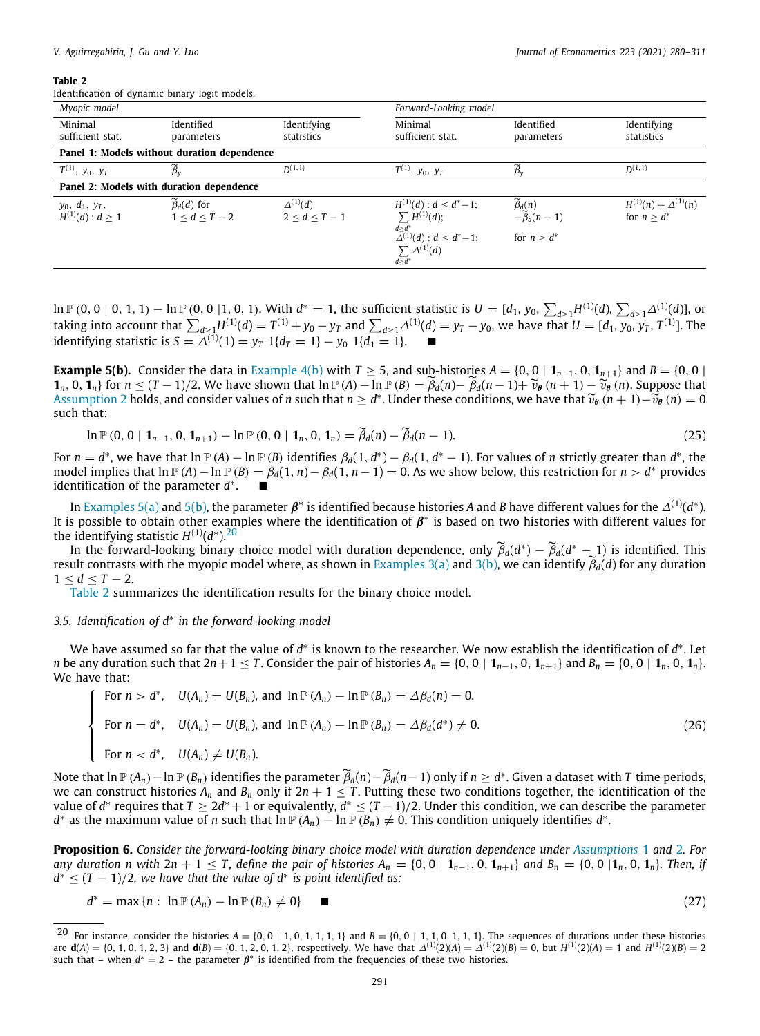**Table 2**
Identification of dynamic binary logit models.

| *Myopic model* | | | *Forward-Looking model* | | |
|---|---|---|---|---|---|
| Minimal sufficient stat. | Identified parameters | Identifying statistics | Minimal sufficient stat. | Identified parameters | Identifying statistics |
| **Panel 1: Models without duration dependence** | | | | | |
| $T^{(1)},\ y_0,\ y_T$ | $\widetilde{\beta}_y$ | $D^{(1,1)}$ | $T^{(1)},\ y_0,\ y_T$ | $\widetilde{\beta}_y$ | $D^{(1,1)}$ |
| **Panel 2: Models with duration dependence** | | | | | |
| $y_0,\ d_1,\ y_T,$ $H^{(1)}(d) : d \geq 1$ | $\widetilde{\beta}_d(d)$ for $1 \leq d \leq T-2$ | $\Delta^{(1)}(d)$ $2 \leq d \leq T-1$ | $H^{(1)}(d) : d \leq d^*-1;$ $\sum_{d \geq d^*} H^{(1)}(d);$ $\Delta^{(1)}(d) : d \leq d^*-1;$ $\sum_{d \geq d^*} \Delta^{(1)}(d)$ | $\widetilde{\beta}_d(n)$ $-\widetilde{\beta}_d(n-1)$ for $n \geq d^*$ | $H^{(1)}(n) + \Delta^{(1)}(n)$ for $n \geq d^*$ |

$\ln \mathbb{P}(0, 0 \mid 0, 1, 1) - \ln \mathbb{P}(0, 0 \mid 1, 0, 1)$. With $d^* = 1$, the sufficient statistic is $U = [d_1, y_0, \sum_{d \geq 1} H^{(1)}(d), \sum_{d \geq 1} \Delta^{(1)}(d)]$, or taking into account that $\sum_{d \geq 1} H^{(1)}(d) = T^{(1)} + y_0 - y_T$ and $\sum_{d \geq 1} \Delta^{(1)}(d) = y_T - y_0$, we have that $U = [d_1, y_0, y_T, T^{(1)}]$. The identifying statistic is $S = \Delta^{(1)}(1) = y_T\ 1\{d_T = 1\} - y_0\ 1\{d_1 = 1\}$. ■

**Example 5(b).** Consider the data in Example 4(b) with $T \geq 5$, and sub-histories $A = \{0, 0 \mid \mathbf{1}_{n-1}, 0, \mathbf{1}_{n+1}\}$ and $B = \{0, 0 \mid \mathbf{1}_n, 0, \mathbf{1}_n\}$ for $n \leq (T-1)/2$. We have shown that $\ln \mathbb{P}(A) - \ln \mathbb{P}(B) = \widetilde{\beta}_d(n) - \widetilde{\beta}_d(n-1) + \widetilde{v}_{\boldsymbol{\theta}}(n+1) - \widetilde{v}_{\boldsymbol{\theta}}(n)$. Suppose that Assumption 2 holds, and consider values of $n$ such that $n \geq d^*$. Under these conditions, we have that $\widetilde{v}_{\boldsymbol{\theta}}(n+1) - \widetilde{v}_{\boldsymbol{\theta}}(n) = 0$ such that:

$$\ln \mathbb{P}(0, 0 \mid \mathbf{1}_{n-1}, 0, \mathbf{1}_{n+1}) - \ln \mathbb{P}(0, 0 \mid \mathbf{1}_n, 0, \mathbf{1}_n) = \widetilde{\beta}_d(n) - \widetilde{\beta}_d(n-1). \tag{25}$$

For $n = d^*$, we have that $\ln \mathbb{P}(A) - \ln \mathbb{P}(B)$ identifies $\beta_d(1, d^*) - \beta_d(1, d^* - 1)$. For values of $n$ strictly greater than $d^*$, the model implies that $\ln \mathbb{P}(A) - \ln \mathbb{P}(B) = \beta_d(1, n) - \beta_d(1, n-1) = 0$. As we show below, this restriction for $n > d^*$ provides identification of the parameter $d^*$. ■

In Examples 5(a) and 5(b), the parameter $\boldsymbol{\beta}^*$ is identified because histories $A$ and $B$ have different values for the $\Delta^{(1)}(d^*)$. It is possible to obtain other examples where the identification of $\boldsymbol{\beta}^*$ is based on two histories with different values for the identifying statistic $H^{(1)}(d^*)$.[20]

In the forward-looking binary choice model with duration dependence, only $\widetilde{\beta}_d(d^*) - \widetilde{\beta}_d(d^* - 1)$ is identified. This result contrasts with the myopic model where, as shown in Examples 3(a) and 3(b), we can identify $\widetilde{\beta}_d(d)$ for any duration $1 \leq d \leq T - 2$.

Table 2 summarizes the identification results for the binary choice model.

### 3.5. Identification of $d^*$ in the forward-looking model

We have assumed so far that the value of $d^*$ is known to the researcher. We now establish the identification of $d^*$. Let $n$ be any duration such that $2n+1 \leq T$. Consider the pair of histories $A_n = \{0, 0 \mid \mathbf{1}_{n-1}, 0, \mathbf{1}_{n+1}\}$ and $B_n = \{0, 0 \mid \mathbf{1}_n, 0, \mathbf{1}_n\}$. We have that:

$$\begin{cases} \text{For } n > d^*, \quad U(A_n) = U(B_n), \text{ and } \ln \mathbb{P}(A_n) - \ln \mathbb{P}(B_n) = \Delta\beta_d(n) = 0. \\ \\ \text{For } n = d^*, \quad U(A_n) = U(B_n), \text{ and } \ln \mathbb{P}(A_n) - \ln \mathbb{P}(B_n) = \Delta\beta_d(d^*) \neq 0. \\ \\ \text{For } n < d^*, \quad U(A_n) \neq U(B_n). \end{cases} \tag{26}$$

Note that $\ln \mathbb{P}(A_n) - \ln \mathbb{P}(B_n)$ identifies the parameter $\widetilde{\beta}_d(n) - \widetilde{\beta}_d(n-1)$ only if $n \geq d^*$. Given a dataset with $T$ time periods, we can construct histories $A_n$ and $B_n$ only if $2n + 1 \leq T$. Putting these two conditions together, the identification of the value of $d^*$ requires that $T \geq 2d^* + 1$ or equivalently, $d^* \leq (T-1)/2$. Under this condition, we can describe the parameter $d^*$ as the maximum value of $n$ such that $\ln \mathbb{P}(A_n) - \ln \mathbb{P}(B_n) \neq 0$. This condition uniquely identifies $d^*$.

**Proposition 6.** *Consider the forward-looking binary choice model with duration dependence under Assumptions 1 and 2. For any duration $n$ with $2n + 1 \leq T$, define the pair of histories $A_n = \{0, 0 \mid \mathbf{1}_{n-1}, 0, \mathbf{1}_{n+1}\}$ and $B_n = \{0, 0 \mid \mathbf{1}_n, 0, \mathbf{1}_n\}$. Then, if $d^* \leq (T-1)/2$, we have that the value of $d^*$ is point identified as:*

$$d^* = \max\{n : \ln \mathbb{P}(A_n) - \ln \mathbb{P}(B_n) \neq 0\} \qquad ■ \tag{27}$$

---

[20] For instance, consider the histories $A = \{0, 0 \mid 1, 0, 1, 1, 1\}$ and $B = \{0, 0 \mid 1, 1, 0, 1, 1\}$. The sequences of durations under these histories are $\mathbf{d}(A) = \{0, 1, 0, 1, 2, 3\}$ and $\mathbf{d}(B) = \{0, 1, 2, 0, 1, 2\}$, respectively. We have that $\Delta^{(1)}(2)(A) = \Delta^{(1)}(2)(B) = 0$, but $H^{(1)}(2)(A) = 1$ and $H^{(1)}(2)(B) = 2$ such that – when $d^* = 2$ – the parameter $\boldsymbol{\beta}^*$ is identified from the frequencies of these two histories.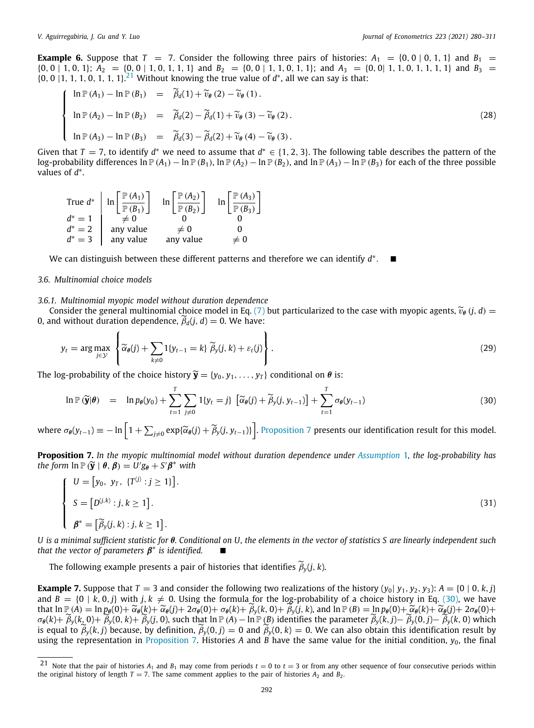**Example 6.** Suppose that $T = 7$. Consider the following three pairs of histories: $A_1 = \{0, 0 \mid 0, 1, 1\}$ and $B_1 = \{0, 0 \mid 1, 0, 1\}$; $A_2 = \{0, 0 \mid 1, 0, 1, 1\}$ and $B_2 = \{0, 0 \mid 1, 1, 0, 1\}$; and $A_3 = \{0, 0 \mid 1, 1, 0, 1, 1, 1\}$ and $B_3 = \{0, 0 \mid 1, 1, 1, 0, 1, 1\}$.[21] Without knowing the true value of $d^*$, all we can say is that:

$$
\begin{cases}
\ln \mathbb{P}(A_1) - \ln \mathbb{P}(B_1) &= \widetilde{\beta}_d(1) + \widetilde{v}_{\theta}(2) - \widetilde{v}_{\theta}(1). \\
\ln \mathbb{P}(A_2) - \ln \mathbb{P}(B_2) &= \widetilde{\beta}_d(2) - \widetilde{\beta}_d(1) + \widetilde{v}_{\theta}(3) - \widetilde{v}_{\theta}(2). \\
\ln \mathbb{P}(A_3) - \ln \mathbb{P}(B_3) &= \widetilde{\beta}_d(3) - \widetilde{\beta}_d(2) + \widetilde{v}_{\theta}(4) - \widetilde{v}_{\theta}(3).
\end{cases}
\tag{28}
$$

Given that $T = 7$, to identify $d^*$ we need to assume that $d^* \in \{1, 2, 3\}$. The following table describes the pattern of the log-probability differences $\ln \mathbb{P}(A_1) - \ln \mathbb{P}(B_1)$, $\ln \mathbb{P}(A_2) - \ln \mathbb{P}(B_2)$, and $\ln \mathbb{P}(A_3) - \ln \mathbb{P}(B_3)$ for each of the three possible values of $d^*$.

| True $d^*$ | $\ln\left[\dfrac{\mathbb{P}(A_1)}{\mathbb{P}(B_1)}\right]$ | $\ln\left[\dfrac{\mathbb{P}(A_2)}{\mathbb{P}(B_2)}\right]$ | $\ln\left[\dfrac{\mathbb{P}(A_3)}{\mathbb{P}(B_3)}\right]$ |
|---|---|---|---|
| $d^* = 1$ | $\neq 0$ | 0 | 0 |
| $d^* = 2$ | any value | $\neq 0$ | 0 |
| $d^* = 3$ | any value | any value | $\neq 0$ |

We can distinguish between these different patterns and therefore we can identify $d^*$. ■

### 3.6. Multinomial choice models

#### 3.6.1. Multinomial myopic model without duration dependence

Consider the general multinomial choice model in Eq. (7) but particularized to the case with myopic agents, $\widetilde{v}_{\theta}(j, d) = 0$, and without duration dependence, $\widetilde{\beta}_d(j, d) = 0$. We have:

$$
y_t = \arg\max_{j \in \mathcal{Y}} \left\{ \widetilde{\alpha}_{\theta}(j) + \sum_{k \neq 0} 1\{y_{t-1} = k\}\, \widetilde{\beta}_y(j, k) + \varepsilon_t(j) \right\}.
\tag{29}
$$

The log-probability of the choice history $\widetilde{\mathbf{y}} = \{y_0, y_1, \ldots, y_T\}$ conditional on $\theta$ is:

$$
\ln \mathbb{P}(\widetilde{\mathbf{y}}|\theta) = \ln p_{\theta}(y_0) + \sum_{t=1}^{T} \sum_{j \neq 0} 1\{y_t = j\}\, \left[\widetilde{\alpha}_{\theta}(j) + \widetilde{\beta}_y(j, y_{t-1})\right] + \sum_{t=1}^{T} \sigma_{\theta}(y_{t-1})
\tag{30}
$$

where $\sigma_{\theta}(y_{t-1}) \equiv -\ln\left[1 + \sum_{j \neq 0} \exp\{\widetilde{\alpha}_{\theta}(j) + \widetilde{\beta}_y(j, y_{t-1})\}\right]$. Proposition 7 presents our identification result for this model.

**Proposition 7.** *In the myopic multinomial model without duration dependence under Assumption 1, the log-probability has the form* $\ln \mathbb{P}(\widetilde{\mathbf{y}} \mid \theta, \beta) = U' g_{\theta} + S' \beta^*$ *with*

$$
\begin{cases}
U = \left[y_0,\; y_T,\; \{T^{(j)} : j \geq 1\}\right]. \\
S = \left[D^{(j,k)} : j, k \geq 1\right]. \\
\beta^* = \left[\widetilde{\beta}_y(j, k) : j, k \geq 1\right].
\end{cases}
\tag{31}
$$

*$U$ is a minimal sufficient statistic for $\theta$. Conditional on $U$, the elements in the vector of statistics $S$ are linearly independent such that the vector of parameters $\beta^*$ is identified.* ■

The following example presents a pair of histories that identifies $\widetilde{\beta}_y(j, k)$.

**Example 7.** Suppose that $T = 3$ and consider the following two realizations of the history $(y_0 | \, y_1, y_2, y_3)$: $A = \{0 \mid 0, k, j\}$ and $B = \{0 \mid k, 0, j\}$ with $j, k \neq 0$. Using the formula for the log-probability of a choice history in Eq. (30), we have that $\ln \mathbb{P}(A) = \ln p_{\theta}(0) + \widetilde{\alpha}_{\theta}(k) + \widetilde{\alpha}_{\theta}(j) + 2\sigma_{\theta}(0) + \sigma_{\theta}(k) + \widetilde{\beta}_y(k, 0) + \widetilde{\beta}_y(j, k)$, and $\ln \mathbb{P}(B) = \ln p_{\theta}(0) + \widetilde{\alpha}_{\theta}(k) + \widetilde{\alpha}_{\theta}(j) + 2\sigma_{\theta}(0) + \sigma_{\theta}(k) + \widetilde{\beta}_y(k, 0) + \widetilde{\beta}_y(0, k) + \widetilde{\beta}_y(j, 0)$, such that $\ln \mathbb{P}(A) - \ln \mathbb{P}(B)$ identifies the parameter $\widetilde{\beta}_y(k, j) - \widetilde{\beta}_y(0, j) - \widetilde{\beta}_y(k, 0)$ which is equal to $\widetilde{\beta}_y(k, j)$ because, by definition, $\widetilde{\beta}_y(0, j) = 0$ and $\widetilde{\beta}_y(0, k) = 0$. We can also obtain this identification result by using the representation in Proposition 7. Histories $A$ and $B$ have the same value for the initial condition, $y_0$, the final

[21] Note that the pair of histories $A_1$ and $B_1$ may come from periods $t = 0$ to $t = 3$ or from any other sequence of four consecutive periods within the original history of length $T = 7$. The same comment applies to the pair of histories $A_2$ and $B_2$.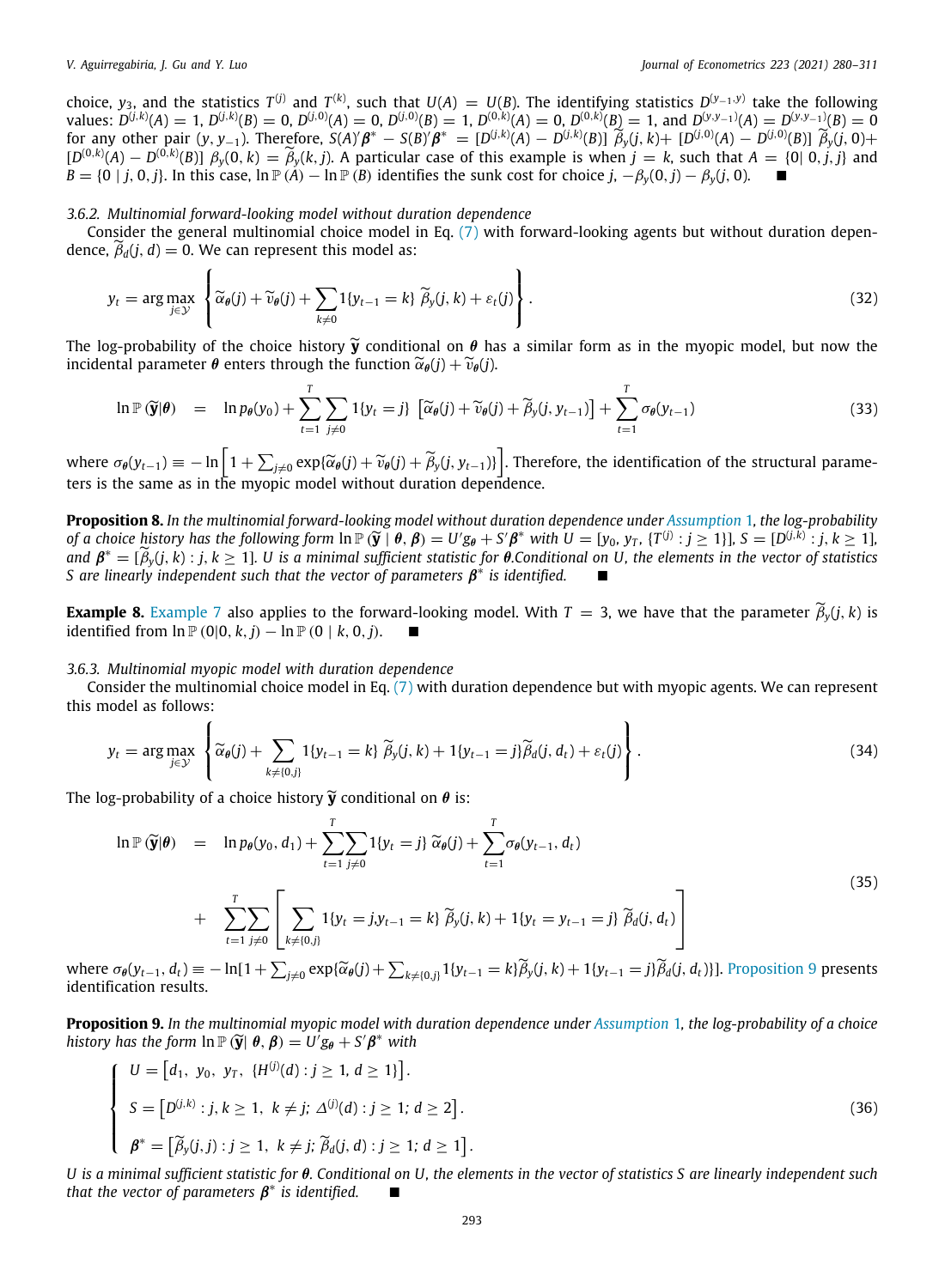choice, $y_3$, and the statistics $T^{(j)}$ and $T^{(k)}$, such that $U(A) = U(B)$. The identifying statistics $D^{(y_{-1},y)}$ take the following values: $D^{(j,k)}(A) = 1$, $D^{(j,k)}(B) = 0$, $D^{(j,0)}(A) = 0$, $D^{(j,0)}(B) = 1$, $D^{(0,k)}(A) = 0$, $D^{(0,k)}(B) = 1$, and $D^{(y,y_{-1})}(A) = D^{(y,y_{-1})}(B) = 0$ for any other pair $(y, y_{-1})$. Therefore, $S(A)'\boldsymbol{\beta}^* - S(B)'\boldsymbol{\beta}^* = [D^{(j,k)}(A) - D^{(j,k)}(B)]\ \widetilde{\beta}_y(j,k) + [D^{(j,0)}(A) - D^{(j,0)}(B)]\ \widetilde{\beta}_y(j,0) + [D^{(0,k)}(A) - D^{(0,k)}(B)]\ \beta_y(0,k) = \widetilde{\beta}_y(k,j)$. A particular case of this example is when $j = k$, such that $A = \{0|\ 0, j, j\}$ and $B = \{0 \mid j, 0, j\}$. In this case, $\ln \mathbb{P}(A) - \ln \mathbb{P}(B)$ identifies the sunk cost for choice $j$, $-\beta_y(0,j) - \beta_y(j,0)$. ■

#### 3.6.2. Multinomial forward-looking model without duration dependence

Consider the general multinomial choice model in Eq. (7) with forward-looking agents but without duration dependence, $\widetilde{\beta}_d(j,d) = 0$. We can represent this model as:

$$y_t = \arg\max_{j \in \mathcal{Y}} \left\{ \widetilde{\alpha}_{\boldsymbol{\theta}}(j) + \widetilde{v}_{\boldsymbol{\theta}}(j) + \sum_{k \neq 0} 1\{y_{t-1} = k\}\ \widetilde{\beta}_y(j,k) + \varepsilon_t(j) \right\}. \tag{32}$$

The log-probability of the choice history $\widetilde{\mathbf{y}}$ conditional on $\boldsymbol{\theta}$ has a similar form as in the myopic model, but now the incidental parameter $\boldsymbol{\theta}$ enters through the function $\widetilde{\alpha}_{\boldsymbol{\theta}}(j) + \widetilde{v}_{\boldsymbol{\theta}}(j)$.

$$\ln \mathbb{P}(\widetilde{\mathbf{y}}|\boldsymbol{\theta}) \quad = \quad \ln p_{\boldsymbol{\theta}}(y_0) + \sum_{t=1}^{T} \sum_{j \neq 0} 1\{y_t = j\}\ \left[\widetilde{\alpha}_{\boldsymbol{\theta}}(j) + \widetilde{v}_{\boldsymbol{\theta}}(j) + \widetilde{\beta}_y(j, y_{t-1})\right] + \sum_{t=1}^{T} \sigma_{\boldsymbol{\theta}}(y_{t-1}) \tag{33}$$

where $\sigma_{\boldsymbol{\theta}}(y_{t-1}) \equiv -\ln\left[1 + \sum_{j \neq 0} \exp\{\widetilde{\alpha}_{\boldsymbol{\theta}}(j) + \widetilde{v}_{\boldsymbol{\theta}}(j) + \widetilde{\beta}_y(j, y_{t-1})\}\right]$. Therefore, the identification of the structural parameters is the same as in the myopic model without duration dependence.

**Proposition 8.** *In the multinomial forward-looking model without duration dependence under Assumption 1, the log-probability of a choice history has the following form* $\ln \mathbb{P}(\widetilde{\mathbf{y}} \mid \boldsymbol{\theta}, \boldsymbol{\beta}) = U'g_{\boldsymbol{\theta}} + S'\boldsymbol{\beta}^*$ *with* $U = [y_0, y_T, \{T^{(j)} : j \geq 1\}]$, $S = [D^{(j,k)} : j, k \geq 1]$, *and* $\boldsymbol{\beta}^* = [\widetilde{\beta}_y(j,k) : j, k \geq 1]$. *U is a minimal sufficient statistic for* $\boldsymbol{\theta}$*.Conditional on U, the elements in the vector of statistics S are linearly independent such that the vector of parameters* $\boldsymbol{\beta}^*$ *is identified.* ■

**Example 8.** Example 7 also applies to the forward-looking model. With $T = 3$, we have that the parameter $\widetilde{\beta}_y(j,k)$ is identified from $\ln \mathbb{P}(0|0, k, j) - \ln \mathbb{P}(0 \mid k, 0, j)$. ■

#### 3.6.3. Multinomial myopic model with duration dependence

Consider the multinomial choice model in Eq. (7) with duration dependence but with myopic agents. We can represent this model as follows:

$$y_t = \arg\max_{j \in \mathcal{Y}} \left\{ \widetilde{\alpha}_{\boldsymbol{\theta}}(j) + \sum_{k \neq \{0,j\}} 1\{y_{t-1} = k\}\ \widetilde{\beta}_y(j,k) + 1\{y_{t-1} = j\}\widetilde{\beta}_d(j, d_t) + \varepsilon_t(j) \right\}. \tag{34}$$

The log-probability of a choice history $\widetilde{\mathbf{y}}$ conditional on $\boldsymbol{\theta}$ is:

$$\begin{aligned} \ln \mathbb{P}(\widetilde{\mathbf{y}}|\boldsymbol{\theta}) \quad &= \quad \ln p_{\boldsymbol{\theta}}(y_0, d_1) + \sum_{t=1}^{T}\sum_{j \neq 0} 1\{y_t = j\}\ \widetilde{\alpha}_{\boldsymbol{\theta}}(j) + \sum_{t=1}^{T} \sigma_{\boldsymbol{\theta}}(y_{t-1}, d_t) \\ &+ \quad \sum_{t=1}^{T}\sum_{j \neq 0} \left[ \sum_{k \neq \{0,j\}} 1\{y_t = j, y_{t-1} = k\}\ \widetilde{\beta}_y(j,k) + 1\{y_t = y_{t-1} = j\}\ \widetilde{\beta}_d(j, d_t) \right] \end{aligned} \tag{35}$$

where $\sigma_{\boldsymbol{\theta}}(y_{t-1}, d_t) \equiv -\ln[1 + \sum_{j \neq 0} \exp\{\widetilde{\alpha}_{\boldsymbol{\theta}}(j) + \sum_{k \neq \{0,j\}} 1\{y_{t-1} = k\}\widetilde{\beta}_y(j,k) + 1\{y_{t-1} = j\}\widetilde{\beta}_d(j, d_t)\}]$. Proposition 9 presents identification results.

**Proposition 9.** *In the multinomial myopic model with duration dependence under Assumption 1, the log-probability of a choice history has the form* $\ln \mathbb{P}(\widetilde{\mathbf{y}} \mid \boldsymbol{\theta}, \boldsymbol{\beta}) = U'g_{\boldsymbol{\theta}} + S'\boldsymbol{\beta}^*$ *with*

$$\left\{ \begin{array}{l} U = \left[d_1,\ y_0,\ y_T,\ \{H^{(j)}(d) : j \geq 1,\ d \geq 1\}\right]. \\ \\ S = \left[D^{(j,k)} : j, k \geq 1,\ k \neq j;\ \Delta^{(j)}(d) : j \geq 1;\ d \geq 2\right]. \\ \\ \boldsymbol{\beta}^* = \left[\widetilde{\beta}_y(j,j) : j \geq 1,\ k \neq j;\ \widetilde{\beta}_d(j,d) : j \geq 1;\ d \geq 1\right]. \end{array} \right. \tag{36}$$

*U is a minimal sufficient statistic for* $\boldsymbol{\theta}$*. Conditional on U, the elements in the vector of statistics S are linearly independent such that the vector of parameters* $\boldsymbol{\beta}^*$ *is identified.* ■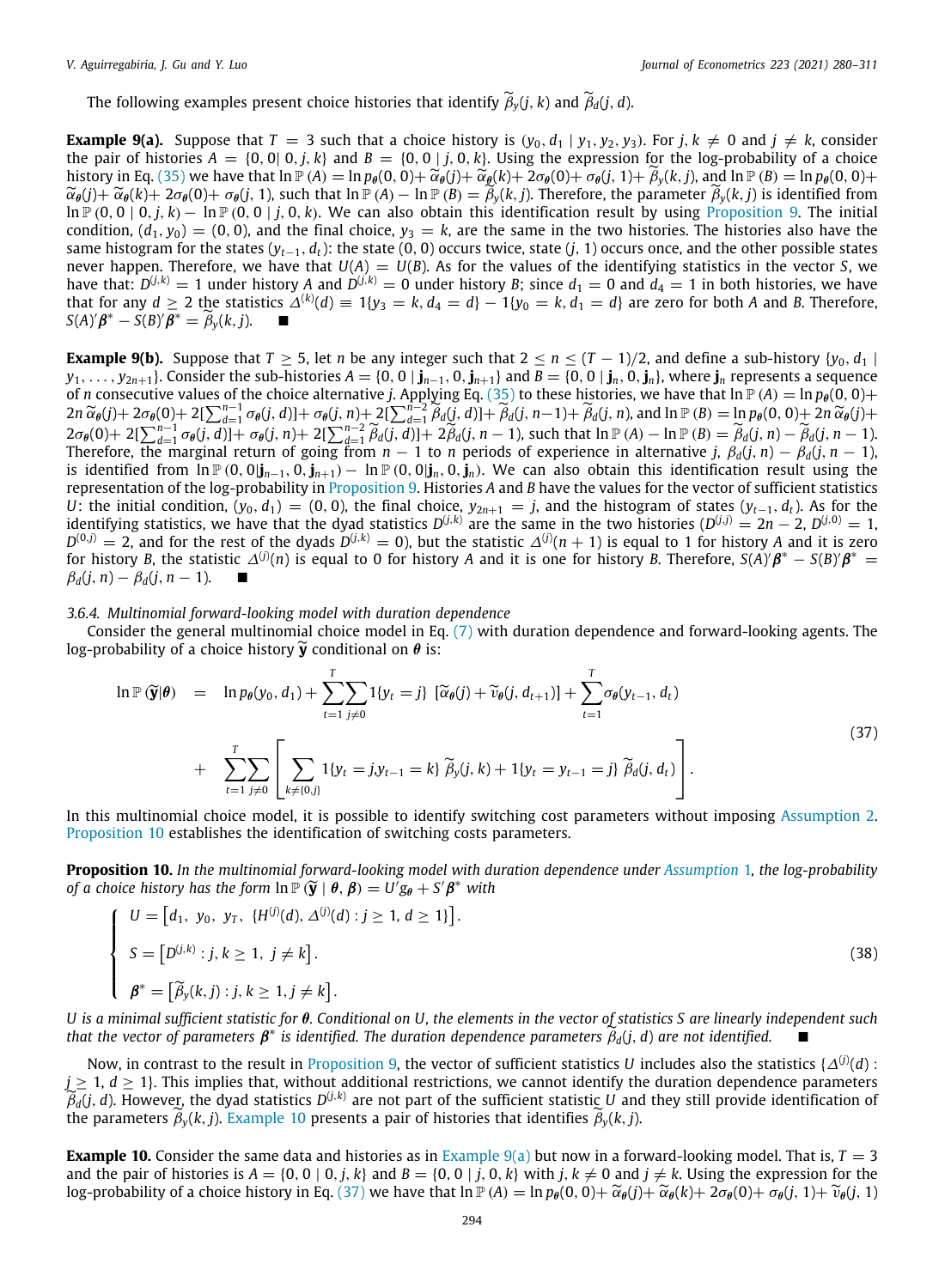The following examples present choice histories that identify $\widetilde{\beta}_y(j,k)$ and $\widetilde{\beta}_d(j,d)$.

**Example 9(a).** Suppose that $T = 3$ such that a choice history is $(y_0, d_1 \mid y_1, y_2, y_3)$. For $j, k \neq 0$ and $j \neq k$, consider the pair of histories $A = \{0, 0 | 0, j, k\}$ and $B = \{0, 0 \mid j, 0, k\}$. Using the expression for the log-probability of a choice history in Eq. (35) we have that $\ln \mathbb{P}(A) = \ln p_{\theta}(0,0) + \widetilde{\alpha}_{\theta}(j) + \widetilde{\alpha}_{\theta}(k) + 2\sigma_{\theta}(0) + \sigma_{\theta}(j,1) + \widetilde{\beta}_y(k,j)$, and $\ln \mathbb{P}(B) = \ln p_{\theta}(0,0) + \widetilde{\alpha}_{\theta}(j) + \widetilde{\alpha}_{\theta}(k) + 2\sigma_{\theta}(0) + \sigma_{\theta}(j,1)$, such that $\ln \mathbb{P}(A) - \ln \mathbb{P}(B) = \widetilde{\beta}_y(k,j)$. Therefore, the parameter $\widetilde{\beta}_y(k,j)$ is identified from $\ln \mathbb{P}(0,0 \mid 0,j,k) - \ln \mathbb{P}(0,0 \mid j,0,k)$. We can also obtain this identification result by using Proposition 9. The initial condition, $(d_1, y_0) = (0,0)$, and the final choice, $y_3 = k$, are the same in the two histories. The histories also have the same histogram for the states $(y_{t-1}, d_t)$: the state $(0,0)$ occurs twice, state $(j,1)$ occurs once, and the other possible states never happen. Therefore, we have that $U(A) = U(B)$. As for the values of the identifying statistics in the vector $S$, we have that: $D^{(j,k)} = 1$ under history $A$ and $D^{(j,k)} = 0$ under history $B$; since $d_1 = 0$ and $d_4 = 1$ in both histories, we have that for any $d \geq 2$ the statistics $\Delta^{(k)}(d) \equiv 1\{y_3 = k, d_4 = d\} - 1\{y_0 = k, d_1 = d\}$ are zero for both $A$ and $B$. Therefore, $S(A)'\boldsymbol{\beta}^* - S(B)'\boldsymbol{\beta}^* = \widetilde{\beta}_y(k,j)$. ■

**Example 9(b).** Suppose that $T \geq 5$, let $n$ be any integer such that $2 \leq n \leq (T-1)/2$, and define a sub-history $\{y_0, d_1 \mid y_1, \ldots, y_{2n+1}\}$. Consider the sub-histories $A = \{0, 0 \mid \mathbf{j}_{n-1}, 0, \mathbf{j}_{n+1}\}$ and $B = \{0, 0 \mid \mathbf{j}_n, 0, \mathbf{j}_n\}$, where $\mathbf{j}_n$ represents a sequence of $n$ consecutive values of the choice alternative $j$. Applying Eq. (35) to these histories, we have that $\ln \mathbb{P}(A) = \ln p_{\theta}(0,0) + 2n\,\widetilde{\alpha}_{\theta}(j) + 2\sigma_{\theta}(0) + 2[\sum_{d=1}^{n-1} \sigma_{\theta}(j,d)] + \sigma_{\theta}(j,n) + 2[\sum_{d=1}^{n-2} \widetilde{\beta}_d(j,d)] + \widetilde{\beta}_d(j,n-1) + \widetilde{\beta}_d(j,n)$, and $\ln \mathbb{P}(B) = \ln p_{\theta}(0,0) + 2n\,\widetilde{\alpha}_{\theta}(j) + 2\sigma_{\theta}(0) + 2[\sum_{d=1}^{n-1} \sigma_{\theta}(j,d)] + \sigma_{\theta}(j,n) + 2[\sum_{d=1}^{n-2} \widetilde{\beta}_d(j,d)] + 2\widetilde{\beta}_d(j,n-1)$, such that $\ln \mathbb{P}(A) - \ln \mathbb{P}(B) = \widetilde{\beta}_d(j,n) - \widetilde{\beta}_d(j,n-1)$. Therefore, the marginal return of going from $n-1$ to $n$ periods of experience in alternative $j$, $\beta_d(j,n) - \beta_d(j,n-1)$, is identified from $\ln \mathbb{P}(0, 0|\mathbf{j}_{n-1}, 0, \mathbf{j}_{n+1}) - \ln \mathbb{P}(0, 0|\mathbf{j}_n, 0, \mathbf{j}_n)$. We can also obtain this identification result using the representation of the log-probability in Proposition 9. Histories $A$ and $B$ have the values for the vector of sufficient statistics $U$: the initial condition, $(y_0, d_1) = (0,0)$, the final choice, $y_{2n+1} = j$, and the histogram of states $(y_{t-1}, d_t)$. As for the identifying statistics, we have that the dyad statistics $D^{(j,k)}$ are the same in the two histories ($D^{(j,j)} = 2n-2$, $D^{(j,0)} = 1$, $D^{(0,j)} = 2$, and for the rest of the dyads $D^{(j,k)} = 0$), but the statistic $\Delta^{(j)}(n+1)$ is equal to 1 for history $A$ and it is zero for history $B$, the statistic $\Delta^{(j)}(n)$ is equal to 0 for history $A$ and it is one for history $B$. Therefore, $S(A)'\boldsymbol{\beta}^* - S(B)'\boldsymbol{\beta}^* = \beta_d(j,n) - \beta_d(j,n-1)$. ■

### 3.6.4. Multinomial forward-looking model with duration dependence

Consider the general multinomial choice model in Eq. (7) with duration dependence and forward-looking agents. The log-probability of a choice history $\widetilde{\mathbf{y}}$ conditional on $\boldsymbol{\theta}$ is:

$$
\begin{aligned}
\ln \mathbb{P}(\widetilde{\mathbf{y}}|\boldsymbol{\theta}) \;=\;& \ln p_{\theta}(y_0, d_1) + \sum_{t=1}^{T}\sum_{j\neq 0} 1\{y_t = j\}\;[\widetilde{\alpha}_{\theta}(j) + \widetilde{v}_{\theta}(j, d_{t+1})] + \sum_{t=1}^{T} \sigma_{\theta}(y_{t-1}, d_t) \\
&+ \sum_{t=1}^{T}\sum_{j\neq 0}\left[\sum_{k\neq\{0,j\}} 1\{y_t = j, y_{t-1} = k\}\;\widetilde{\beta}_y(j,k) + 1\{y_t = y_{t-1} = j\}\;\widetilde{\beta}_d(j, d_t)\right].
\end{aligned}
\tag{37}
$$

In this multinomial choice model, it is possible to identify switching cost parameters without imposing Assumption 2. Proposition 10 establishes the identification of switching costs parameters.

**Proposition 10.** *In the multinomial forward-looking model with duration dependence under Assumption 1, the log-probability of a choice history has the form* $\ln \mathbb{P}(\widetilde{\mathbf{y}} \mid \boldsymbol{\theta}, \boldsymbol{\beta}) = U' g_{\theta} + S'\boldsymbol{\beta}^*$ *with*

$$
\begin{cases}
U = \left[d_1,\; y_0,\; y_T,\; \{H^{(j)}(d),\, \Delta^{(j)}(d) : j \geq 1,\, d \geq 1\}\right]. \\[2mm]
S = \left[D^{(j,k)} : j, k \geq 1,\; j \neq k\right]. \\[2mm]
\boldsymbol{\beta}^* = \left[\widetilde{\beta}_y(k,j) : j, k \geq 1, j \neq k\right].
\end{cases}
\tag{38}
$$

*$U$ is a minimal sufficient statistic for $\boldsymbol{\theta}$. Conditional on $U$, the elements in the vector of statistics $S$ are linearly independent such that the vector of parameters $\boldsymbol{\beta}^*$ is identified. The duration dependence parameters $\widetilde{\beta}_d(j,d)$ are not identified.* ■

Now, in contrast to the result in Proposition 9, the vector of sufficient statistics $U$ includes also the statistics $\{\Delta^{(j)}(d) : j \geq 1, d \geq 1\}$. This implies that, without additional restrictions, we cannot identify the duration dependence parameters $\widetilde{\beta}_d(j,d)$. However, the dyad statistics $D^{(j,k)}$ are not part of the sufficient statistic $U$ and they still provide identification of the parameters $\widetilde{\beta}_y(k,j)$. Example 10 presents a pair of histories that identifies $\widetilde{\beta}_y(k,j)$.

**Example 10.** Consider the same data and histories as in Example 9(a) but now in a forward-looking model. That is, $T = 3$ and the pair of histories is $A = \{0, 0 \mid 0, j, k\}$ and $B = \{0, 0 \mid j, 0, k\}$ with $j, k \neq 0$ and $j \neq k$. Using the expression for the log-probability of a choice history in Eq. (37) we have that $\ln \mathbb{P}(A) = \ln p_{\theta}(0,0) + \widetilde{\alpha}_{\theta}(j) + \widetilde{\alpha}_{\theta}(k) + 2\sigma_{\theta}(0) + \sigma_{\theta}(j,1) + \widetilde{v}_{\theta}(j,1)$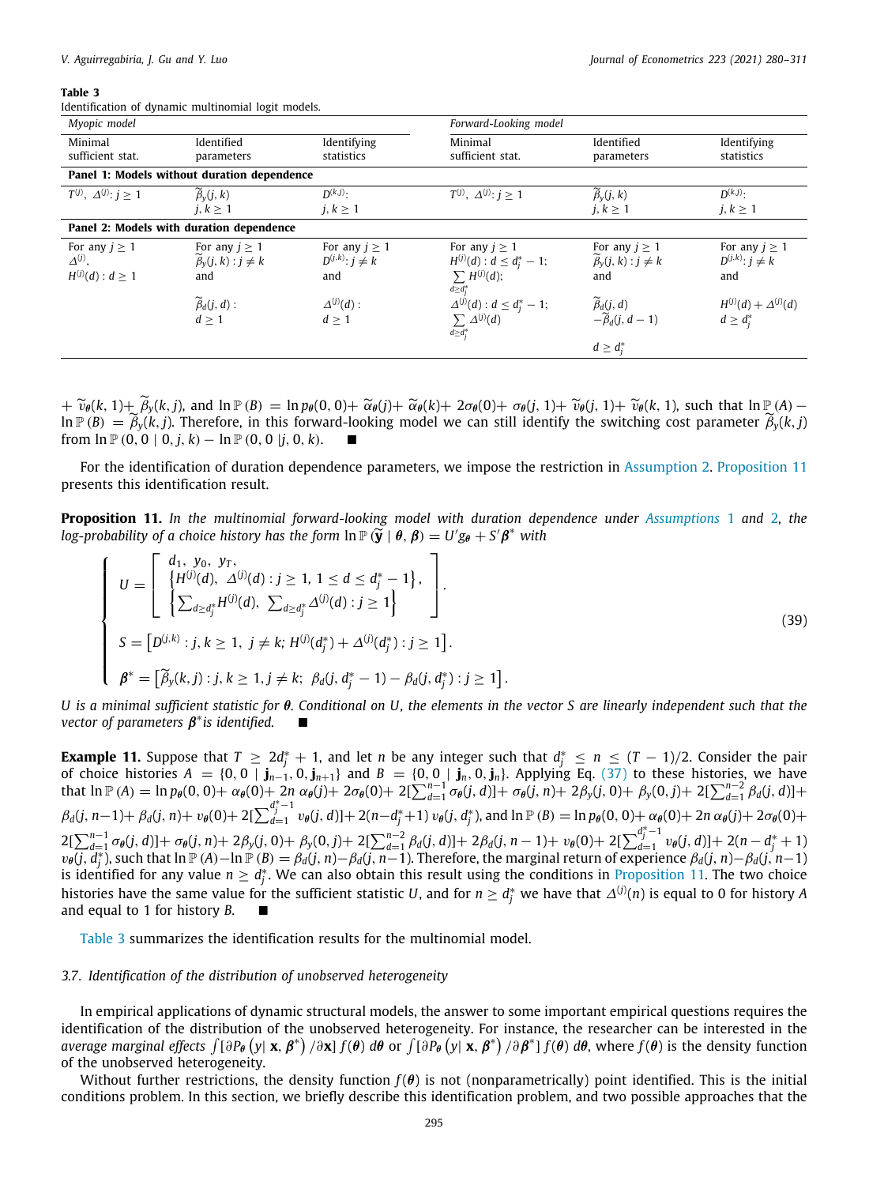**Table 3**
Identification of dynamic multinomial logit models.

| *Myopic model* | | | *Forward-Looking model* | | |
|---|---|---|---|---|---|
| Minimal sufficient stat. | Identified parameters | Identifying statistics | Minimal sufficient stat. | Identified parameters | Identifying statistics |
| **Panel 1: Models without duration dependence** | | | | | |
| $T^{(j)},\ \Delta^{(j)}: j \geq 1$ | $\widetilde{\beta}_y(j,k)$ $j,k \geq 1$ | $D^{(k,j)}$: $j,k \geq 1$ | $T^{(j)},\ \Delta^{(j)}: j \geq 1$ | $\widetilde{\beta}_y(j,k)$ $j,k \geq 1$ | $D^{(k,j)}$: $j,k \geq 1$ |
| **Panel 2: Models with duration dependence** | | | | | |
| For any $j \geq 1$ $\Delta^{(j)}$, $H^{(j)}(d): d \geq 1$ | For any $j \geq 1$ $\widetilde{\beta}_y(j,k): j \neq k$ and $\widetilde{\beta}_d(j,d)$: $d \geq 1$ | For any $j \geq 1$ $D^{(j,k)}: j \neq k$ and $\Delta^{(j)}(d)$: $d \geq 1$ | For any $j \geq 1$ $H^{(j)}(d): d \leq d_j^* - 1$; $\sum_{d \geq d_j^*} H^{(j)}(d)$; $\Delta^{(j)}(d): d \leq d_j^* - 1$; $\sum_{d \geq d_j^*} \Delta^{(j)}(d)$ | For any $j \geq 1$ $\widetilde{\beta}_y(j,k): j \neq k$ and $\widetilde{\beta}_d(j,d) - \widetilde{\beta}_d(j,d-1)$ $d \geq d_j^*$ | For any $j \geq 1$ $D^{(j,k)}: j \neq k$ and $H^{(j)}(d) + \Delta^{(j)}(d)$ $d \geq d_j^*$ |

$+\ \widetilde{v}_{\theta}(k,1)+\ \widetilde{\beta}_y(k,j)$, and $\ln \mathbb{P}(B) = \ln p_{\theta}(0,0)+\ \widetilde{\alpha}_{\theta}(j)+\ \widetilde{\alpha}_{\theta}(k)+\ 2\sigma_{\theta}(0)+\ \sigma_{\theta}(j,1)+\ \widetilde{v}_{\theta}(j,1)+\ \widetilde{v}_{\theta}(k,1)$, such that $\ln \mathbb{P}(A) - \ln \mathbb{P}(B) = \widetilde{\beta}_y(k,j)$. Therefore, in this forward-looking model we can still identify the switching cost parameter $\widetilde{\beta}_y(k,j)$ from $\ln \mathbb{P}(0,0 \mid 0,j,k) - \ln \mathbb{P}(0,0 \mid j,0,k)$. ■

For the identification of duration dependence parameters, we impose the restriction in Assumption 2. Proposition 11 presents this identification result.

**Proposition 11.** *In the multinomial forward-looking model with duration dependence under Assumptions 1 and 2, the log-probability of a choice history has the form* $\ln \mathbb{P}(\widetilde{\mathbf{y}} \mid \boldsymbol{\theta}, \boldsymbol{\beta}) = U' g_{\boldsymbol{\theta}} + S' \boldsymbol{\beta}^*$ *with*

$$
\left\{
\begin{array}{l}
U = \left[ \begin{array}{l} d_1,\ y_0,\ y_T, \\ \left\{ H^{(j)}(d),\ \Delta^{(j)}(d) : j \geq 1,\ 1 \leq d \leq d_j^* - 1 \right\}, \\ \left\{ \sum_{d \geq d_j^*} H^{(j)}(d),\ \sum_{d \geq d_j^*} \Delta^{(j)}(d) : j \geq 1 \right\} \end{array} \right]. \\[2ex]
S = \left[ D^{(j,k)} : j,k \geq 1,\ j \neq k;\ H^{(j)}(d_j^*) + \Delta^{(j)}(d_j^*) : j \geq 1 \right]. \\[2ex]
\boldsymbol{\beta}^* = \left[ \widetilde{\beta}_y(k,j) : j,k \geq 1, j \neq k;\ \ \beta_d(j, d_j^* - 1) - \beta_d(j, d_j^*) : j \geq 1 \right].
\end{array}
\right.
\tag{39}
$$

*U is a minimal sufficient statistic for* $\boldsymbol{\theta}$*. Conditional on U, the elements in the vector S are linearly independent such that the vector of parameters* $\boldsymbol{\beta}^*$ *is identified.* ■

**Example 11.** Suppose that $T \geq 2d_j^* + 1$, and let $n$ be any integer such that $d_j^* \leq n \leq (T-1)/2$. Consider the pair of choice histories $A = \{0, 0 \mid \mathbf{j}_{n-1}, 0, \mathbf{j}_{n+1}\}$ and $B = \{0, 0 \mid \mathbf{j}_n, 0, \mathbf{j}_n\}$. Applying Eq. (37) to these histories, we have that $\ln \mathbb{P}(A) = \ln p_{\theta}(0,0)+\ \alpha_{\theta}(0)+\ 2n\ \alpha_{\theta}(j)+\ 2\sigma_{\theta}(0)+\ 2[\sum_{d=1}^{n-1} \sigma_{\theta}(j,d)]+\ \sigma_{\theta}(j,n)+\ 2\beta_y(j,0)+\ \beta_y(0,j)+\ 2[\sum_{d=1}^{n-2} \beta_d(j,d)]+$ $\beta_d(j,n-1)+\ \beta_d(j,n)+\ v_{\theta}(0)+\ 2[\sum_{d=1}^{d_j^*-1} v_{\theta}(j,d)]+\ 2(n-d_j^*+1)\ v_{\theta}(j,d_j^*)$, and $\ln \mathbb{P}(B) = \ln p_{\theta}(0,0)+\ \alpha_{\theta}(0)+\ 2n\ \alpha_{\theta}(j)+\ 2\sigma_{\theta}(0)+$ $2[\sum_{d=1}^{n-1} \sigma_{\theta}(j,d)]+\ \sigma_{\theta}(j,n)+\ 2\beta_y(j,0)+\ \beta_y(0,j)+\ 2[\sum_{d=1}^{n-2} \beta_d(j,d)]+\ 2\beta_d(j,n-1)+\ v_{\theta}(0)+\ 2[\sum_{d=1}^{d_j^*-1} v_{\theta}(j,d)]+\ 2(n-d_j^*+1)$ $v_{\theta}(j,d_j^*)$, such that $\ln \mathbb{P}(A) - \ln \mathbb{P}(B) = \beta_d(j,n) - \beta_d(j,n-1)$. Therefore, the marginal return of experience $\beta_d(j,n) - \beta_d(j,n-1)$ is identified for any value $n \geq d_j^*$. We can also obtain this result using the conditions in Proposition 11. The two choice histories have the same value for the sufficient statistic $U$, and for $n \geq d_j^*$ we have that $\Delta^{(j)}(n)$ is equal to 0 for history $A$ and equal to 1 for history $B$. ■

Table 3 summarizes the identification results for the multinomial model.

### 3.7. Identification of the distribution of unobserved heterogeneity

In empirical applications of dynamic structural models, the answer to some important empirical questions requires the identification of the distribution of the unobserved heterogeneity. For instance, the researcher can be interested in the *average marginal effects* $\int [\partial P_{\boldsymbol{\theta}}(y \mid \mathbf{x}, \boldsymbol{\beta}^*) / \partial \mathbf{x}]\ f(\boldsymbol{\theta})\ d\boldsymbol{\theta}$ or $\int [\partial P_{\boldsymbol{\theta}}(y \mid \mathbf{x}, \boldsymbol{\beta}^*) / \partial \boldsymbol{\beta}^*]\ f(\boldsymbol{\theta})\ d\boldsymbol{\theta}$, where $f(\boldsymbol{\theta})$ is the density function of the unobserved heterogeneity.

Without further restrictions, the density function $f(\boldsymbol{\theta})$ is not (nonparametrically) point identified. This is the initial conditions problem. In this section, we briefly describe this identification problem, and two possible approaches that the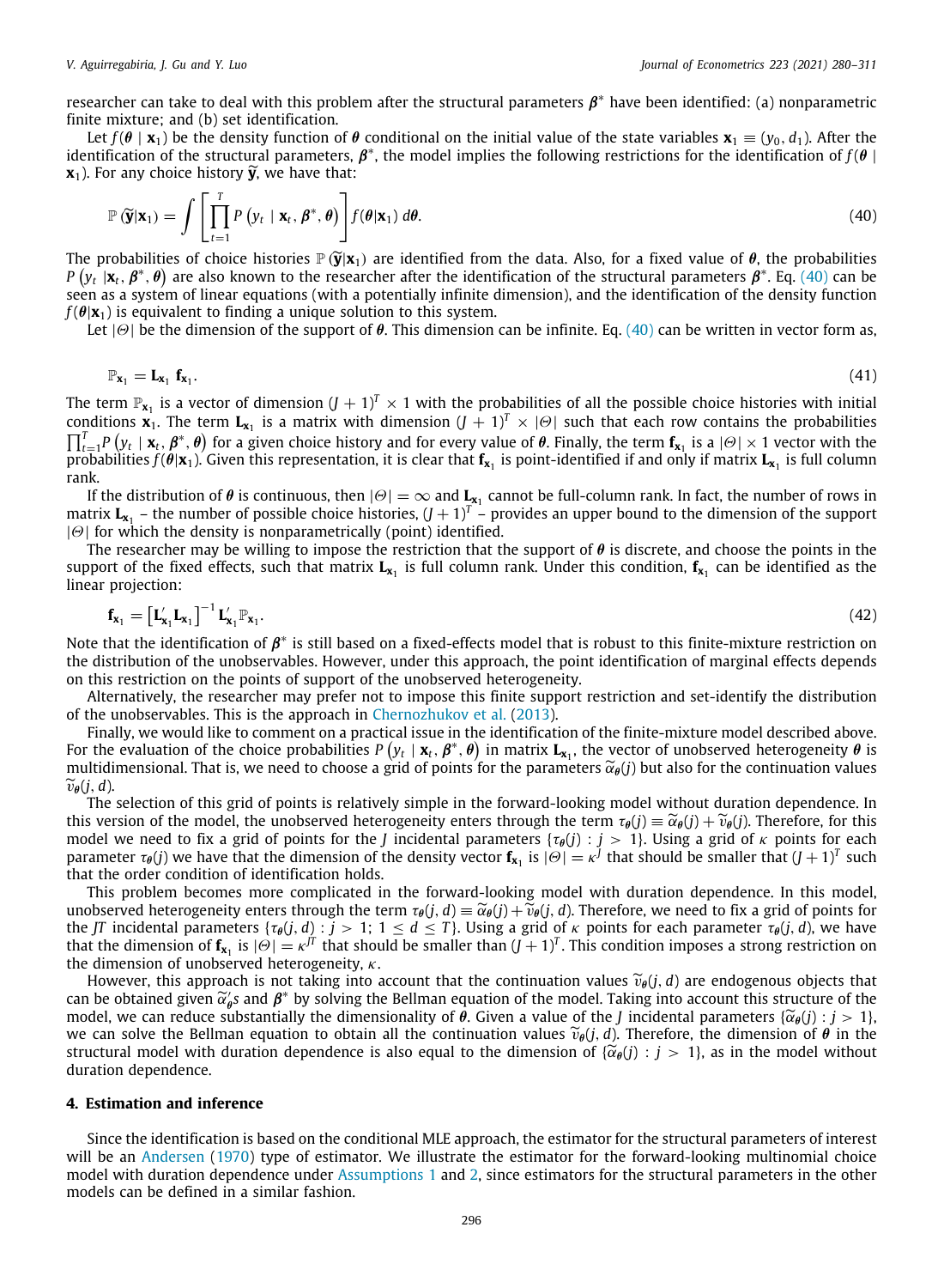researcher can take to deal with this problem after the structural parameters $\boldsymbol{\beta}^*$ have been identified: (a) nonparametric finite mixture; and (b) set identification.

Let $f(\boldsymbol{\theta} \mid \mathbf{x}_1)$ be the density function of $\boldsymbol{\theta}$ conditional on the initial value of the state variables $\mathbf{x}_1 \equiv (y_0, d_1)$. After the identification of the structural parameters, $\boldsymbol{\beta}^*$, the model implies the following restrictions for the identification of $f(\boldsymbol{\theta} \mid \mathbf{x}_1)$. For any choice history $\widetilde{\mathbf{y}}$, we have that:

$$\mathbb{P}\left(\widetilde{\mathbf{y}}|\mathbf{x}_1\right) = \int \left[\prod_{t=1}^{T} P\left(y_t \mid \mathbf{x}_t, \boldsymbol{\beta}^*, \boldsymbol{\theta}\right)\right] f(\boldsymbol{\theta}|\mathbf{x}_1)\, d\boldsymbol{\theta}. \tag{40}$$

The probabilities of choice histories $\mathbb{P}\left(\widetilde{\mathbf{y}}|\mathbf{x}_1\right)$ are identified from the data. Also, for a fixed value of $\boldsymbol{\theta}$, the probabilities $P\left(y_t \mid \mathbf{x}_t, \boldsymbol{\beta}^*, \boldsymbol{\theta}\right)$ are also known to the researcher after the identification of the structural parameters $\boldsymbol{\beta}^*$. Eq. (40) can be seen as a system of linear equations (with a potentially infinite dimension), and the identification of the density function $f(\boldsymbol{\theta}|\mathbf{x}_1)$ is equivalent to finding a unique solution to this system.

Let $|\Theta|$ be the dimension of the support of $\boldsymbol{\theta}$. This dimension can be infinite. Eq. (40) can be written in vector form as,

$$\mathbb{P}_{\mathbf{x}_1} = \mathbf{L}_{\mathbf{x}_1}\, \mathbf{f}_{\mathbf{x}_1}. \tag{41}$$

The term $\mathbb{P}_{\mathbf{x}_1}$ is a vector of dimension $(J+1)^T \times 1$ with the probabilities of all the possible choice histories with initial conditions $\mathbf{x}_1$. The term $\mathbf{L}_{\mathbf{x}_1}$ is a matrix with dimension $(J+1)^T \times |\Theta|$ such that each row contains the probabilities $\prod_{t=1}^{T} P\left(y_t \mid \mathbf{x}_t, \boldsymbol{\beta}^*, \boldsymbol{\theta}\right)$ for a given choice history and for every value of $\boldsymbol{\theta}$. Finally, the term $\mathbf{f}_{\mathbf{x}_1}$ is a $|\Theta| \times 1$ vector with the probabilities $f(\boldsymbol{\theta}|\mathbf{x}_1)$. Given this representation, it is clear that $\mathbf{f}_{\mathbf{x}_1}$ is point-identified if and only if matrix $\mathbf{L}_{\mathbf{x}_1}$ is full column rank.

If the distribution of $\boldsymbol{\theta}$ is continuous, then $|\Theta| = \infty$ and $\mathbf{L}_{\mathbf{x}_1}$ cannot be full-column rank. In fact, the number of rows in matrix $\mathbf{L}_{\mathbf{x}_1}$ – the number of possible choice histories, $(J+1)^T$ – provides an upper bound to the dimension of the support $|\Theta|$ for which the density is nonparametrically (point) identified.

The researcher may be willing to impose the restriction that the support of $\boldsymbol{\theta}$ is discrete, and choose the points in the support of the fixed effects, such that matrix $\mathbf{L}_{\mathbf{x}_1}$ is full column rank. Under this condition, $\mathbf{f}_{\mathbf{x}_1}$ can be identified as the linear projection:

$$\mathbf{f}_{\mathbf{x}_1} = \left[\mathbf{L}'_{\mathbf{x}_1}\mathbf{L}_{\mathbf{x}_1}\right]^{-1} \mathbf{L}'_{\mathbf{x}_1}\mathbb{P}_{\mathbf{x}_1}. \tag{42}$$

Note that the identification of $\boldsymbol{\beta}^*$ is still based on a fixed-effects model that is robust to this finite-mixture restriction on the distribution of the unobservables. However, under this approach, the point identification of marginal effects depends on this restriction on the points of support of the unobserved heterogeneity.

Alternatively, the researcher may prefer not to impose this finite support restriction and set-identify the distribution of the unobservables. This is the approach in Chernozhukov et al. (2013).

Finally, we would like to comment on a practical issue in the identification of the finite-mixture model described above. For the evaluation of the choice probabilities $P\left(y_t \mid \mathbf{x}_t, \boldsymbol{\beta}^*, \boldsymbol{\theta}\right)$ in matrix $\mathbf{L}_{\mathbf{x}_1}$, the vector of unobserved heterogeneity $\boldsymbol{\theta}$ is multidimensional. That is, we need to choose a grid of points for the parameters $\widetilde{\alpha}_{\boldsymbol{\theta}}(j)$ but also for the continuation values $\widetilde{v}_{\boldsymbol{\theta}}(j, d)$.

The selection of this grid of points is relatively simple in the forward-looking model without duration dependence. In this version of the model, the unobserved heterogeneity enters through the term $\tau_{\boldsymbol{\theta}}(j) \equiv \widetilde{\alpha}_{\boldsymbol{\theta}}(j) + \widetilde{v}_{\boldsymbol{\theta}}(j)$. Therefore, for this model we need to fix a grid of points for the $J$ incidental parameters $\{\tau_{\boldsymbol{\theta}}(j) : j > 1\}$. Using a grid of $\kappa$ points for each parameter $\tau_{\boldsymbol{\theta}}(j)$ we have that the dimension of the density vector $\mathbf{f}_{\mathbf{x}_1}$ is $|\Theta| = \kappa^J$ that should be smaller that $(J+1)^T$ such that the order condition of identification holds.

This problem becomes more complicated in the forward-looking model with duration dependence. In this model, unobserved heterogeneity enters through the term $\tau_{\boldsymbol{\theta}}(j, d) \equiv \widetilde{\alpha}_{\boldsymbol{\theta}}(j) + \widetilde{v}_{\boldsymbol{\theta}}(j, d)$. Therefore, we need to fix a grid of points for the $JT$ incidental parameters $\{\tau_{\boldsymbol{\theta}}(j, d) : j > 1;\ 1 \leq d \leq T\}$. Using a grid of $\kappa$ points for each parameter $\tau_{\boldsymbol{\theta}}(j, d)$, we have that the dimension of $\mathbf{f}_{\mathbf{x}_1}$ is $|\Theta| = \kappa^{JT}$ that should be smaller than $(J+1)^T$. This condition imposes a strong restriction on the dimension of unobserved heterogeneity, $\kappa$.

However, this approach is not taking into account that the continuation values $\widetilde{v}_{\boldsymbol{\theta}}(j, d)$ are endogenous objects that can be obtained given $\widetilde{\alpha}'_{\boldsymbol{\theta}}s$ and $\boldsymbol{\beta}^*$ by solving the Bellman equation of the model. Taking into account this structure of the model, we can reduce substantially the dimensionality of $\boldsymbol{\theta}$. Given a value of the $J$ incidental parameters $\{\widetilde{\alpha}_{\boldsymbol{\theta}}(j) : j > 1\}$, we can solve the Bellman equation to obtain all the continuation values $\widetilde{v}_{\boldsymbol{\theta}}(j, d)$. Therefore, the dimension of $\boldsymbol{\theta}$ in the structural model with duration dependence is also equal to the dimension of $\{\widetilde{\alpha}_{\boldsymbol{\theta}}(j) : j > 1\}$, as in the model without duration dependence.

## 4. Estimation and inference

Since the identification is based on the conditional MLE approach, the estimator for the structural parameters of interest will be an Andersen (1970) type of estimator. We illustrate the estimator for the forward-looking multinomial choice model with duration dependence under Assumptions 1 and 2, since estimators for the structural parameters in the other models can be defined in a similar fashion.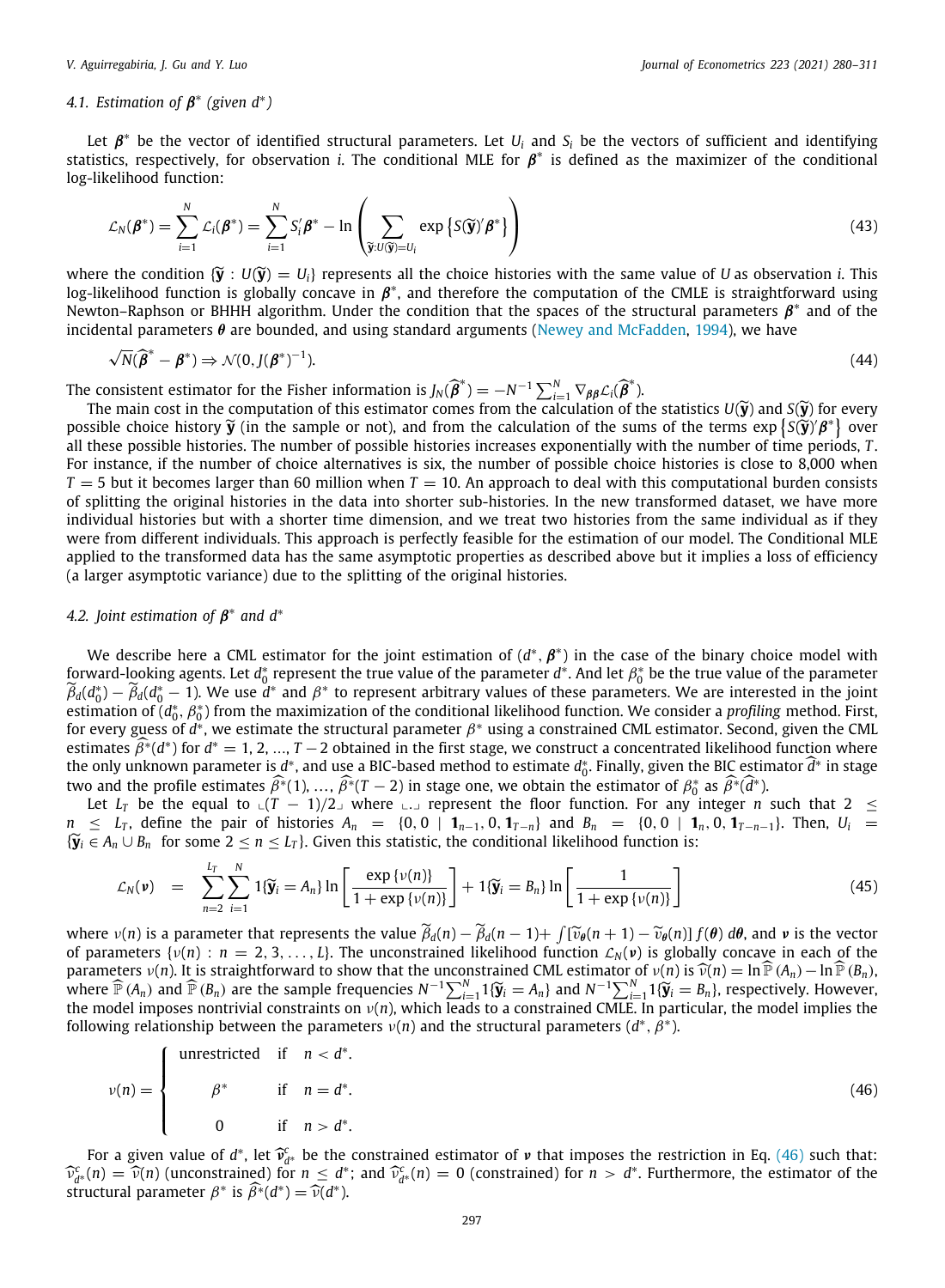### 4.1. Estimation of $\boldsymbol{\beta}^*$ (given $d^*$)

Let $\boldsymbol{\beta}^*$ be the vector of identified structural parameters. Let $U_i$ and $S_i$ be the vectors of sufficient and identifying statistics, respectively, for observation $i$. The conditional MLE for $\boldsymbol{\beta}^*$ is defined as the maximizer of the conditional log-likelihood function:

$$
\mathcal{L}_N(\boldsymbol{\beta}^*) = \sum_{i=1}^{N} \mathcal{L}_i(\boldsymbol{\beta}^*) = \sum_{i=1}^{N} S_i' \boldsymbol{\beta}^* - \ln \left( \sum_{\widetilde{\mathbf{y}}: U(\widetilde{\mathbf{y}}) = U_i} \exp \left\{ S(\widetilde{\mathbf{y}})' \boldsymbol{\beta}^* \right\} \right) \tag{43}
$$

where the condition $\{\widetilde{\mathbf{y}} : U(\widetilde{\mathbf{y}}) = U_i\}$ represents all the choice histories with the same value of $U$ as observation $i$. This log-likelihood function is globally concave in $\boldsymbol{\beta}^*$, and therefore the computation of the CMLE is straightforward using Newton–Raphson or BHHH algorithm. Under the condition that the spaces of the structural parameters $\boldsymbol{\beta}^*$ and of the incidental parameters $\boldsymbol{\theta}$ are bounded, and using standard arguments (Newey and McFadden, 1994), we have

$$
\sqrt{N}(\widehat{\boldsymbol{\beta}}^* - \boldsymbol{\beta}^*) \Rightarrow \mathcal{N}(0, J(\boldsymbol{\beta}^*)^{-1}). \tag{44}
$$

The consistent estimator for the Fisher information is $J_N(\widehat{\boldsymbol{\beta}}^*) = -N^{-1} \sum_{i=1}^{N} \nabla_{\boldsymbol{\beta}\boldsymbol{\beta}} \mathcal{L}_i(\widehat{\boldsymbol{\beta}}^*)$.

The main cost in the computation of this estimator comes from the calculation of the statistics $U(\widetilde{\mathbf{y}})$ and $S(\widetilde{\mathbf{y}})$ for every possible choice history $\widetilde{\mathbf{y}}$ (in the sample or not), and from the calculation of the sums of the terms $\exp\left\{S(\widetilde{\mathbf{y}})'\boldsymbol{\beta}^*\right\}$ over all these possible histories. The number of possible histories increases exponentially with the number of time periods, $T$. For instance, if the number of choice alternatives is six, the number of possible choice histories is close to 8,000 when $T = 5$ but it becomes larger than 60 million when $T = 10$. An approach to deal with this computational burden consists of splitting the original histories in the data into shorter sub-histories. In the new transformed dataset, we have more individual histories but with a shorter time dimension, and we treat two histories from the same individual as if they were from different individuals. This approach is perfectly feasible for the estimation of our model. The Conditional MLE applied to the transformed data has the same asymptotic properties as described above but it implies a loss of efficiency (a larger asymptotic variance) due to the splitting of the original histories.

### 4.2. Joint estimation of $\boldsymbol{\beta}^*$ and $d^*$

We describe here a CML estimator for the joint estimation of $(d^*, \boldsymbol{\beta}^*)$ in the case of the binary choice model with forward-looking agents. Let $d_0^*$ represent the true value of the parameter $d^*$. And let $\beta_0^*$ be the true value of the parameter $\widetilde{\beta}_d(d_0^*) - \widetilde{\beta}_d(d_0^* - 1)$. We use $d^*$ and $\beta^*$ to represent arbitrary values of these parameters. We are interested in the joint estimation of $(d_0^*, \beta_0^*)$ from the maximization of the conditional likelihood function. We consider a *profiling* method. First, for every guess of $d^*$, we estimate the structural parameter $\beta^*$ using a constrained CML estimator. Second, given the CML estimates $\widehat{\beta}^*(d^*)$ for $d^* = 1, 2, \ldots, T-2$ obtained in the first stage, we construct a concentrated likelihood function where the only unknown parameter is $d^*$, and use a BIC-based method to estimate $d_0^*$. Finally, given the BIC estimator $\widehat{d}^*$ in stage two and the profile estimates $\widehat{\beta}^*(1), \ldots, \widehat{\beta}^*(T-2)$ in stage one, we obtain the estimator of $\beta_0^*$ as $\widehat{\beta}^*(\widehat{d}^*)$.

Let $L_T$ be the equal to $\lfloor (T-1)/2 \rfloor$ where $\lfloor . \rfloor$ represent the floor function. For any integer $n$ such that $2 \leq n \leq L_T$, define the pair of histories $A_n = \{0, 0 \mid \mathbf{1}_{n-1}, 0, \mathbf{1}_{T-n}\}$ and $B_n = \{0, 0 \mid \mathbf{1}_n, 0, \mathbf{1}_{T-n-1}\}$. Then, $U_i = \{\widetilde{\mathbf{y}}_i \in A_n \cup B_n \text{ for some } 2 \leq n \leq L_T\}$. Given this statistic, the conditional likelihood function is:

$$
\mathcal{L}_N(\boldsymbol{\nu}) = \sum_{n=2}^{L_T} \sum_{i=1}^{N} 1\{\widetilde{\mathbf{y}}_i = A_n\} \ln \left[ \frac{\exp\{\nu(n)\}}{1 + \exp\{\nu(n)\}} \right] + 1\{\widetilde{\mathbf{y}}_i = B_n\} \ln \left[ \frac{1}{1 + \exp\{\nu(n)\}} \right] \tag{45}
$$

where $\nu(n)$ is a parameter that represents the value $\widetilde{\beta}_d(n) - \widetilde{\beta}_d(n-1) + \int [\widetilde{v}_{\boldsymbol{\theta}}(n+1) - \widetilde{v}_{\boldsymbol{\theta}}(n)] \, f(\boldsymbol{\theta}) \, d\boldsymbol{\theta}$, and $\boldsymbol{\nu}$ is the vector of parameters $\{\nu(n) : n = 2, 3, \ldots, L\}$. The unconstrained likelihood function $\mathcal{L}_N(\boldsymbol{\nu})$ is globally concave in each of the parameters $\nu(n)$. It is straightforward to show that the unconstrained CML estimator of $\nu(n)$ is $\widehat{\nu}(n) = \ln \widehat{\mathbb{P}}(A_n) - \ln \widehat{\mathbb{P}}(B_n)$, where $\widehat{\mathbb{P}}(A_n)$ and $\widehat{\mathbb{P}}(B_n)$ are the sample frequencies $N^{-1} \sum_{i=1}^{N} 1\{\widetilde{\mathbf{y}}_i = A_n\}$ and $N^{-1} \sum_{i=1}^{N} 1\{\widetilde{\mathbf{y}}_i = B_n\}$, respectively. However, the model imposes nontrivial constraints on $\nu(n)$, which leads to a constrained CMLE. In particular, the model implies the following relationship between the parameters $\nu(n)$ and the structural parameters $(d^*, \beta^*)$.

$$
\nu(n) = \begin{cases} \text{unrestricted} & \text{if} \quad n < d^*. \\ \beta^* & \text{if} \quad n = d^*. \\ 0 & \text{if} \quad n > d^*. \end{cases} \tag{46}
$$

For a given value of $d^*$, let $\widehat{\boldsymbol{\nu}}_{d^*}^c$ be the constrained estimator of $\boldsymbol{\nu}$ that imposes the restriction in Eq. (46) such that: $\widehat{\nu}_{d^*}^c(n) = \widehat{\nu}(n)$ (unconstrained) for $n \leq d^*$; and $\widehat{\nu}_{d^*}^c(n) = 0$ (constrained) for $n > d^*$. Furthermore, the estimator of the structural parameter $\beta^*$ is $\widehat{\beta}^*(d^*) = \widehat{\nu}(d^*)$.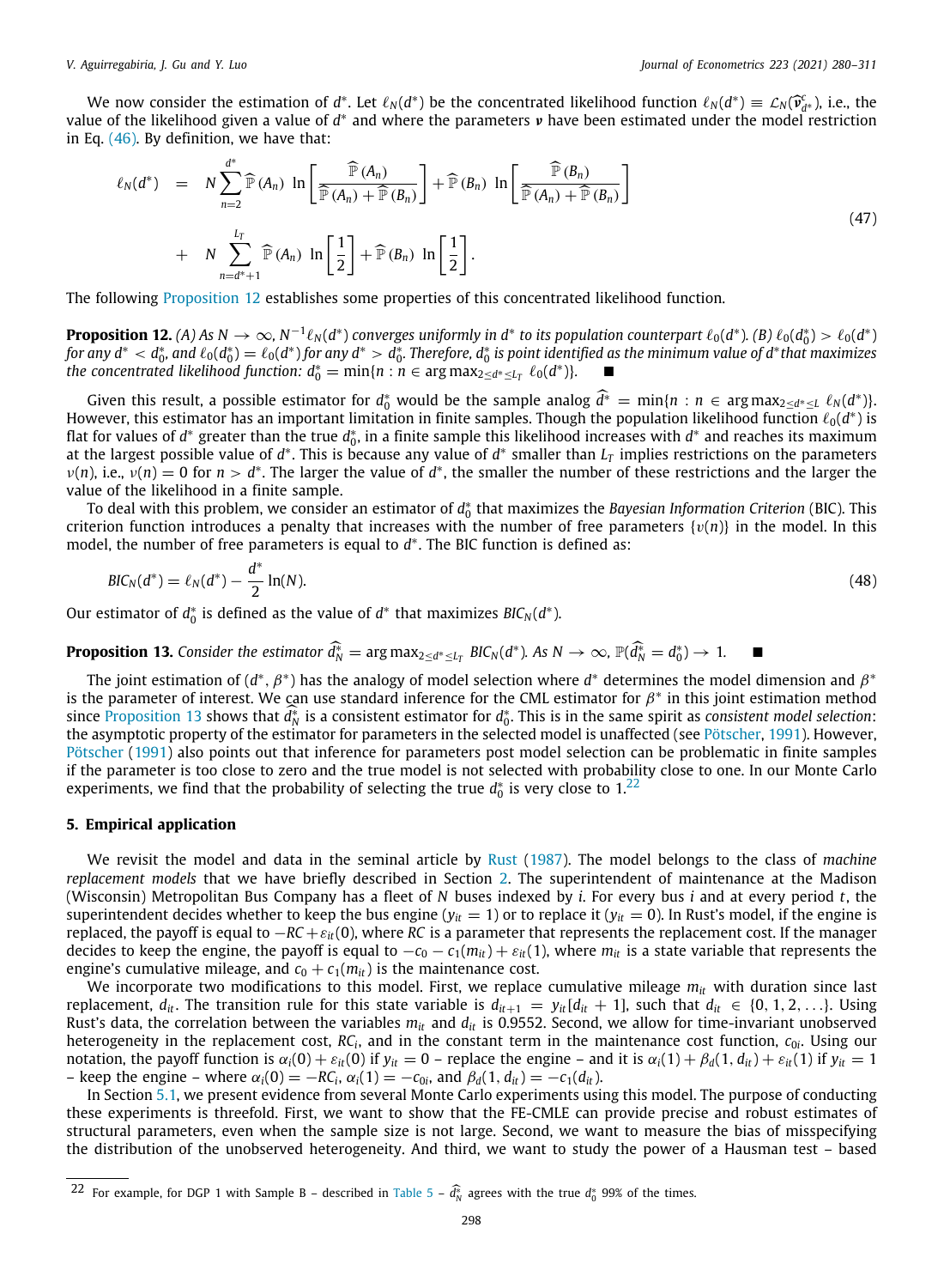We now consider the estimation of $d^*$. Let $\ell_N(d^*)$ be the concentrated likelihood function $\ell_N(d^*) \equiv \mathcal{L}_N(\widehat{\boldsymbol{v}}^c_{d^*})$, i.e., the value of the likelihood given a value of $d^*$ and where the parameters $\boldsymbol{v}$ have been estimated under the model restriction in Eq. (46). By definition, we have that:

$$
\begin{aligned}
\ell_N(d^*) \quad &= \quad N \sum_{n=2}^{d^*} \widehat{\mathbb{P}}(A_n) \; \ln\left[\frac{\widehat{\mathbb{P}}(A_n)}{\widehat{\mathbb{P}}(A_n) + \widehat{\mathbb{P}}(B_n)}\right] + \widehat{\mathbb{P}}(B_n) \; \ln\left[\frac{\widehat{\mathbb{P}}(B_n)}{\widehat{\mathbb{P}}(A_n) + \widehat{\mathbb{P}}(B_n)}\right] \\
&+ \quad N \sum_{n=d^*+1}^{L_T} \widehat{\mathbb{P}}(A_n) \; \ln\left[\frac{1}{2}\right] + \widehat{\mathbb{P}}(B_n) \; \ln\left[\frac{1}{2}\right].
\end{aligned}
\tag{47}
$$

The following Proposition 12 establishes some properties of this concentrated likelihood function.

**Proposition 12.** *(A) As $N \to \infty$, $N^{-1}\ell_N(d^*)$ converges uniformly in $d^*$ to its population counterpart $\ell_0(d^*)$. (B) $\ell_0(d_0^*) > \ell_0(d^*)$ for any $d^* < d_0^*$, and $\ell_0(d_0^*) = \ell_0(d^*)$ for any $d^* > d_0^*$. Therefore, $d_0^*$ is point identified as the minimum value of $d^*$ that maximizes the concentrated likelihood function: $d_0^* = \min\{n : n \in \arg\max_{2 \le d^* \le L_T} \ell_0(d^*)\}$.* ■

Given this result, a possible estimator for $d_0^*$ would be the sample analog $\widehat{d^*} = \min\{n : n \in \arg\max_{2 \le d^* \le L} \ell_N(d^*)\}$. However, this estimator has an important limitation in finite samples. Though the population likelihood function $\ell_0(d^*)$ is flat for values of $d^*$ greater than the true $d_0^*$, in a finite sample this likelihood increases with $d^*$ and reaches its maximum at the largest possible value of $d^*$. This is because any value of $d^*$ smaller than $L_T$ implies restrictions on the parameters $\nu(n)$, i.e., $\nu(n) = 0$ for $n > d^*$. The larger the value of $d^*$, the smaller the number of these restrictions and the larger the value of the likelihood in a finite sample.

To deal with this problem, we consider an estimator of $d_0^*$ that maximizes the *Bayesian Information Criterion* (BIC). This criterion function introduces a penalty that increases with the number of free parameters $\{\upsilon(n)\}$ in the model. In this model, the number of free parameters is equal to $d^*$. The BIC function is defined as:

$$
BIC_N(d^*) = \ell_N(d^*) - \frac{d^*}{2}\ln(N). \tag{48}
$$

Our estimator of $d_0^*$ is defined as the value of $d^*$ that maximizes $BIC_N(d^*)$.

**Proposition 13.** *Consider the estimator $\widehat{d}_N^* = \arg\max_{2 \le d^* \le L_T} BIC_N(d^*)$. As $N \to \infty$, $\mathbb{P}(\widehat{d}_N^* = d_0^*) \to 1$.* ■

The joint estimation of $(d^*, \beta^*)$ has the analogy of model selection where $d^*$ determines the model dimension and $\beta^*$ is the parameter of interest. We can use standard inference for the CML estimator for $\beta^*$ in this joint estimation method since Proposition 13 shows that $\widehat{d}_N^*$ is a consistent estimator for $d_0^*$. This is in the same spirit as *consistent model selection*: the asymptotic property of the estimator for parameters in the selected model is unaffected (see Pötscher, 1991). However, Pötscher (1991) also points out that inference for parameters post model selection can be problematic in finite samples if the parameter is too close to zero and the true model is not selected with probability close to one. In our Monte Carlo experiments, we find that the probability of selecting the true $d_0^*$ is very close to 1.[22]

## 5. Empirical application

We revisit the model and data in the seminal article by Rust (1987). The model belongs to the class of *machine replacement models* that we have briefly described in Section 2. The superintendent of maintenance at the Madison (Wisconsin) Metropolitan Bus Company has a fleet of $N$ buses indexed by $i$. For every bus $i$ and at every period $t$, the superintendent decides whether to keep the bus engine ($y_{it} = 1$) or to replace it ($y_{it} = 0$). In Rust's model, if the engine is replaced, the payoff is equal to $-RC + \varepsilon_{it}(0)$, where $RC$ is a parameter that represents the replacement cost. If the manager decides to keep the engine, the payoff is equal to $-c_0 - c_1(m_{it}) + \varepsilon_{it}(1)$, where $m_{it}$ is a state variable that represents the engine's cumulative mileage, and $c_0 + c_1(m_{it})$ is the maintenance cost.

We incorporate two modifications to this model. First, we replace cumulative mileage $m_{it}$ with duration since last replacement, $d_{it}$. The transition rule for this state variable is $d_{it+1} = y_{it}[d_{it} + 1]$, such that $d_{it} \in \{0, 1, 2, \ldots\}$. Using Rust's data, the correlation between the variables $m_{it}$ and $d_{it}$ is 0.9552. Second, we allow for time-invariant unobserved heterogeneity in the replacement cost, $RC_i$, and in the constant term in the maintenance cost function, $c_{0i}$. Using our notation, the payoff function is $\alpha_i(0) + \varepsilon_{it}(0)$ if $y_{it} = 0$ – replace the engine – and it is $\alpha_i(1) + \beta_d(1, d_{it}) + \varepsilon_{it}(1)$ if $y_{it} = 1$ – keep the engine – where $\alpha_i(0) = -RC_i$, $\alpha_i(1) = -c_{0i}$, and $\beta_d(1, d_{it}) = -c_1(d_{it})$.

In Section 5.1, we present evidence from several Monte Carlo experiments using this model. The purpose of conducting these experiments is threefold. First, we want to show that the FE-CMLE can provide precise and robust estimates of structural parameters, even when the sample size is not large. Second, we want to measure the bias of misspecifying the distribution of the unobserved heterogeneity. And third, we want to study the power of a Hausman test – based

[22] For example, for DGP 1 with Sample B – described in Table 5 – $\widehat{d}_N^*$ agrees with the true $d_0^*$ 99% of the times.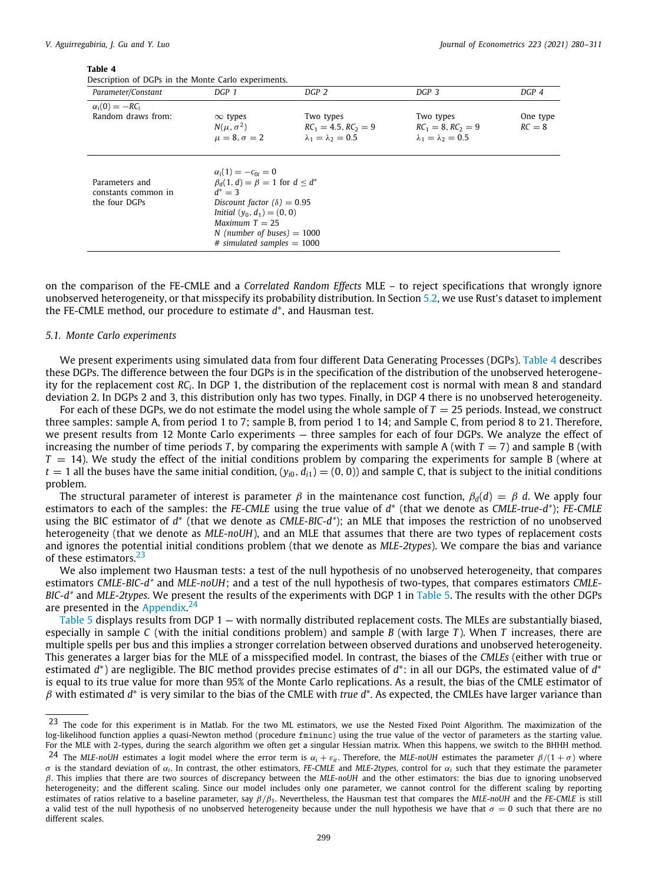**Table 4**
Description of DGPs in the Monte Carlo experiments.

| Parameter/Constant | DGP 1 | DGP 2 | DGP 3 | DGP 4 |
|---|---|---|---|---|
| $\alpha_i(0) = -RC_i$ | | | | |
| Random draws from: | $\infty$ types | Two types | Two types | One type |
| | $N(\mu, \sigma^2)$ | $RC_1 = 4.5, RC_2 = 9$ | $RC_1 = 8, RC_2 = 9$ | $RC = 8$ |
| | $\mu = 8, \sigma = 2$ | $\lambda_1 = \lambda_2 = 0.5$ | $\lambda_1 = \lambda_2 = 0.5$ | |
| Parameters and constants common in the four DGPs | $\alpha_i(1) = -c_{0i} = 0$; $\beta_d(1, d) = \beta = 1$ for $d \leq d^*$; $d^* = 3$; *Discount factor* $(\delta) = 0.95$; *Initial* $(y_0, d_1) = (0, 0)$; *Maximum* $T = 25$; *N (number of buses)* $= 1000$; *# simulated samples* $= 1000$ | | | |

on the comparison of the FE-CMLE and a *Correlated Random Effects* MLE – to reject specifications that wrongly ignore unobserved heterogeneity, or that misspecify its probability distribution. In Section 5.2, we use Rust's dataset to implement the FE-CMLE method, our procedure to estimate $d^*$, and Hausman test.

### 5.1. Monte Carlo experiments

We present experiments using simulated data from four different Data Generating Processes (DGPs). Table 4 describes these DGPs. The difference between the four DGPs is in the specification of the distribution of the unobserved heterogeneity for the replacement cost $RC_i$. In DGP 1, the distribution of the replacement cost is normal with mean 8 and standard deviation 2. In DGPs 2 and 3, this distribution only has two types. Finally, in DGP 4 there is no unobserved heterogeneity.

For each of these DGPs, we do not estimate the model using the whole sample of $T = 25$ periods. Instead, we construct three samples: sample A, from period 1 to 7; sample B, from period 1 to 14; and Sample C, from period 8 to 21. Therefore, we present results from 12 Monte Carlo experiments — three samples for each of four DGPs. We analyze the effect of increasing the number of time periods $T$, by comparing the experiments with sample A (with $T = 7$) and sample B (with $T = 14$). We study the effect of the initial conditions problem by comparing the experiments for sample B (where at $t = 1$ all the buses have the same initial condition, $(y_{i0}, d_{i1}) = (0, 0)$) and sample C, that is subject to the initial conditions problem.

The structural parameter of interest is parameter $\beta$ in the maintenance cost function, $\beta_d(d) = \beta\ d$. We apply four estimators to each of the samples: the *FE-CMLE* using the true value of $d^*$ (that we denote as *CMLE-true-*$d^*$); *FE-CMLE* using the BIC estimator of $d^*$ (that we denote as *CMLE-BIC-*$d^*$); an MLE that imposes the restriction of no unobserved heterogeneity (that we denote as *MLE-noUH*), and an MLE that assumes that there are two types of replacement costs and ignores the potential initial conditions problem (that we denote as *MLE-2types*). We compare the bias and variance of these estimators.[23]

We also implement two Hausman tests: a test of the null hypothesis of no unobserved heterogeneity, that compares estimators *CMLE-BIC-*$d^*$ and *MLE-noUH*; and a test of the null hypothesis of two-types, that compares estimators *CMLE-BIC-*$d^*$ and *MLE-2types*. We present the results of the experiments with DGP 1 in Table 5. The results with the other DGPs are presented in the Appendix.[24]

Table 5 displays results from DGP 1 — with normally distributed replacement costs. The MLEs are substantially biased, especially in sample *C* (with the initial conditions problem) and sample *B* (with large *T*). When *T* increases, there are multiple spells per bus and this implies a stronger correlation between observed durations and unobserved heterogeneity. This generates a larger bias for the MLE of a misspecified model. In contrast, the biases of the *CMLEs* (either with true or estimated $d^*$) are negligible. The BIC method provides precise estimates of $d^*$: in all our DGPs, the estimated value of $d^*$ is equal to its true value for more than 95% of the Monte Carlo replications. As a result, the bias of the CMLE estimator of $\beta$ with estimated $d^*$ is very similar to the bias of the CMLE with *true* $d^*$. As expected, the CMLEs have larger variance than

[23] The code for this experiment is in Matlab. For the two ML estimators, we use the Nested Fixed Point Algorithm. The maximization of the log-likelihood function applies a quasi-Newton method (procedure `fminunc`) using the true value of the vector of parameters as the starting value. For the MLE with 2-types, during the search algorithm we often get a singular Hessian matrix. When this happens, we switch to the BHHH method.

[24] The *MLE-noUH* estimates a logit model where the error term is $\alpha_i + \varepsilon_{it}$. Therefore, the *MLE-noUH* estimates the parameter $\beta/(1 + \sigma)$ where $\sigma$ is the standard deviation of $\alpha_i$. In contrast, the other estimators, *FE-CMLE* and *MLE-2types*, control for $\alpha_i$ such that they estimate the parameter $\beta$. This implies that there are two sources of discrepancy between the *MLE-noUH* and the other estimators: the bias due to ignoring unobserved heterogeneity; and the different scaling. Since our model includes only one parameter, we cannot control for the different scaling by reporting estimates of ratios relative to a baseline parameter, say $\beta/\beta_1$. Nevertheless, the Hausman test that compares the *MLE-noUH* and the *FE-CMLE* is still a valid test of the null hypothesis of no unobserved heterogeneity because under the null hypothesis we have that $\sigma = 0$ such that there are no different scales.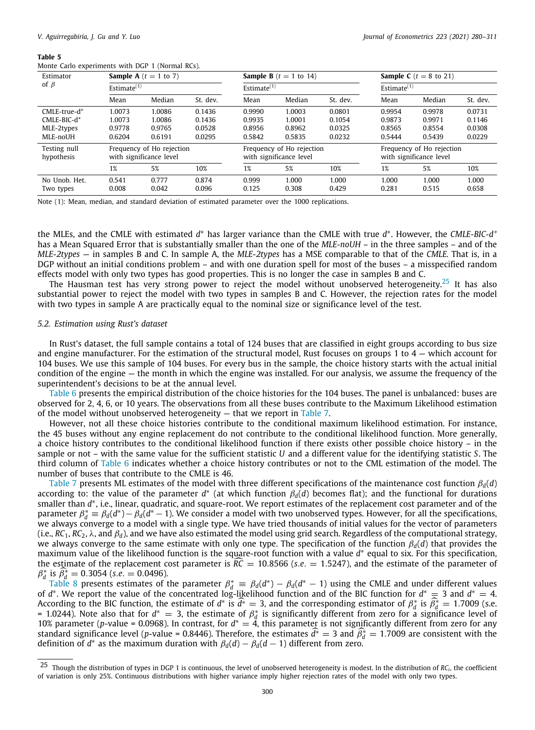**Table 5**
Monte Carlo experiments with DGP 1 (Normal RCs).

| Estimator of $\beta$ | **Sample A** ($t$ = 1 to 7) | | | **Sample B** ($t$ = 1 to 14) | | | **Sample C** ($t$ = 8 to 21) | | |
|---|---|---|---|---|---|---|---|---|---|
| | Estimate[(1)] | | | Estimate[(1)] | | | Estimate[(1)] | | |
| | Mean | Median | St. dev. | Mean | Median | St. dev. | Mean | Median | St. dev. |
| CMLE-true-$d^*$ | 1.0073 | 1.0086 | 0.1436 | 0.9990 | 1.0003 | 0.0801 | 0.9954 | 0.9978 | 0.0731 |
| CMLE-BIC-$d^*$ | 1.0073 | 1.0086 | 0.1436 | 0.9935 | 1.0001 | 0.1054 | 0.9873 | 0.9971 | 0.1146 |
| MLE-2types | 0.9778 | 0.9765 | 0.0528 | 0.8956 | 0.8962 | 0.0325 | 0.8565 | 0.8554 | 0.0308 |
| MLE-noUH | 0.6204 | 0.6191 | 0.0295 | 0.5842 | 0.5835 | 0.0232 | 0.5444 | 0.5439 | 0.0229 |
| Testing null hypothesis | Frequency of Ho rejection with significance level | | | Frequency of Ho rejection with significance level | | | Frequency of Ho rejection with significance level | | |
| | 1% | 5% | 10% | 1% | 5% | 10% | 1% | 5% | 10% |
| No Unob. Het. | 0.541 | 0.777 | 0.874 | 0.999 | 1.000 | 1.000 | 1.000 | 1.000 | 1.000 |
| Two types | 0.008 | 0.042 | 0.096 | 0.125 | 0.308 | 0.429 | 0.281 | 0.515 | 0.658 |

Note (1): Mean, median, and standard deviation of estimated parameter over the 1000 replications.

the MLEs, and the CMLE with estimated $d^*$ has larger variance than the CMLE with true $d^*$. However, the *CMLE-BIC-$d^*$* has a Mean Squared Error that is substantially smaller than the one of the *MLE-noUH* – in the three samples – and of the *MLE-2types* — in samples B and C. In sample A, the *MLE-2types* has a MSE comparable to that of the *CMLE*. That is, in a DGP without an initial conditions problem – and with one duration spell for most of the buses – a misspecified random effects model with only two types has good properties. This is no longer the case in samples B and C.

The Hausman test has very strong power to reject the model without unobserved heterogeneity.[25] It has also substantial power to reject the model with two types in samples B and C. However, the rejection rates for the model with two types in sample A are practically equal to the nominal size or significance level of the test.

### 5.2. Estimation using Rust's dataset

In Rust's dataset, the full sample contains a total of 124 buses that are classified in eight groups according to bus size and engine manufacturer. For the estimation of the structural model, Rust focuses on groups 1 to 4 — which account for 104 buses. We use this sample of 104 buses. For every bus in the sample, the choice history starts with the actual initial condition of the engine — the month in which the engine was installed. For our analysis, we assume the frequency of the superintendent's decisions to be at the annual level.

Table 6 presents the empirical distribution of the choice histories for the 104 buses. The panel is unbalanced: buses are observed for 2, 4, 6, or 10 years. The observations from all these buses contribute to the Maximum Likelihood estimation of the model without unobserved heterogeneity — that we report in Table 7.

However, not all these choice histories contribute to the conditional maximum likelihood estimation. For instance, the 45 buses without any engine replacement do not contribute to the conditional likelihood function. More generally, a choice history contributes to the conditional likelihood function if there exists other possible choice history – in the sample or not – with the same value for the sufficient statistic $U$ and a different value for the identifying statistic $S$. The third column of Table 6 indicates whether a choice history contributes or not to the CML estimation of the model. The number of buses that contribute to the CMLE is 46.

Table 7 presents ML estimates of the model with three different specifications of the maintenance cost function $\beta_d(d)$ according to: the value of the parameter $d^*$ (at which function $\beta_d(d)$ becomes flat); and the functional for durations smaller than $d^*$, i.e., linear, quadratic, and square-root. We report estimates of the replacement cost parameter and of the parameter $\beta_d^* \equiv \beta_d(d^*) - \beta_d(d^* - 1)$. We consider a model with two unobserved types. However, for all the specifications, we always converge to a model with a single type. We have tried thousands of initial values for the vector of parameters (i.e., $RC_1$, $RC_2$, $\lambda$, and $\beta_d$), and we have also estimated the model using grid search. Regardless of the computational strategy, we always converge to the same estimate with only one type. The specification of the function $\beta_d(d)$ that provides the maximum value of the likelihood function is the square-root function with a value $d^*$ equal to six. For this specification, the estimate of the replacement cost parameter is $\widehat{RC} = 10.8566$ ($s.e. = 1.5247$), and the estimate of the parameter of $\beta_d^*$ is $\widehat{\beta}_d^* = 0.3054$ ($s.e. = 0.0496$).

Table 8 presents estimates of the parameter $\beta_d^* \equiv \beta_d(d^*) - \beta_d(d^* - 1)$ using the CMLE and under different values of $d^*$. We report the value of the concentrated log-likelihood function and of the BIC function for $d^* = 3$ and $d^* = 4$. According to the BIC function, the estimate of $d^*$ is $\widehat{d^*} = 3$, and the corresponding estimator of $\beta_d^*$ is $\widehat{\beta}_d^* = 1.7009$ (s.e. = 1.0244). Note also that for $d^* = 3$, the estimate of $\beta_d^*$ is significantly different from zero for a significance level of 10% parameter ($p$-value = 0.0968). In contrast, for $d^* = 4$, this parameter is not significantly different from zero for any standard significance level ($p$-value = 0.8446). Therefore, the estimates $\widehat{d^*} = 3$ and $\widehat{\beta}_d^* = 1.7009$ are consistent with the definition of $d^*$ as the maximum duration with $\beta_d(d) - \beta_d(d-1)$ different from zero.

[25] Though the distribution of types in DGP 1 is continuous, the level of unobserved heterogeneity is modest. In the distribution of $RC_i$, the coefficient of variation is only 25%. Continuous distributions with higher variance imply higher rejection rates of the model with only two types.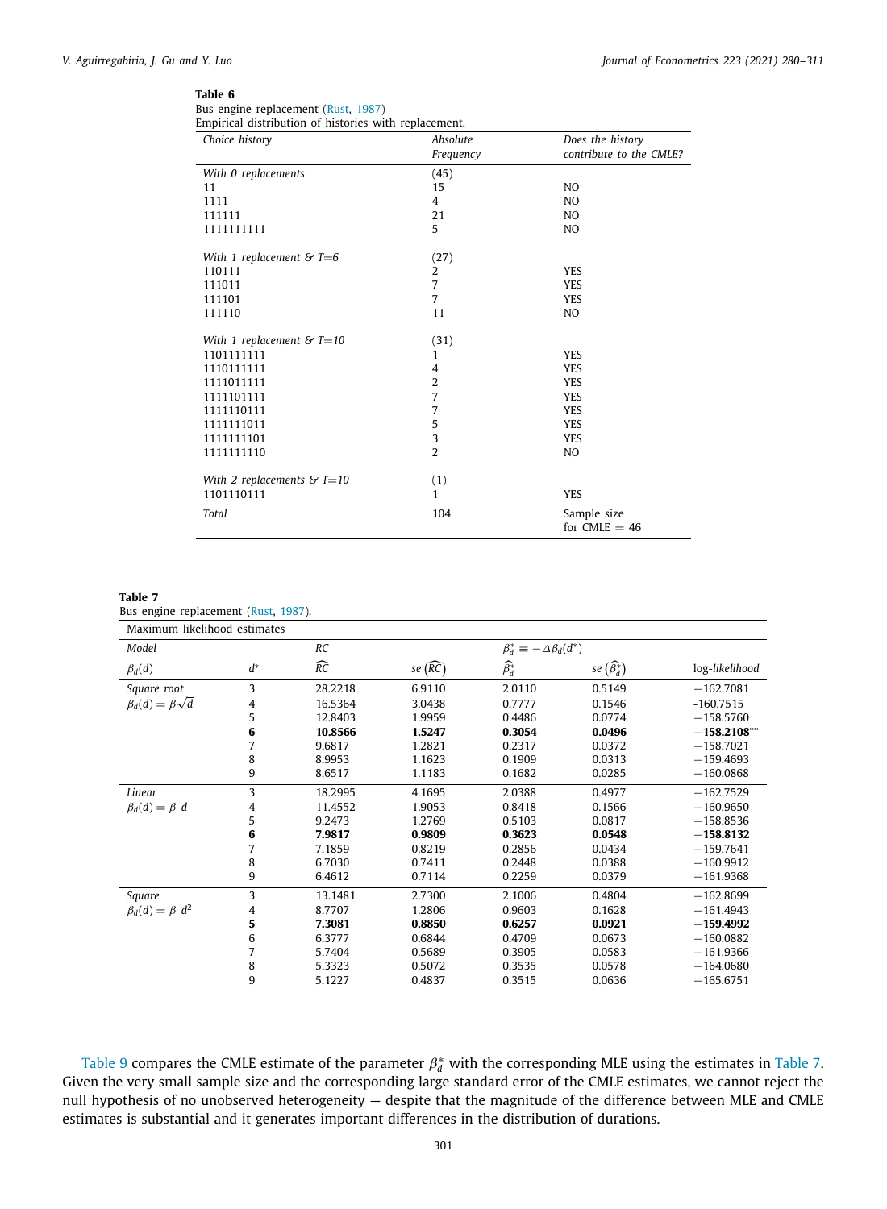**Table 6**
Bus engine replacement (Rust, 1987)
Empirical distribution of histories with replacement.

| *Choice history* | *Absolute Frequency* | *Does the history contribute to the CMLE?* |
|---|---|---|
| *With 0 replacements* | (45) | |
| 11 | 15 | NO |
| 1111 | 4 | NO |
| 111111 | 21 | NO |
| 1111111111 | 5 | NO |
| *With 1 replacement & T=6* | (27) | |
| 110111 | 2 | YES |
| 111011 | 7 | YES |
| 111101 | 7 | YES |
| 111110 | 11 | NO |
| *With 1 replacement & T=10* | (31) | |
| 1101111111 | 1 | YES |
| 1110111111 | 4 | YES |
| 1111011111 | 2 | YES |
| 1111101111 | 7 | YES |
| 1111110111 | 7 | YES |
| 1111111011 | 5 | YES |
| 1111111101 | 3 | YES |
| 1111111110 | 2 | NO |
| *With 2 replacements & T=10* | (1) | |
| 1101110111 | 1 | YES |
| *Total* | 104 | Sample size for CMLE = 46 |

**Table 7**
Bus engine replacement (Rust, 1987).

| Maximum likelihood estimates | | | | | | |
|---|---|---|---|---|---|---|
| *Model* | | *RC* | | $\beta_d^* \equiv -\Delta\beta_d(d^*)$ | | |
| $\beta_d(d)$ | $d^*$ | $\widehat{RC}$ | *se* $(\widehat{RC})$ | $\widehat{\beta}_d^*$ | *se* $(\widehat{\beta}_d^*)$ | log-*likelihood* |
| *Square root* | 3 | 28.2218 | 6.9110 | 2.0110 | 0.5149 | −162.7081 |
| $\beta_d(d) = \beta\sqrt{d}$ | 4 | 16.5364 | 3.0438 | 0.7777 | 0.1546 | -160.7515 |
| | 5 | 12.8403 | 1.9959 | 0.4486 | 0.0774 | −158.5760 |
| | **6** | **10.8566** | **1.5247** | **0.3054** | **0.0496** | **−158.2108**** |
| | 7 | 9.6817 | 1.2821 | 0.2317 | 0.0372 | −158.7021 |
| | 8 | 8.9953 | 1.1623 | 0.1909 | 0.0313 | −159.4693 |
| | 9 | 8.6517 | 1.1183 | 0.1682 | 0.0285 | −160.0868 |
| *Linear* | 3 | 18.2995 | 4.1695 | 2.0388 | 0.4977 | −162.7529 |
| $\beta_d(d) = \beta\ d$ | 4 | 11.4552 | 1.9053 | 0.8418 | 0.1566 | −160.9650 |
| | 5 | 9.2473 | 1.2769 | 0.5103 | 0.0817 | −158.8536 |
| | **6** | **7.9817** | **0.9809** | **0.3623** | **0.0548** | **−158.8132** |
| | 7 | 7.1859 | 0.8219 | 0.2856 | 0.0434 | −159.7641 |
| | 8 | 6.7030 | 0.7411 | 0.2448 | 0.0388 | −160.9912 |
| | 9 | 6.4612 | 0.7114 | 0.2259 | 0.0379 | −161.9368 |
| *Square* | 3 | 13.1481 | 2.7300 | 2.1006 | 0.4804 | −162.8699 |
| $\beta_d(d) = \beta\ d^2$ | 4 | 8.7707 | 1.2806 | 0.9603 | 0.1628 | −161.4943 |
| | **5** | **7.3081** | **0.8850** | **0.6257** | **0.0921** | **−159.4992** |
| | 6 | 6.3777 | 0.6844 | 0.4709 | 0.0673 | −160.0882 |
| | 7 | 5.7404 | 0.5689 | 0.3905 | 0.0583 | −161.9366 |
| | 8 | 5.3323 | 0.5072 | 0.3535 | 0.0578 | −164.0680 |
| | 9 | 5.1227 | 0.4837 | 0.3515 | 0.0636 | −165.6751 |

Table 9 compares the CMLE estimate of the parameter $\beta_d^*$ with the corresponding MLE using the estimates in Table 7. Given the very small sample size and the corresponding large standard error of the CMLE estimates, we cannot reject the null hypothesis of no unobserved heterogeneity — despite that the magnitude of the difference between MLE and CMLE estimates is substantial and it generates important differences in the distribution of durations.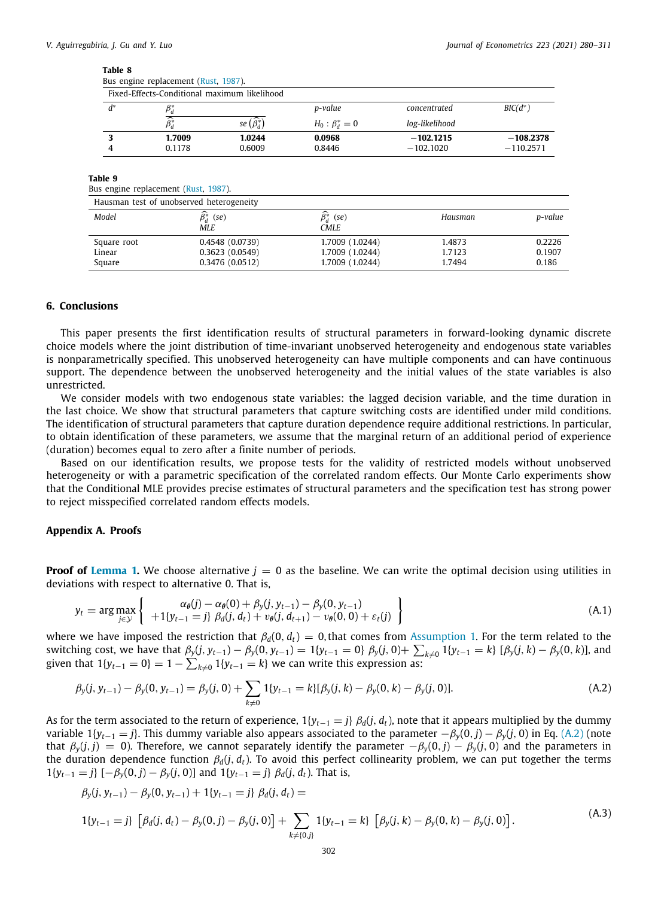**Table 8**
Bus engine replacement (Rust, 1987).

| Fixed-Effects-Conditional maximum likelihood | | | | | |
|---|---|---|---|---|---|
| $d^*$ | $\beta_d^*$ | | *p-value* | *concentrated* | $BIC(d^*)$ |
| | $\widehat{\beta_d^*}$ | $se\left(\widehat{\beta_d^*}\right)$ | $H_0: \beta_d^* = 0$ | *log-likelihood* | |
| **3** | **1.7009** | **1.0244** | **0.0968** | **−102.1215** | **−108.2378** |
| 4 | 0.1178 | 0.6009 | 0.8446 | −102.1020 | −110.2571 |

**Table 9**
Bus engine replacement (Rust, 1987).

| Hausman test of unobserved heterogeneity | | | | |
|---|---|---|---|---|
| *Model* | $\widehat{\beta_d^*}$ *(se)* *MLE* | $\widehat{\beta_d^*}$ *(se)* *CMLE* | *Hausman* | *p-value* |
| Square root | 0.4548 (0.0739) | 1.7009 (1.0244) | 1.4873 | 0.2226 |
| Linear | 0.3623 (0.0549) | 1.7009 (1.0244) | 1.7123 | 0.1907 |
| Square | 0.3476 (0.0512) | 1.7009 (1.0244) | 1.7494 | 0.186 |

## 6. Conclusions

This paper presents the first identification results of structural parameters in forward-looking dynamic discrete choice models where the joint distribution of time-invariant unobserved heterogeneity and endogenous state variables is nonparametrically specified. This unobserved heterogeneity can have multiple components and can have continuous support. The dependence between the unobserved heterogeneity and the initial values of the state variables is also unrestricted.

We consider models with two endogenous state variables: the lagged decision variable, and the time duration in the last choice. We show that structural parameters that capture switching costs are identified under mild conditions. The identification of structural parameters that capture duration dependence require additional restrictions. In particular, to obtain identification of these parameters, we assume that the marginal return of an additional period of experience (duration) becomes equal to zero after a finite number of periods.

Based on our identification results, we propose tests for the validity of restricted models without unobserved heterogeneity or with a parametric specification of the correlated random effects. Our Monte Carlo experiments show that the Conditional MLE provides precise estimates of structural parameters and the specification test has strong power to reject misspecified correlated random effects models.

## Appendix A. Proofs

**Proof of Lemma 1.** We choose alternative $j = 0$ as the baseline. We can write the optimal decision using utilities in deviations with respect to alternative 0. That is,

$$y_t = \arg\max_{j\in\mathcal{Y}} \left\{ \begin{array}{c} \alpha_{\boldsymbol{\theta}}(j) - \alpha_{\boldsymbol{\theta}}(0) + \beta_y(j, y_{t-1}) - \beta_y(0, y_{t-1}) \\ +1\{y_{t-1} = j\}\ \beta_d(j, d_t) + v_{\boldsymbol{\theta}}(j, d_{t+1}) - v_{\boldsymbol{\theta}}(0, 0) + \varepsilon_t(j) \end{array} \right\} \tag{A.1}$$

where we have imposed the restriction that $\beta_d(0, d_t) = 0$, that comes from Assumption 1. For the term related to the switching cost, we have that $\beta_y(j, y_{t-1}) - \beta_y(0, y_{t-1}) = 1\{y_{t-1} = 0\}\ \beta_y(j, 0) + \sum_{k\neq 0} 1\{y_{t-1} = k\}\ [\beta_y(j, k) - \beta_y(0, k)]$, and given that $1\{y_{t-1} = 0\} = 1 - \sum_{k\neq 0} 1\{y_{t-1} = k\}$ we can write this expression as:

$$\beta_y(j, y_{t-1}) - \beta_y(0, y_{t-1}) = \beta_y(j, 0) + \sum_{k\neq 0} 1\{y_{t-1} = k\}[\beta_y(j, k) - \beta_y(0, k) - \beta_y(j, 0)]. \tag{A.2}$$

As for the term associated to the return of experience, $1\{y_{t-1} = j\}\ \beta_d(j, d_t)$, note that it appears multiplied by the dummy variable $1\{y_{t-1} = j\}$. This dummy variable also appears associated to the parameter $-\beta_y(0, j) - \beta_y(j, 0)$ in Eq. (A.2) (note that $\beta_y(j, j) = 0$). Therefore, we cannot separately identify the parameter $-\beta_y(0, j) - \beta_y(j, 0)$ and the parameters in the duration dependence function $\beta_d(j, d_t)$. To avoid this perfect collinearity problem, we can put together the terms $1\{y_{t-1} = j\}\ [-\beta_y(0, j) - \beta_y(j, 0)]$ and $1\{y_{t-1} = j\}\ \beta_d(j, d_t)$. That is,

$$\begin{aligned} &\beta_y(j, y_{t-1}) - \beta_y(0, y_{t-1}) + 1\{y_{t-1} = j\}\ \beta_d(j, d_t) = \\ &1\{y_{t-1} = j\}\ \left[\beta_d(j, d_t) - \beta_y(0, j) - \beta_y(j, 0)\right] + \sum_{k\neq\{0,j\}} 1\{y_{t-1} = k\}\ \left[\beta_y(j, k) - \beta_y(0, k) - \beta_y(j, 0)\right]. \end{aligned} \tag{A.3}$$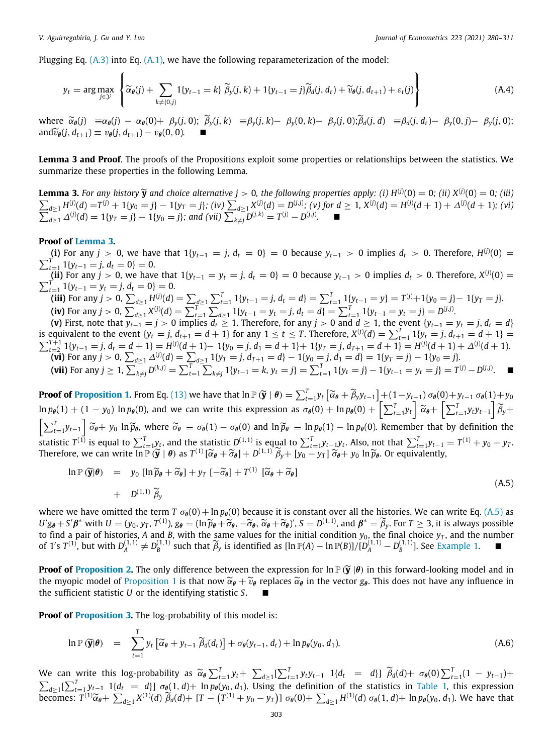Plugging Eq. (A.3) into Eq. (A.1), we have the following reparameterization of the model:

$$
y_t = \arg\max_{j \in \mathcal{Y}} \left\{ \widetilde{\alpha}_{\theta}(j) + \sum_{k \neq \{0,j\}} 1\{y_{t-1} = k\} \, \widetilde{\beta}_y(j,k) + 1\{y_{t-1} = j\} \widetilde{\beta}_d(j, d_t) + \widetilde{v}_{\theta}(j, d_{t+1}) + \varepsilon_t(j) \right\} \tag{A.4}
$$

where $\widetilde{\alpha}_{\theta}(j) \equiv \alpha_{\theta}(j) - \alpha_{\theta}(0) + \beta_y(j,0)$; $\widetilde{\beta}_y(j,k) \equiv \beta_y(j,k) - \beta_y(0,k) - \beta_y(j,0)$; $\widetilde{\beta}_d(j,d) \equiv \beta_d(j,d_t) - \beta_y(0,j) - \beta_y(j,0)$; and $\widetilde{v}_{\theta}(j, d_{t+1}) \equiv v_{\theta}(j, d_{t+1}) - v_{\theta}(0,0)$. ■

**Lemma 3 and Proof**. The proofs of the Propositions exploit some properties or relationships between the statistics. We summarize these properties in the following Lemma.

**Lemma 3.** *For any history* $\widetilde{\mathbf{y}}$ *and choice alternative* $j > 0$, *the following properties apply: (i)* $H^{(j)}(0) = 0$; *(ii)* $X^{(j)}(0) = 0$; *(iii)* $\sum_{d \geq 1} H^{(j)}(d) = T^{(j)} + 1\{y_0 = j\} - 1\{y_T = j\}$; *(iv)* $\sum_{d \geq 1} X^{(j)}(d) = D^{(j,j)}$; *(v) for* $d \geq 1$, $X^{(j)}(d) = H^{(j)}(d+1) + \Delta^{(j)}(d+1)$; *(vi)* $\sum_{d \geq 1} \Delta^{(j)}(d) = 1\{y_T = j\} - 1\{y_0 = j\}$; *and (vii)* $\sum_{k \neq j} D^{(j,k)} = T^{(j)} - D^{(j,j)}$. ■

**Proof of Lemma 3.**

**(i)** For any $j > 0$, we have that $1\{y_{t-1} = j, \, d_t = 0\} = 0$ because $y_{t-1} > 0$ implies $d_t > 0$. Therefore, $H^{(j)}(0) = \sum_{t=1}^{T} 1\{y_{t-1} = j, d_t = 0\} = 0$.

**(ii)** For any $j > 0$, we have that $1\{y_{t-1} = y_t = j, \, d_t = 0\} = 0$ because $y_{t-1} > 0$ implies $d_t > 0$. Therefore, $X^{(j)}(0) = \sum_{t=1}^{T} 1\{y_{t-1} = y_t = j, d_t = 0\} = 0$.

**(iii)** For any $j > 0$, $\sum_{d \geq 1} H^{(j)}(d) = \sum_{d \geq 1} \sum_{t=1}^{T} 1\{y_{t-1} = j, d_t = d\} = \sum_{t=1}^{T} 1\{y_{t-1} = y\} = T^{(j)} + 1\{y_0 = j\} - 1\{y_T = j\}$.

**(iv)** For any $j > 0$, $\sum_{d \geq 1} X^{(j)}(d) = \sum_{t=1}^{T} \sum_{d \geq 1} 1\{y_{t-1} = y_t = j, d_t = d\} = \sum_{t=1}^{T} 1\{y_{t-1} = y_t = j\} = D^{(j,j)}$.

**(v)** First, note that $y_{t-1} = j > 0$ implies $d_t \geq 1$. Therefore, for any $j > 0$ and $d \geq 1$, the event $\{y_{t-1} = y_t = j, \, d_t = d\}$ is equivalent to the event $\{y_t = j, \, d_{t+1} = d+1\}$ for any $1 \leq t \leq T$. Therefore, $X^{(j)}(d) = \sum_{t=1}^{T} 1\{y_t = j, \, d_{t+1} = d+1\} = \sum_{t=2}^{T+1} 1\{y_{t-1} = j, \, d_t = d+1\} = H^{(j)}(d+1) - 1\{y_0 = j, \, d_1 = d+1\} + 1\{y_T = j, \, d_{T+1} = d+1\} = H^{(j)}(d+1) + \Delta^{(j)}(d+1)$.

**(vi)** For any $j > 0$, $\sum_{d \geq 1} \Delta^{(j)}(d) = \sum_{d \geq 1} 1\{y_T = j, \, d_{T+1} = d\} - 1\{y_0 = j, \, d_1 = d\} = 1\{y_T = j\} - 1\{y_0 = j\}$.

**(vii)** For any $j \geq 1$, $\sum_{k \neq j} D^{(k,j)} = \sum_{t=1}^{T} \sum_{k \neq j} 1\{y_{t-1} = k, \, y_t = j\} = \sum_{t=1}^{T} 1\{y_t = j\} - 1\{y_{t-1} = y_t = j\} = T^{(j)} - D^{(j,j)}$. ■

**Proof of Proposition 1.** From Eq. (13) we have that $\ln \mathbb{P}(\widetilde{\mathbf{y}} \mid \boldsymbol{\theta}) = \sum_{t=1}^{T} y_t \left[ \widetilde{\alpha}_{\boldsymbol{\theta}} + \widetilde{\beta}_y y_{t-1} \right] + (1 - y_{t-1}) \, \sigma_{\boldsymbol{\theta}}(0) + y_{t-1} \, \sigma_{\boldsymbol{\theta}}(1) + y_0 \ln p_{\boldsymbol{\theta}}(1) + (1 - y_0) \ln p_{\boldsymbol{\theta}}(0)$, and we can write this expression as $\sigma_{\boldsymbol{\theta}}(0) + \ln p_{\boldsymbol{\theta}}(0) + \left[ \sum_{t=1}^{T} y_t \right] \widetilde{\alpha}_{\boldsymbol{\theta}} + \left[ \sum_{t=1}^{T} y_t y_{t-1} \right] \widetilde{\beta}_y + \left[ \sum_{t=1}^{T} y_{t-1} \right] \widetilde{\sigma}_{\boldsymbol{\theta}} + y_0 \ln \widetilde{p}_{\boldsymbol{\theta}}$, where $\widetilde{\sigma}_{\boldsymbol{\theta}} \equiv \sigma_{\boldsymbol{\theta}}(1) - \sigma_{\boldsymbol{\theta}}(0)$ and $\ln \widetilde{p}_{\boldsymbol{\theta}} \equiv \ln p_{\boldsymbol{\theta}}(1) - \ln p_{\boldsymbol{\theta}}(0)$. Remember that by definition the statistic $T^{(1)}$ is equal to $\sum_{t=1}^{T} y_t$, and the statistic $D^{(1,1)}$ is equal to $\sum_{t=1}^{T} y_{t-1} y_t$. Also, not that $\sum_{t=1}^{T} y_{t-1} = T^{(1)} + y_0 - y_T$. Therefore, we can write $\ln \mathbb{P}(\widetilde{\mathbf{y}} \mid \boldsymbol{\theta})$ as $T^{(1)} [\widetilde{\alpha}_{\boldsymbol{\theta}} + \widetilde{\sigma}_{\boldsymbol{\theta}}] + D^{(1,1)} \, \widetilde{\beta}_y + [y_0 - y_T] \, \widetilde{\sigma}_{\boldsymbol{\theta}} + y_0 \ln \widetilde{p}_{\boldsymbol{\theta}}$. Or equivalently,

$$
\begin{aligned}
\ln \mathbb{P}(\widetilde{\mathbf{y}} | \boldsymbol{\theta}) \quad &= \quad y_0 \, [\ln \widetilde{p}_{\boldsymbol{\theta}} + \widetilde{\sigma}_{\boldsymbol{\theta}}] + y_T \, [-\widetilde{\sigma}_{\boldsymbol{\theta}}] + T^{(1)} \, [\widetilde{\alpha}_{\boldsymbol{\theta}} + \widetilde{\sigma}_{\boldsymbol{\theta}}] \\
&+ \quad D^{(1,1)} \, \widetilde{\beta}_y
\end{aligned}
\tag{A.5}
$$

where we have omitted the term $T \, \sigma_{\boldsymbol{\theta}}(0) + \ln p_{\boldsymbol{\theta}}(0)$ because it is constant over all the histories. We can write Eq. (A.5) as $U' g_{\boldsymbol{\theta}} + S' \boldsymbol{\beta}^*$ with $U = (y_0, y_T, T^{(1)})$, $g_{\boldsymbol{\theta}} = (\ln \widetilde{p}_{\boldsymbol{\theta}} + \widetilde{\sigma}_{\boldsymbol{\theta}}, -\widetilde{\sigma}_{\boldsymbol{\theta}}, \widetilde{\alpha}_{\boldsymbol{\theta}} + \widetilde{\sigma}_{\boldsymbol{\theta}})'$, $S = D^{(1,1)}$, and $\boldsymbol{\beta}^* = \widetilde{\beta}_y$. For $T \geq 3$, it is always possible to find a pair of histories, $A$ and $B$, with the same values for the initial condition $y_0$, the final choice $y_T$, and the number of 1's $T^{(1)}$, but with $D_A^{(1,1)} \neq D_B^{(1,1)}$ such that $\widetilde{\beta}_y$ is identified as $[\ln \mathbb{P}(A) - \ln \mathbb{P}(B)]/[D_A^{(1,1)} - D_B^{(1,1)}]$. See Example 1. ■

**Proof of Proposition 2.** The only difference between the expression for $\ln \mathbb{P}(\widetilde{\mathbf{y}} \mid \boldsymbol{\theta})$ in this forward-looking model and in the myopic model of Proposition 1 is that now $\widetilde{\alpha}_{\boldsymbol{\theta}} + \widetilde{v}_{\boldsymbol{\theta}}$ replaces $\widetilde{\alpha}_{\boldsymbol{\theta}}$ in the vector $g_{\boldsymbol{\theta}}$. This does not have any influence in the sufficient statistic $U$ or the identifying statistic $S$. ■

**Proof of Proposition 3.** The log-probability of this model is:

$$
\ln \mathbb{P}(\widetilde{\mathbf{y}} | \boldsymbol{\theta}) \quad = \quad \sum_{t=1}^{T} y_t \left[ \widetilde{\alpha}_{\boldsymbol{\theta}} + y_{t-1} \, \widetilde{\beta}_d(d_t) \right] + \sigma_{\boldsymbol{\theta}}(y_{t-1}, d_t) + \ln p_{\boldsymbol{\theta}}(y_0, d_1). \tag{A.6}
$$

We can write this log-probability as $\widetilde{\alpha}_{\boldsymbol{\theta}} \sum_{t=1}^{T} y_t + \sum_{d \geq 1} [\sum_{t=1}^{T} y_t y_{t-1} \; 1\{d_t = d\}] \; \widetilde{\beta}_d(d) + \sigma_{\boldsymbol{\theta}}(0) \sum_{t=1}^{T} (1 - y_{t-1}) + \sum_{d \geq 1} [\sum_{t=1}^{T} y_{t-1} \; 1\{d_t = d\}] \; \sigma_{\boldsymbol{\theta}}(1, d) + \ln p_{\boldsymbol{\theta}}(y_0, d_1)$. Using the definition of the statistics in Table 1, this expression becomes: $T^{(1)} \widetilde{\alpha}_{\boldsymbol{\theta}} + \sum_{d \geq 1} X^{(1)}(d) \; \widetilde{\beta}_d(d) + [T - (T^{(1)} + y_0 - y_T)] \; \sigma_{\boldsymbol{\theta}}(0) + \sum_{d \geq 1} H^{(1)}(d) \; \sigma_{\boldsymbol{\theta}}(1, d) + \ln p_{\boldsymbol{\theta}}(y_0, d_1)$. We have that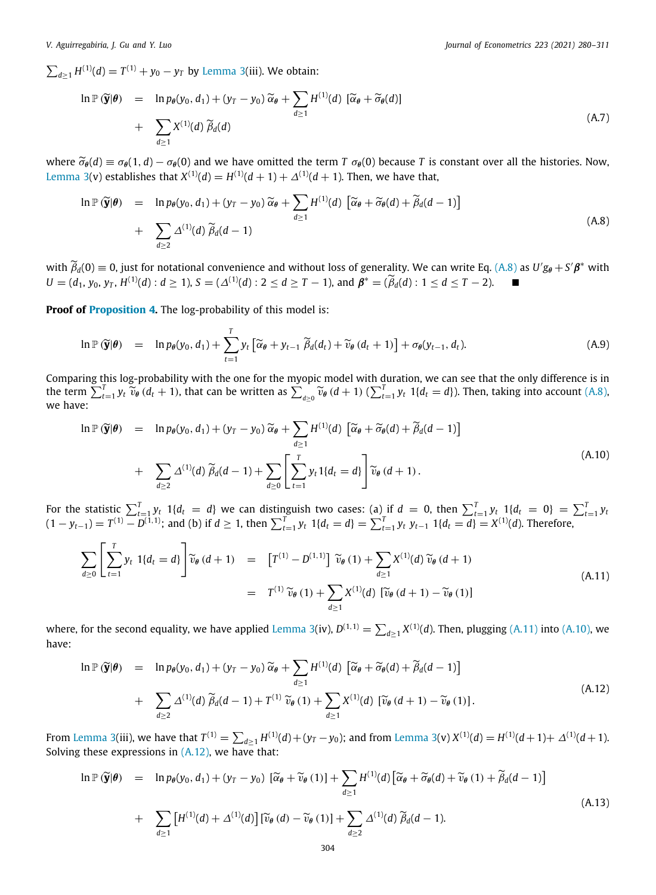$\sum_{d\geq 1} H^{(1)}(d) = T^{(1)} + y_0 - y_T$ by Lemma 3(iii). We obtain:

$$
\begin{aligned}
\ln \mathbb{P}(\widetilde{\mathbf{y}}|\boldsymbol{\theta}) \quad &= \quad \ln p_{\boldsymbol{\theta}}(y_0, d_1) + (y_T - y_0)\,\widetilde{\alpha}_{\boldsymbol{\theta}} + \sum_{d\geq 1} H^{(1)}(d)\ [\widetilde{\alpha}_{\boldsymbol{\theta}} + \widetilde{\sigma}_{\boldsymbol{\theta}}(d)] \\
&+ \quad \sum_{d\geq 1} X^{(1)}(d)\ \widetilde{\beta}_d(d)
\end{aligned}
\tag{A.7}
$$

where $\widetilde{\sigma}_{\boldsymbol{\theta}}(d) \equiv \sigma_{\boldsymbol{\theta}}(1,d) - \sigma_{\boldsymbol{\theta}}(0)$ and we have omitted the term $T\ \sigma_{\boldsymbol{\theta}}(0)$ because $T$ is constant over all the histories. Now, Lemma 3(v) establishes that $X^{(1)}(d) = H^{(1)}(d+1) + \Delta^{(1)}(d+1)$. Then, we have that,

$$
\begin{aligned}
\ln \mathbb{P}(\widetilde{\mathbf{y}}|\boldsymbol{\theta}) \quad &= \quad \ln p_{\boldsymbol{\theta}}(y_0, d_1) + (y_T - y_0)\,\widetilde{\alpha}_{\boldsymbol{\theta}} + \sum_{d\geq 1} H^{(1)}(d)\ \left[\widetilde{\alpha}_{\boldsymbol{\theta}} + \widetilde{\sigma}_{\boldsymbol{\theta}}(d) + \widetilde{\beta}_d(d-1)\right] \\
&+ \quad \sum_{d\geq 2} \Delta^{(1)}(d)\ \widetilde{\beta}_d(d-1)
\end{aligned}
\tag{A.8}
$$

with $\widetilde{\beta}_d(0) \equiv 0$, just for notational convenience and without loss of generality. We can write Eq. (A.8) as $U'g_{\boldsymbol{\theta}} + S'\boldsymbol{\beta}^*$ with $U = (d_1, y_0, y_T, H^{(1)}(d) : d \geq 1)$, $S = (\Delta^{(1)}(d) : 2 \leq d \geq T-1)$, and $\boldsymbol{\beta}^* = (\widetilde{\beta}_d(d) : 1 \leq d \leq T-2)$. ■

**Proof of Proposition 4.** The log-probability of this model is:

$$
\ln \mathbb{P}(\widetilde{\mathbf{y}}|\boldsymbol{\theta}) \quad = \quad \ln p_{\boldsymbol{\theta}}(y_0, d_1) + \sum_{t=1}^{T} y_t \left[\widetilde{\alpha}_{\boldsymbol{\theta}} + y_{t-1}\ \widetilde{\beta}_d(d_t) + \widetilde{v}_{\boldsymbol{\theta}}\,(d_t+1)\right] + \sigma_{\boldsymbol{\theta}}(y_{t-1}, d_t).
\tag{A.9}
$$

Comparing this log-probability with the one for the myopic model with duration, we can see that the only difference is in the term $\sum_{t=1}^{T} y_t\ \widetilde{v}_{\boldsymbol{\theta}}\,(d_t+1)$, that can be written as $\sum_{d\geq 0} \widetilde{v}_{\boldsymbol{\theta}}\,(d+1)\ (\sum_{t=1}^{T} y_t\ 1\{d_t = d\})$. Then, taking into account (A.8), we have:

$$
\begin{aligned}
\ln \mathbb{P}(\widetilde{\mathbf{y}}|\boldsymbol{\theta}) \quad &= \quad \ln p_{\boldsymbol{\theta}}(y_0, d_1) + (y_T - y_0)\,\widetilde{\alpha}_{\boldsymbol{\theta}} + \sum_{d\geq 1} H^{(1)}(d)\ \left[\widetilde{\alpha}_{\boldsymbol{\theta}} + \widetilde{\sigma}_{\boldsymbol{\theta}}(d) + \widetilde{\beta}_d(d-1)\right] \\
&+ \quad \sum_{d\geq 2} \Delta^{(1)}(d)\ \widetilde{\beta}_d(d-1) + \sum_{d\geq 0}\left[\sum_{t=1}^{T} y_t 1\{d_t = d\}\right] \widetilde{v}_{\boldsymbol{\theta}}\,(d+1)\,.
\end{aligned}
\tag{A.10}
$$

For the statistic $\sum_{t=1}^{T} y_t\ 1\{d_t = d\}$ we can distinguish two cases: (a) if $d = 0$, then $\sum_{t=1}^{T} y_t\ 1\{d_t = 0\} = \sum_{t=1}^{T} y_t\ (1 - y_{t-1}) = T^{(1)} - D^{(1,1)}$; and (b) if $d \geq 1$, then $\sum_{t=1}^{T} y_t\ 1\{d_t = d\} = \sum_{t=1}^{T} y_t\ y_{t-1}\ 1\{d_t = d\} = X^{(1)}(d)$. Therefore,

$$
\begin{aligned}
\sum_{d\geq 0}\left[\sum_{t=1}^{T} y_t\ 1\{d_t = d\}\right] \widetilde{v}_{\boldsymbol{\theta}}\,(d+1) \quad &= \quad \left[T^{(1)} - D^{(1,1)}\right]\ \widetilde{v}_{\boldsymbol{\theta}}\,(1) + \sum_{d\geq 1} X^{(1)}(d)\ \widetilde{v}_{\boldsymbol{\theta}}\,(d+1) \\
&= \quad T^{(1)}\ \widetilde{v}_{\boldsymbol{\theta}}\,(1) + \sum_{d\geq 1} X^{(1)}(d)\ \left[\widetilde{v}_{\boldsymbol{\theta}}\,(d+1) - \widetilde{v}_{\boldsymbol{\theta}}\,(1)\right]
\end{aligned}
\tag{A.11}
$$

where, for the second equality, we have applied Lemma 3(iv), $D^{(1,1)} = \sum_{d\geq 1} X^{(1)}(d)$. Then, plugging (A.11) into (A.10), we have:

$$
\begin{aligned}
\ln \mathbb{P}(\widetilde{\mathbf{y}}|\boldsymbol{\theta}) \quad &= \quad \ln p_{\boldsymbol{\theta}}(y_0, d_1) + (y_T - y_0)\,\widetilde{\alpha}_{\boldsymbol{\theta}} + \sum_{d\geq 1} H^{(1)}(d)\ \left[\widetilde{\alpha}_{\boldsymbol{\theta}} + \widetilde{\sigma}_{\boldsymbol{\theta}}(d) + \widetilde{\beta}_d(d-1)\right] \\
&+ \quad \sum_{d\geq 2} \Delta^{(1)}(d)\ \widetilde{\beta}_d(d-1) + T^{(1)}\ \widetilde{v}_{\boldsymbol{\theta}}\,(1) + \sum_{d\geq 1} X^{(1)}(d)\ \left[\widetilde{v}_{\boldsymbol{\theta}}\,(d+1) - \widetilde{v}_{\boldsymbol{\theta}}\,(1)\right].
\end{aligned}
\tag{A.12}
$$

From Lemma 3(iii), we have that $T^{(1)} = \sum_{d\geq 1} H^{(1)}(d) + (y_T - y_0)$; and from Lemma 3(v) $X^{(1)}(d) = H^{(1)}(d+1) + \Delta^{(1)}(d+1)$. Solving these expressions in (A.12), we have that:

$$
\begin{aligned}
\ln \mathbb{P}(\widetilde{\mathbf{y}}|\boldsymbol{\theta}) \quad &= \quad \ln p_{\boldsymbol{\theta}}(y_0, d_1) + (y_T - y_0)\ \left[\widetilde{\alpha}_{\boldsymbol{\theta}} + \widetilde{v}_{\boldsymbol{\theta}}\,(1)\right] + \sum_{d\geq 1} H^{(1)}(d)\left[\widetilde{\alpha}_{\boldsymbol{\theta}} + \widetilde{\sigma}_{\boldsymbol{\theta}}(d) + \widetilde{v}_{\boldsymbol{\theta}}\,(1) + \widetilde{\beta}_d(d-1)\right] \\
&+ \quad \sum_{d\geq 1}\left[H^{(1)}(d) + \Delta^{(1)}(d)\right]\left[\widetilde{v}_{\boldsymbol{\theta}}\,(d) - \widetilde{v}_{\boldsymbol{\theta}}\,(1)\right] + \sum_{d\geq 2} \Delta^{(1)}(d)\ \widetilde{\beta}_d(d-1).
\end{aligned}
\tag{A.13}
$$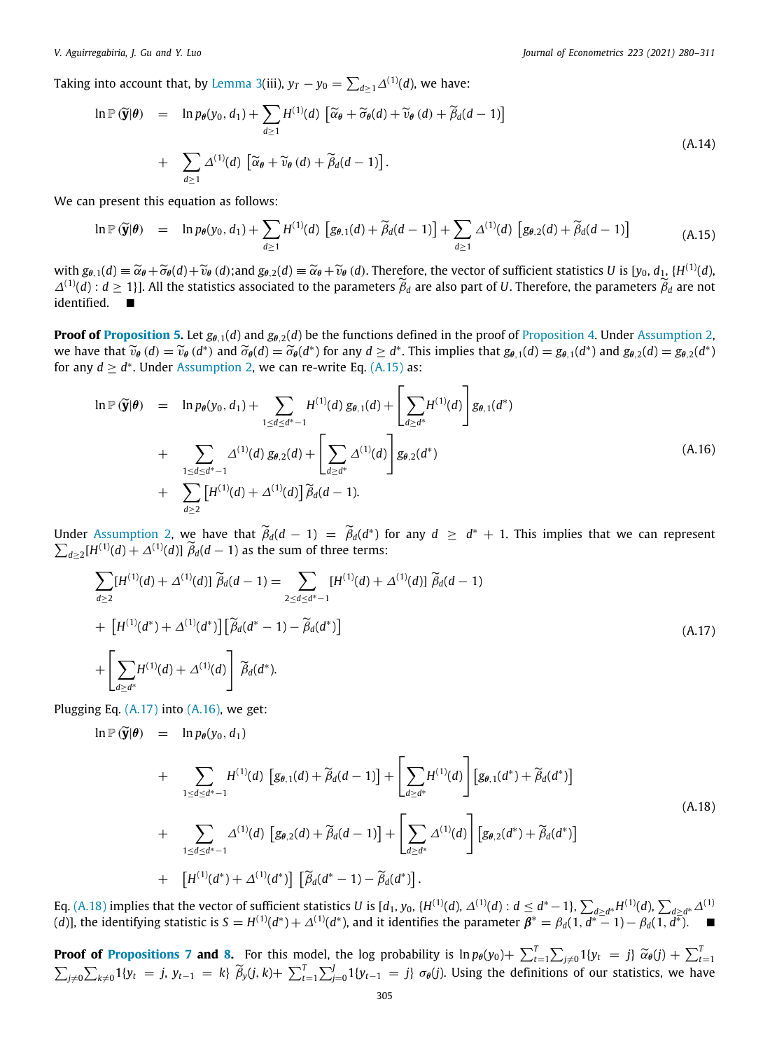Taking into account that, by Lemma 3(iii), $y_T - y_0 = \sum_{d \geq 1} \Delta^{(1)}(d)$, we have:

$$
\begin{aligned}
\ln \mathbb{P}(\widetilde{\mathbf{y}}|\boldsymbol{\theta}) \quad &= \quad \ln p_{\boldsymbol{\theta}}(y_0, d_1) + \sum_{d \geq 1} H^{(1)}(d) \left[ \widetilde{\alpha}_{\boldsymbol{\theta}} + \widetilde{\sigma}_{\boldsymbol{\theta}}(d) + \widetilde{v}_{\boldsymbol{\theta}}(d) + \widetilde{\beta}_d(d-1) \right] \\
&+ \quad \sum_{d \geq 1} \Delta^{(1)}(d) \left[ \widetilde{\alpha}_{\boldsymbol{\theta}} + \widetilde{v}_{\boldsymbol{\theta}}(d) + \widetilde{\beta}_d(d-1) \right].
\end{aligned}
\tag{A.14}
$$

We can present this equation as follows:

$$
\ln \mathbb{P}(\widetilde{\mathbf{y}}|\boldsymbol{\theta}) \quad = \quad \ln p_{\boldsymbol{\theta}}(y_0, d_1) + \sum_{d \geq 1} H^{(1)}(d) \left[ g_{\boldsymbol{\theta},1}(d) + \widetilde{\beta}_d(d-1) \right] + \sum_{d \geq 1} \Delta^{(1)}(d) \left[ g_{\boldsymbol{\theta},2}(d) + \widetilde{\beta}_d(d-1) \right]
\tag{A.15}
$$

with $g_{\boldsymbol{\theta},1}(d) \equiv \widetilde{\alpha}_{\boldsymbol{\theta}} + \widetilde{\sigma}_{\boldsymbol{\theta}}(d) + \widetilde{v}_{\boldsymbol{\theta}}(d)$;and $g_{\boldsymbol{\theta},2}(d) \equiv \widetilde{\alpha}_{\boldsymbol{\theta}} + \widetilde{v}_{\boldsymbol{\theta}}(d)$. Therefore, the vector of sufficient statistics $U$ is $[y_0, d_1, \{H^{(1)}(d), \Delta^{(1)}(d) : d \geq 1\}]$. All the statistics associated to the parameters $\widetilde{\beta}_d$ are also part of $U$. Therefore, the parameters $\widetilde{\beta}_d$ are not identified. ■

**Proof of Proposition 5.** Let $g_{\boldsymbol{\theta},1}(d)$ and $g_{\boldsymbol{\theta},2}(d)$ be the functions defined in the proof of Proposition 4. Under Assumption 2, we have that $\widetilde{v}_{\boldsymbol{\theta}}(d) = \widetilde{v}_{\boldsymbol{\theta}}(d^*)$ and $\widetilde{\sigma}_{\boldsymbol{\theta}}(d) = \widetilde{\sigma}_{\boldsymbol{\theta}}(d^*)$ for any $d \geq d^*$. This implies that $g_{\boldsymbol{\theta},1}(d) = g_{\boldsymbol{\theta},1}(d^*)$ and $g_{\boldsymbol{\theta},2}(d) = g_{\boldsymbol{\theta},2}(d^*)$ for any $d \geq d^*$. Under Assumption 2, we can re-write Eq. (A.15) as:

$$
\begin{aligned}
\ln \mathbb{P}(\widetilde{\mathbf{y}}|\boldsymbol{\theta}) \quad &= \quad \ln p_{\boldsymbol{\theta}}(y_0, d_1) + \sum_{1 \leq d \leq d^*-1} H^{(1)}(d)\, g_{\boldsymbol{\theta},1}(d) + \left[ \sum_{d \geq d^*} H^{(1)}(d) \right] g_{\boldsymbol{\theta},1}(d^*) \\
&+ \quad \sum_{1 \leq d \leq d^*-1} \Delta^{(1)}(d)\, g_{\boldsymbol{\theta},2}(d) + \left[ \sum_{d \geq d^*} \Delta^{(1)}(d) \right] g_{\boldsymbol{\theta},2}(d^*) \\
&+ \quad \sum_{d \geq 2} \left[ H^{(1)}(d) + \Delta^{(1)}(d) \right] \widetilde{\beta}_d(d-1).
\end{aligned}
\tag{A.16}
$$

Under Assumption 2, we have that $\widetilde{\beta}_d(d-1) = \widetilde{\beta}_d(d^*)$ for any $d \geq d^* + 1$. This implies that we can represent $\sum_{d \geq 2} [H^{(1)}(d) + \Delta^{(1)}(d)]\, \widetilde{\beta}_d(d-1)$ as the sum of three terms:

$$
\begin{aligned}
&\sum_{d \geq 2} [H^{(1)}(d) + \Delta^{(1)}(d)]\, \widetilde{\beta}_d(d-1) = \sum_{2 \leq d \leq d^*-1} [H^{(1)}(d) + \Delta^{(1)}(d)]\, \widetilde{\beta}_d(d-1) \\
&+ \left[ H^{(1)}(d^*) + \Delta^{(1)}(d^*) \right] \left[ \widetilde{\beta}_d(d^*-1) - \widetilde{\beta}_d(d^*) \right] \\
&+ \left[ \sum_{d \geq d^*} H^{(1)}(d) + \Delta^{(1)}(d) \right] \widetilde{\beta}_d(d^*).
\end{aligned}
\tag{A.17}
$$

Plugging Eq. (A.17) into (A.16), we get:

$$
\begin{aligned}
\ln \mathbb{P}(\widetilde{\mathbf{y}}|\boldsymbol{\theta}) \quad &= \quad \ln p_{\boldsymbol{\theta}}(y_0, d_1) \\
&+ \quad \sum_{1 \leq d \leq d^*-1} H^{(1)}(d) \left[ g_{\boldsymbol{\theta},1}(d) + \widetilde{\beta}_d(d-1) \right] + \left[ \sum_{d \geq d^*} H^{(1)}(d) \right] \left[ g_{\boldsymbol{\theta},1}(d^*) + \widetilde{\beta}_d(d^*) \right] \\
&+ \quad \sum_{1 \leq d \leq d^*-1} \Delta^{(1)}(d) \left[ g_{\boldsymbol{\theta},2}(d) + \widetilde{\beta}_d(d-1) \right] + \left[ \sum_{d \geq d^*} \Delta^{(1)}(d) \right] \left[ g_{\boldsymbol{\theta},2}(d^*) + \widetilde{\beta}_d(d^*) \right] \\
&+ \quad \left[ H^{(1)}(d^*) + \Delta^{(1)}(d^*) \right] \left[ \widetilde{\beta}_d(d^*-1) - \widetilde{\beta}_d(d^*) \right].
\end{aligned}
\tag{A.18}
$$

Eq. (A.18) implies that the vector of sufficient statistics $U$ is $[d_1, y_0, \{H^{(1)}(d), \Delta^{(1)}(d) : d \leq d^*-1\}, \sum_{d \geq d^*} H^{(1)}(d), \sum_{d \geq d^*} \Delta^{(1)}(d)]$, the identifying statistic is $S = H^{(1)}(d^*) + \Delta^{(1)}(d^*)$, and it identifies the parameter $\boldsymbol{\beta}^* = \beta_d(1, d^*-1) - \beta_d(1, d^*)$. ■

**Proof of Propositions 7 and 8.** For this model, the log probability is $\ln p_{\boldsymbol{\theta}}(y_0) + \sum_{t=1}^{T} \sum_{j \neq 0} 1\{y_t = j\}\, \widetilde{\alpha}_{\boldsymbol{\theta}}(j) + \sum_{t=1}^{T} \sum_{j \neq 0} \sum_{k \neq 0} 1\{y_t = j, y_{t-1} = k\}\, \widetilde{\beta}_y(j, k) + \sum_{t=1}^{T} \sum_{j=0}^{J} 1\{y_{t-1} = j\}\, \sigma_{\boldsymbol{\theta}}(j)$. Using the definitions of our statistics, we have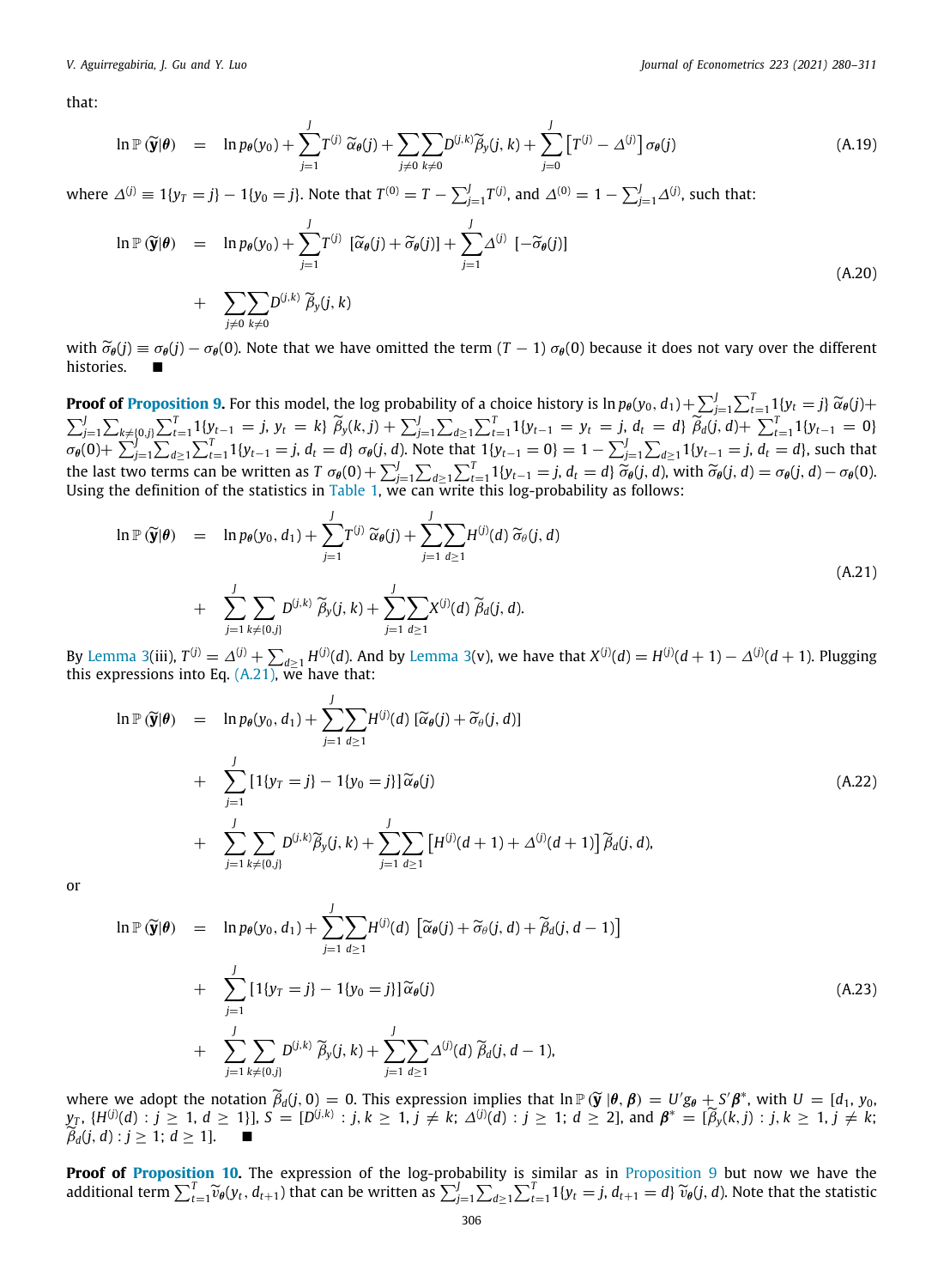that:

$$\ln \mathbb{P}(\widetilde{\mathbf{y}}|\boldsymbol{\theta}) \quad = \quad \ln p_{\boldsymbol{\theta}}(y_0) + \sum_{j=1}^{J} T^{(j)}\, \widetilde{\alpha}_{\boldsymbol{\theta}}(j) + \sum_{j\neq 0}\sum_{k\neq 0} D^{(j,k)}\widetilde{\beta}_y(j,k) + \sum_{j=0}^{J}\left[T^{(j)} - \Delta^{(j)}\right]\sigma_{\boldsymbol{\theta}}(j) \tag{A.19}$$

where $\Delta^{(j)} \equiv 1\{y_T = j\} - 1\{y_0 = j\}$. Note that $T^{(0)} = T - \sum_{j=1}^{J} T^{(j)}$, and $\Delta^{(0)} = 1 - \sum_{j=1}^{J}\Delta^{(j)}$, such that:

$$\begin{aligned}\ln \mathbb{P}(\widetilde{\mathbf{y}}|\boldsymbol{\theta}) \quad &= \quad \ln p_{\boldsymbol{\theta}}(y_0) + \sum_{j=1}^{J} T^{(j)}\, [\widetilde{\alpha}_{\boldsymbol{\theta}}(j) + \widetilde{\sigma}_{\boldsymbol{\theta}}(j)] + \sum_{j=1}^{J}\Delta^{(j)}\, [-\widetilde{\sigma}_{\boldsymbol{\theta}}(j)] \\ &+ \quad \sum_{j\neq 0}\sum_{k\neq 0} D^{(j,k)}\, \widetilde{\beta}_y(j,k)\end{aligned} \tag{A.20}$$

with $\widetilde{\sigma}_{\boldsymbol{\theta}}(j) \equiv \sigma_{\boldsymbol{\theta}}(j) - \sigma_{\boldsymbol{\theta}}(0)$. Note that we have omitted the term $(T-1)\,\sigma_{\boldsymbol{\theta}}(0)$ because it does not vary over the different histories. ■

**Proof of Proposition 9.** For this model, the log probability of a choice history is $\ln p_{\boldsymbol{\theta}}(y_0, d_1) + \sum_{j=1}^{J}\sum_{t=1}^{T} 1\{y_t = j\}\, \widetilde{\alpha}_{\boldsymbol{\theta}}(j) + \sum_{j=1}^{J}\sum_{k\neq\{0,j\}}\sum_{t=1}^{T} 1\{y_{t-1} = j,\, y_t = k\}\, \widetilde{\beta}_y(k,j) + \sum_{j=1}^{J}\sum_{d\geq 1}\sum_{t=1}^{T} 1\{y_{t-1} = y_t = j,\, d_t = d\}\, \widetilde{\beta}_d(j,d) + \sum_{t=1}^{T} 1\{y_{t-1} = 0\}\, \sigma_{\boldsymbol{\theta}}(0) + \sum_{j=1}^{J}\sum_{d\geq 1}\sum_{t=1}^{T} 1\{y_{t-1} = j,\, d_t = d\}\, \sigma_{\boldsymbol{\theta}}(j,d)$. Note that $1\{y_{t-1} = 0\} = 1 - \sum_{j=1}^{J}\sum_{d\geq 1} 1\{y_{t-1} = j,\, d_t = d\}$, such that the last two terms can be written as $T\, \sigma_{\boldsymbol{\theta}}(0) + \sum_{j=1}^{J}\sum_{d\geq 1}\sum_{t=1}^{T} 1\{y_{t-1} = j,\, d_t = d\}\, \widetilde{\sigma}_{\boldsymbol{\theta}}(j,d)$, with $\widetilde{\sigma}_{\boldsymbol{\theta}}(j,d) = \sigma_{\boldsymbol{\theta}}(j,d) - \sigma_{\boldsymbol{\theta}}(0)$. Using the definition of the statistics in Table 1, we can write this log-probability as follows:

$$\begin{aligned}\ln \mathbb{P}(\widetilde{\mathbf{y}}|\boldsymbol{\theta}) \quad &= \quad \ln p_{\boldsymbol{\theta}}(y_0, d_1) + \sum_{j=1}^{J} T^{(j)}\, \widetilde{\alpha}_{\boldsymbol{\theta}}(j) + \sum_{j=1}^{J}\sum_{d\geq 1} H^{(j)}(d)\, \widetilde{\sigma}_{\theta}(j,d) \\ &+ \quad \sum_{j=1}^{J}\sum_{k\neq\{0,j\}} D^{(j,k)}\, \widetilde{\beta}_y(j,k) + \sum_{j=1}^{J}\sum_{d\geq 1} X^{(j)}(d)\, \widetilde{\beta}_d(j,d).\end{aligned} \tag{A.21}$$

By Lemma 3(iii), $T^{(j)} = \Delta^{(j)} + \sum_{d\geq 1} H^{(j)}(d)$. And by Lemma 3(v), we have that $X^{(j)}(d) = H^{(j)}(d+1) - \Delta^{(j)}(d+1)$. Plugging this expressions into Eq. (A.21), we have that:

$$\begin{aligned}\ln \mathbb{P}(\widetilde{\mathbf{y}}|\boldsymbol{\theta}) \quad &= \quad \ln p_{\boldsymbol{\theta}}(y_0, d_1) + \sum_{j=1}^{J}\sum_{d\geq 1} H^{(j)}(d)\, [\widetilde{\alpha}_{\boldsymbol{\theta}}(j) + \widetilde{\sigma}_{\theta}(j,d)] \\ &+ \quad \sum_{j=1}^{J} [1\{y_T = j\} - 1\{y_0 = j\}]\widetilde{\alpha}_{\boldsymbol{\theta}}(j) \\ &+ \quad \sum_{j=1}^{J}\sum_{k\neq\{0,j\}} D^{(j,k)}\widetilde{\beta}_y(j,k) + \sum_{j=1}^{J}\sum_{d\geq 1}\left[H^{(j)}(d+1) + \Delta^{(j)}(d+1)\right]\widetilde{\beta}_d(j,d),\end{aligned} \tag{A.22}$$

or

$$\begin{aligned}\ln \mathbb{P}(\widetilde{\mathbf{y}}|\boldsymbol{\theta}) \quad &= \quad \ln p_{\boldsymbol{\theta}}(y_0, d_1) + \sum_{j=1}^{J}\sum_{d\geq 1} H^{(j)}(d)\, \left[\widetilde{\alpha}_{\boldsymbol{\theta}}(j) + \widetilde{\sigma}_{\theta}(j,d) + \widetilde{\beta}_d(j, d-1)\right] \\ &+ \quad \sum_{j=1}^{J} [1\{y_T = j\} - 1\{y_0 = j\}]\widetilde{\alpha}_{\boldsymbol{\theta}}(j) \\ &+ \quad \sum_{j=1}^{J}\sum_{k\neq\{0,j\}} D^{(j,k)}\, \widetilde{\beta}_y(j,k) + \sum_{j=1}^{J}\sum_{d\geq 1}\Delta^{(j)}(d)\, \widetilde{\beta}_d(j, d-1),\end{aligned} \tag{A.23}$$

where we adopt the notation $\widetilde{\beta}_d(j, 0) = 0$. This expression implies that $\ln \mathbb{P}(\widetilde{\mathbf{y}}\,|\boldsymbol{\theta}, \boldsymbol{\beta}) = U' g_{\boldsymbol{\theta}} + S'\boldsymbol{\beta}^*$, with $U = [d_1, y_0, y_T, \{H^{(j)}(d) : j \geq 1, d \geq 1\}]$, $S = [D^{(j,k)} : j,k \geq 1, j \neq k;\ \Delta^{(j)}(d) : j \geq 1;\ d \geq 2]$, and $\boldsymbol{\beta}^* = [\widetilde{\beta}_y(k,j) : j,k \geq 1, j \neq k;\ \widetilde{\beta}_d(j,d) : j \geq 1;\ d \geq 1]$. ■

**Proof of Proposition 10.** The expression of the log-probability is similar as in Proposition 9 but now we have the additional term $\sum_{t=1}^{T}\widetilde{v}_{\boldsymbol{\theta}}(y_t, d_{t+1})$ that can be written as $\sum_{j=1}^{J}\sum_{d\geq 1}\sum_{t=1}^{T} 1\{y_t = j, d_{t+1} = d\}\, \widetilde{v}_{\boldsymbol{\theta}}(j,d)$. Note that the statistic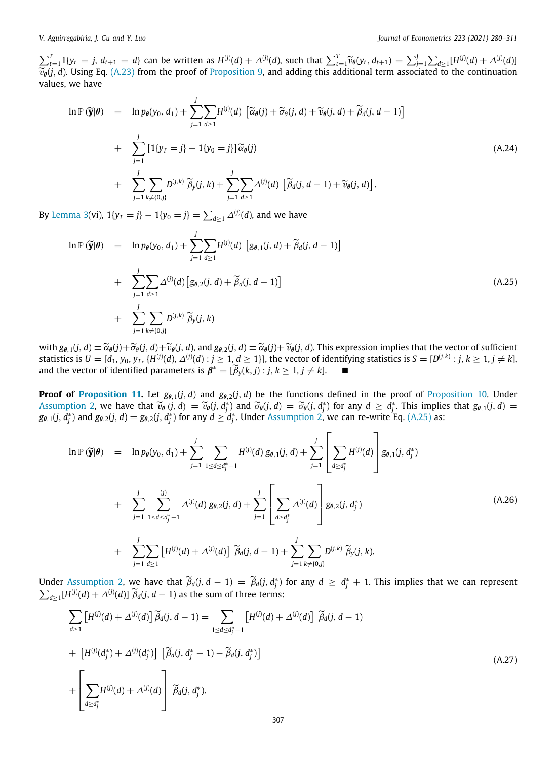$\sum_{t=1}^{T} 1\{y_t = j, d_{t+1} = d\}$ can be written as $H^{(j)}(d) + \Delta^{(j)}(d)$, such that $\sum_{t=1}^{T} \widetilde{v}_{\theta}(y_t, d_{t+1}) = \sum_{j=1}^{J}\sum_{d\geq 1}[H^{(j)}(d) + \Delta^{(j)}(d)]$ $\widetilde{v}_{\theta}(j, d)$. Using Eq. (A.23) from the proof of Proposition 9, and adding this additional term associated to the continuation values, we have

$$
\begin{aligned}
\ln \mathbb{P}(\widetilde{\mathbf{y}}|\boldsymbol{\theta}) \quad = \quad & \ln p_{\theta}(y_0, d_1) + \sum_{j=1}^{J}\sum_{d\geq 1} H^{(j)}(d)\, \left[\widetilde{\alpha}_{\theta}(j) + \widetilde{\sigma}_{\theta}(j,d) + \widetilde{v}_{\theta}(j,d) + \widetilde{\beta}_d(j, d-1)\right] \\
& + \sum_{j=1}^{J} \left[1\{y_T = j\} - 1\{y_0 = j\}\right] \widetilde{\alpha}_{\theta}(j) \\
& + \sum_{j=1}^{J}\sum_{k\neq\{0,j\}} D^{(j,k)}\, \widetilde{\beta}_y(j,k) + \sum_{j=1}^{J}\sum_{d\geq 1} \Delta^{(j)}(d)\, \left[\widetilde{\beta}_d(j, d-1) + \widetilde{v}_{\theta}(j,d)\right].
\end{aligned}
\tag{A.24}
$$

By Lemma 3(vi), $1\{y_T = j\} - 1\{y_0 = j\} = \sum_{d\geq 1} \Delta^{(j)}(d)$, and we have

$$
\begin{aligned}
\ln \mathbb{P}(\widetilde{\mathbf{y}}|\boldsymbol{\theta}) \quad = \quad & \ln p_{\theta}(y_0, d_1) + \sum_{j=1}^{J}\sum_{d\geq 1} H^{(j)}(d)\, \left[g_{\theta,1}(j,d) + \widetilde{\beta}_d(j, d-1)\right] \\
& + \sum_{j=1}^{J}\sum_{d\geq 1} \Delta^{(j)}(d) \left[g_{\theta,2}(j,d) + \widetilde{\beta}_d(j, d-1)\right] \\
& + \sum_{j=1}^{J}\sum_{k\neq\{0,j\}} D^{(j,k)}\, \widetilde{\beta}_y(j,k)
\end{aligned}
\tag{A.25}
$$

with $g_{\theta,1}(j,d) \equiv \widetilde{\alpha}_{\theta}(j) + \widetilde{\sigma}_{\theta}(j,d) + \widetilde{v}_{\theta}(j,d)$, and $g_{\theta,2}(j,d) \equiv \widetilde{\alpha}_{\theta}(j) + \widetilde{v}_{\theta}(j,d)$. This expression implies that the vector of sufficient statistics is $U = [d_1, y_0, y_T, \{H^{(j)}(d), \Delta^{(j)}(d) : j \geq 1, d \geq 1\}]$, the vector of identifying statistics is $S = [D^{(j,k)} : j, k \geq 1, j \neq k]$, and the vector of identified parameters is $\boldsymbol{\beta}^* = [\widetilde{\beta}_y(k,j) : j, k \geq 1, j \neq k]$. ∎

**Proof of Proposition 11.** Let $g_{\theta,1}(j,d)$ and $g_{\theta,2}(j,d)$ be the functions defined in the proof of Proposition 10. Under Assumption 2, we have that $\widetilde{v}_{\theta}(j,d) = \widetilde{v}_{\theta}(j, d_j^*)$ and $\widetilde{\sigma}_{\theta}(j,d) = \widetilde{\sigma}_{\theta}(j, d_j^*)$ for any $d \geq d_j^*$. This implies that $g_{\theta,1}(j,d) = g_{\theta,1}(j, d_j^*)$ and $g_{\theta,2}(j,d) = g_{\theta,2}(j, d_j^*)$ for any $d \geq d_j^*$. Under Assumption 2, we can re-write Eq. (A.25) as:

$$
\begin{aligned}
\ln \mathbb{P}(\widetilde{\mathbf{y}}|\boldsymbol{\theta}) \quad = \quad & \ln p_{\theta}(y_0, d_1) + \sum_{j=1}^{J}\sum_{1\leq d\leq d_j^*-1} H^{(j)}(d)\, g_{\theta,1}(j,d) + \sum_{j=1}^{J}\left[\sum_{d\geq d_j^*} H^{(j)}(d)\right] g_{\theta,1}(j, d_j^*) \\
& + \sum_{j=1}^{J}\sum_{1\leq d\leq d_j^*-1}^{(j)} \Delta^{(j)}(d)\, g_{\theta,2}(j,d) + \sum_{j=1}^{J}\left[\sum_{d\geq d_j^*} \Delta^{(j)}(d)\right] g_{\theta,2}(j, d_j^*) \\
& + \sum_{j=1}^{J}\sum_{d\geq 1}\left[H^{(j)}(d) + \Delta^{(j)}(d)\right]\, \widetilde{\beta}_d(j, d-1) + \sum_{j=1}^{J}\sum_{k\neq\{0,j\}} D^{(j,k)}\, \widetilde{\beta}_y(j,k).
\end{aligned}
\tag{A.26}
$$

Under Assumption 2, we have that $\widetilde{\beta}_d(j, d-1) = \widetilde{\beta}_d(j, d_j^*)$ for any $d \geq d_j^* + 1$. This implies that we can represent $\sum_{d\geq 1}[H^{(j)}(d) + \Delta^{(j)}(d)]\, \widetilde{\beta}_d(j, d-1)$ as the sum of three terms:

$$
\begin{aligned}
& \sum_{d\geq 1}\left[H^{(j)}(d) + \Delta^{(j)}(d)\right] \widetilde{\beta}_d(j, d-1) = \sum_{1\leq d\leq d_j^*-1}\left[H^{(j)}(d) + \Delta^{(j)}(d)\right]\, \widetilde{\beta}_d(j, d-1) \\
& + \left[H^{(j)}(d_j^*) + \Delta^{(j)}(d_j^*)\right]\, \left[\widetilde{\beta}_d(j, d_j^*-1) - \widetilde{\beta}_d(j, d_j^*)\right] \\
& + \left[\sum_{d\geq d_j^*} H^{(j)}(d) + \Delta^{(j)}(d)\right]\, \widetilde{\beta}_d(j, d_j^*).
\end{aligned}
\tag{A.27}
$$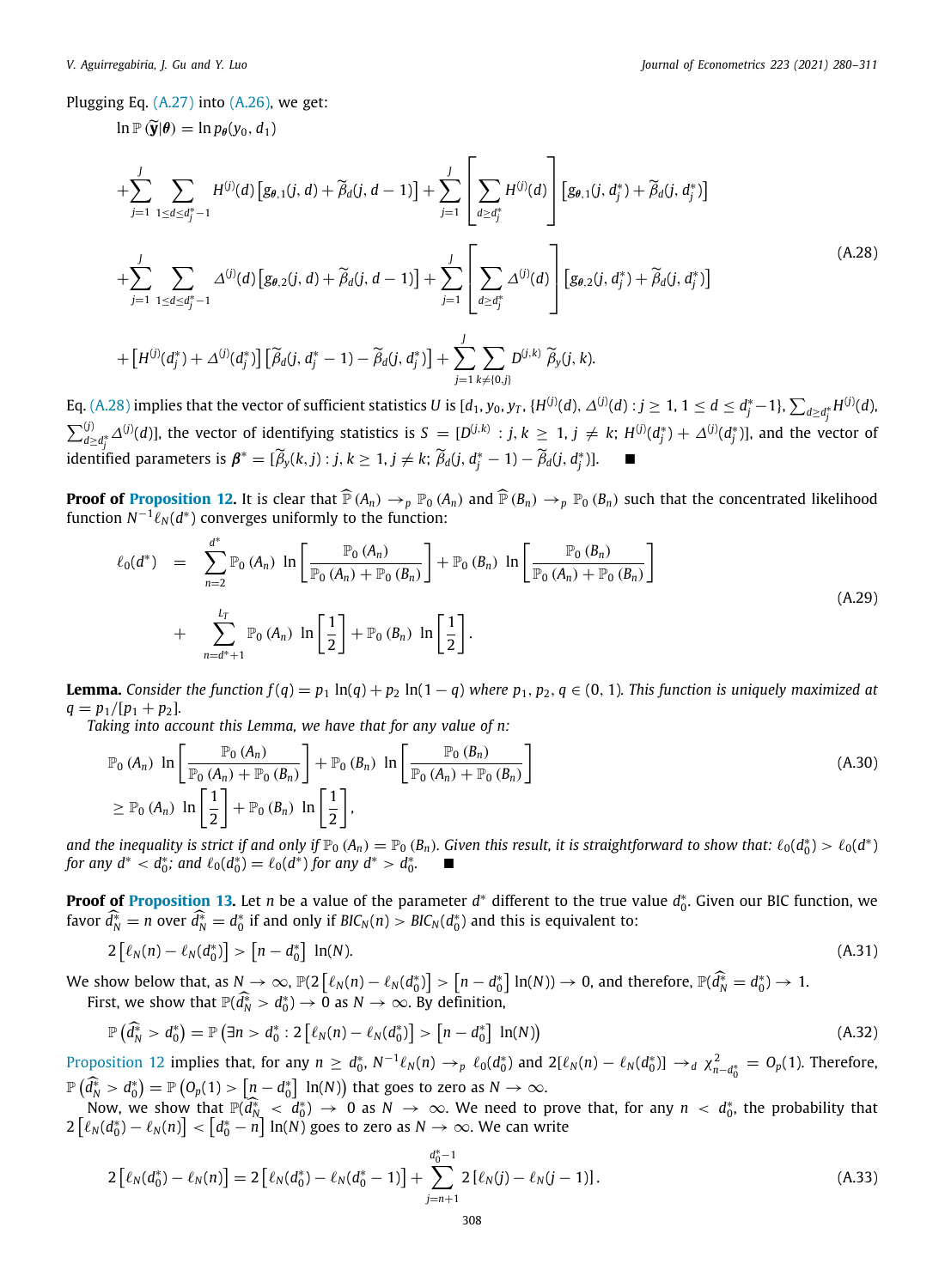Plugging Eq. (A.27) into (A.26), we get:

$$
\begin{aligned}
\ln \mathbb{P}(\widetilde{\mathbf{y}}|\boldsymbol{\theta}) &= \ln p_{\boldsymbol{\theta}}(y_0, d_1) \\
&+ \sum_{j=1}^{J} \sum_{1 \le d \le d_j^* - 1} H^{(j)}(d) \left[ g_{\boldsymbol{\theta},1}(j, d) + \widetilde{\beta}_d(j, d-1) \right] + \sum_{j=1}^{J} \left[ \sum_{d \ge d_j^*} H^{(j)}(d) \right] \left[ g_{\boldsymbol{\theta},1}(j, d_j^*) + \widetilde{\beta}_d(j, d_j^*) \right] \\
&+ \sum_{j=1}^{J} \sum_{1 \le d \le d_j^* - 1} \Delta^{(j)}(d) \left[ g_{\boldsymbol{\theta},2}(j, d) + \widetilde{\beta}_d(j, d-1) \right] + \sum_{j=1}^{J} \left[ \sum_{d \ge d_j^*} \Delta^{(j)}(d) \right] \left[ g_{\boldsymbol{\theta},2}(j, d_j^*) + \widetilde{\beta}_d(j, d_j^*) \right] \\
&+ \left[ H^{(j)}(d_j^*) + \Delta^{(j)}(d_j^*) \right] \left[ \widetilde{\beta}_d(j, d_j^* - 1) - \widetilde{\beta}_d(j, d_j^*) \right] + \sum_{j=1}^{J} \sum_{k \neq \{0,j\}} D^{(j,k)} \, \widetilde{\beta}_y(j, k).
\end{aligned}
\tag{A.28}
$$

Eq. (A.28) implies that the vector of sufficient statistics $U$ is $[d_1, y_0, y_T, \{H^{(j)}(d), \Delta^{(j)}(d) : j \ge 1, 1 \le d \le d_j^* - 1\}, \sum_{d \ge d_j^*} H^{(j)}(d), \sum_{d \ge d_j^*}^{(j)} \Delta^{(j)}(d)]$, the vector of identifying statistics is $S = [D^{(j,k)} : j, k \ge 1, j \neq k; H^{(j)}(d_j^*) + \Delta^{(j)}(d_j^*)]$, and the vector of identified parameters is $\boldsymbol{\beta}^* = [\widetilde{\beta}_y(k, j) : j, k \ge 1, j \neq k; \widetilde{\beta}_d(j, d_j^* - 1) - \widetilde{\beta}_d(j, d_j^*)]$. ■

**Proof of Proposition 12.** It is clear that $\widehat{\mathbb{P}}(A_n) \to_p \mathbb{P}_0(A_n)$ and $\widehat{\mathbb{P}}(B_n) \to_p \mathbb{P}_0(B_n)$ such that the concentrated likelihood function $N^{-1}\ell_N(d^*)$ converges uniformly to the function:

$$
\begin{aligned}
\ell_0(d^*) \;\; &= \;\; \sum_{n=2}^{d^*} \mathbb{P}_0(A_n) \, \ln \left[ \frac{\mathbb{P}_0(A_n)}{\mathbb{P}_0(A_n) + \mathbb{P}_0(B_n)} \right] + \mathbb{P}_0(B_n) \, \ln \left[ \frac{\mathbb{P}_0(B_n)}{\mathbb{P}_0(A_n) + \mathbb{P}_0(B_n)} \right] \\
&+ \;\; \sum_{n=d^*+1}^{L_T} \mathbb{P}_0(A_n) \, \ln \left[ \frac{1}{2} \right] + \mathbb{P}_0(B_n) \, \ln \left[ \frac{1}{2} \right].
\end{aligned}
\tag{A.29}
$$

**Lemma.** *Consider the function $f(q) = p_1 \ln(q) + p_2 \ln(1-q)$ where $p_1, p_2, q \in (0, 1)$. This function is uniquely maximized at $q = p_1/[p_1 + p_2]$.*

*Taking into account this Lemma, we have that for any value of $n$:*

$$
\begin{aligned}
&\mathbb{P}_0(A_n) \, \ln \left[ \frac{\mathbb{P}_0(A_n)}{\mathbb{P}_0(A_n) + \mathbb{P}_0(B_n)} \right] + \mathbb{P}_0(B_n) \, \ln \left[ \frac{\mathbb{P}_0(B_n)}{\mathbb{P}_0(A_n) + \mathbb{P}_0(B_n)} \right] \\
&\ge \mathbb{P}_0(A_n) \, \ln \left[ \frac{1}{2} \right] + \mathbb{P}_0(B_n) \, \ln \left[ \frac{1}{2} \right],
\end{aligned}
\tag{A.30}
$$

*and the inequality is strict if and only if $\mathbb{P}_0(A_n) = \mathbb{P}_0(B_n)$. Given this result, it is straightforward to show that: $\ell_0(d_0^*) > \ell_0(d^*)$ for any $d^* < d_0^*$; and $\ell_0(d_0^*) = \ell_0(d^*)$ for any $d^* > d_0^*$.* ■

**Proof of Proposition 13.** Let $n$ be a value of the parameter $d^*$ different to the true value $d_0^*$. Given our BIC function, we favor $\widehat{d_N^*} = n$ over $\widehat{d_N^*} = d_0^*$ if and only if $BIC_N(n) > BIC_N(d_0^*)$ and this is equivalent to:

$$
2 \left[ \ell_N(n) - \ell_N(d_0^*) \right] > \left[ n - d_0^* \right] \, \ln(N).
\tag{A.31}
$$

We show below that, as $N \to \infty$, $\mathbb{P}(2 \left[ \ell_N(n) - \ell_N(d_0^*) \right] > \left[ n - d_0^* \right] \ln(N)) \to 0$, and therefore, $\mathbb{P}(\widehat{d_N^*} = d_0^*) \to 1$.

First, we show that $\mathbb{P}(\widehat{d_N^*} > d_0^*) \to 0$ as $N \to \infty$. By definition,

$$
\mathbb{P}\left( \widehat{d_N^*} > d_0^* \right) = \mathbb{P}\left( \exists n > d_0^* : 2 \left[ \ell_N(n) - \ell_N(d_0^*) \right] > \left[ n - d_0^* \right] \, \ln(N) \right)
\tag{A.32}
$$

Proposition 12 implies that, for any $n \ge d_0^*$, $N^{-1}\ell_N(n) \to_p \ell_0(d_0^*)$ and $2[\ell_N(n) - \ell_N(d_0^*)] \to_d \chi^2_{n-d_0^*} = O_p(1)$. Therefore, $\mathbb{P}\left( \widehat{d_N^*} > d_0^* \right) = \mathbb{P}\left( O_p(1) > \left[ n - d_0^* \right] \, \ln(N) \right)$ that goes to zero as $N \to \infty$.

Now, we show that $\mathbb{P}(\widehat{d_N^*} < d_0^*) \to 0$ as $N \to \infty$. We need to prove that, for any $n < d_0^*$, the probability that $2 \left[ \ell_N(d_0^*) - \ell_N(n) \right] < \left[ d_0^* - n \right] \ln(N)$ goes to zero as $N \to \infty$. We can write

$$
2 \left[ \ell_N(d_0^*) - \ell_N(n) \right] = 2 \left[ \ell_N(d_0^*) - \ell_N(d_0^* - 1) \right] + \sum_{j=n+1}^{d_0^*-1} 2 \left[ \ell_N(j) - \ell_N(j-1) \right].
\tag{A.33}
$$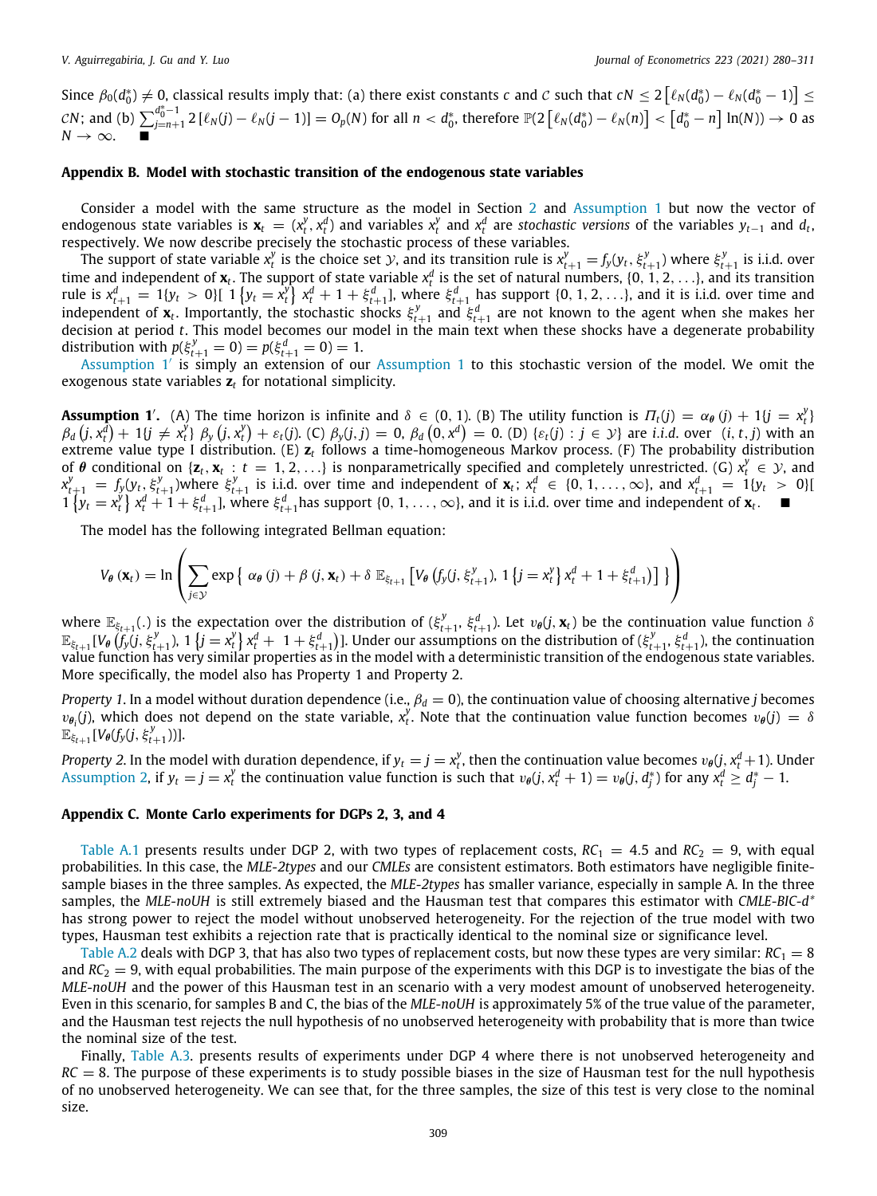Since $\beta_0(d_0^*) \neq 0$, classical results imply that: (a) there exist constants $c$ and $\mathcal{C}$ such that $cN \leq 2\left[\ell_N(d_0^*) - \ell_N(d_0^* - 1)\right] \leq \mathcal{C}N$; and (b) $\sum_{j=n+1}^{d_0^*-1} 2\left[\ell_N(j) - \ell_N(j-1)\right] = O_p(N)$ for all $n < d_0^*$, therefore $\mathbb{P}(2\left[\ell_N(d_0^*) - \ell_N(n)\right] < \left[d_0^* - n\right] \ln(N)) \to 0$ as $N \to \infty$. ■

## Appendix B. Model with stochastic transition of the endogenous state variables

Consider a model with the same structure as the model in Section 2 and Assumption 1 but now the vector of endogenous state variables is $\mathbf{x}_t = (x_t^y, x_t^d)$ and variables $x_t^y$ and $x_t^d$ are *stochastic versions* of the variables $y_{t-1}$ and $d_t$, respectively. We now describe precisely the stochastic process of these variables.

The support of state variable $x_t^y$ is the choice set $\mathcal{Y}$, and its transition rule is $x_{t+1}^y = f_y(y_t, \xi_{t+1}^y)$ where $\xi_{t+1}^y$ is i.i.d. over time and independent of $\mathbf{x}_t$. The support of state variable $x_t^d$ is the set of natural numbers, $\{0, 1, 2, \ldots\}$, and its transition rule is $x_{t+1}^d = 1\{y_t > 0\}[\, 1\{y_t = x_t^y\}\, x_t^d + 1 + \xi_{t+1}^d]$, where $\xi_{t+1}^d$ has support $\{0, 1, 2, \ldots\}$, and it is i.i.d. over time and independent of $\mathbf{x}_t$. Importantly, the stochastic shocks $\xi_{t+1}^y$ and $\xi_{t+1}^d$ are not known to the agent when she makes her decision at period $t$. This model becomes our model in the main text when these shocks have a degenerate probability distribution with $p(\xi_{t+1}^y = 0) = p(\xi_{t+1}^d = 0) = 1$.

Assumption 1′ is simply an extension of our Assumption 1 to this stochastic version of the model. We omit the exogenous state variables $\mathbf{z}_t$ for notational simplicity.

**Assumption 1′.** (A) The time horizon is infinite and $\delta \in (0, 1)$. (B) The utility function is $\Pi_t(j) = \alpha_\theta(j) + 1\{j = x_t^y\}\, \beta_d(j, x_t^d) + 1\{j \neq x_t^y\}\, \beta_y(j, x_t^y) + \varepsilon_t(j)$. (C) $\beta_y(j, j) = 0$, $\beta_d(0, x^d) = 0$. (D) $\{\varepsilon_t(j) : j \in \mathcal{Y}\}$ are *i.i.d.* over $(i, t, j)$ with an extreme value type I distribution. (E) $\mathbf{z}_t$ follows a time-homogeneous Markov process. (F) The probability distribution of $\boldsymbol{\theta}$ conditional on $\{\mathbf{z}_t, \mathbf{x}_t : t = 1, 2, \ldots\}$ is nonparametrically specified and completely unrestricted. (G) $x_t^y \in \mathcal{Y}$, and $x_{t+1}^y = f_y(y_t, \xi_{t+1}^y)$where $\xi_{t+1}^y$ is i.i.d. over time and independent of $\mathbf{x}_t$; $x_t^d \in \{0, 1, \ldots, \infty\}$, and $x_{t+1}^d = 1\{y_t > 0\}[\, 1\{y_t = x_t^y\}\, x_t^d + 1 + \xi_{t+1}^d]$, where $\xi_{t+1}^d$has support $\{0, 1, \ldots, \infty\}$, and it is i.i.d. over time and independent of $\mathbf{x}_t$. ■

The model has the following integrated Bellman equation:

$$V_\theta(\mathbf{x}_t) = \ln\left( \sum_{j \in \mathcal{Y}} \exp\left\{ \alpha_\theta(j) + \beta(j, \mathbf{x}_t) + \delta\, \mathbb{E}_{\xi_{t+1}}\left[ V_\theta\left(f_y(j, \xi_{t+1}^y), 1\left\{j = x_t^y\right\} x_t^d + 1 + \xi_{t+1}^d\right)\right] \right\} \right)$$

where $\mathbb{E}_{\xi_{t+1}}(.)$ is the expectation over the distribution of $(\xi_{t+1}^y, \xi_{t+1}^d)$. Let $v_\theta(j, \mathbf{x}_t)$ be the continuation value function $\delta\, \mathbb{E}_{\xi_{t+1}}[V_\theta\left(f_y(j, \xi_{t+1}^y), 1\left\{j = x_t^y\right\} x_t^d + 1 + \xi_{t+1}^d\right)]$. Under our assumptions on the distribution of $(\xi_{t+1}^y, \xi_{t+1}^d)$, the continuation value function has very similar properties as in the model with a deterministic transition of the endogenous state variables. More specifically, the model also has Property 1 and Property 2.

*Property 1.* In a model without duration dependence (i.e., $\beta_d = 0$), the continuation value of choosing alternative $j$ becomes $v_{\theta_i}(j)$, which does not depend on the state variable, $x_t^y$. Note that the continuation value function becomes $v_\theta(j) = \delta\, \mathbb{E}_{\xi_{t+1}}[V_\theta(f_y(j, \xi_{t+1}^y))]$.

*Property 2.* In the model with duration dependence, if $y_t = j = x_t^y$, then the continuation value becomes $v_\theta(j, x_t^d + 1)$. Under Assumption 2, if $y_t = j = x_t^y$ the continuation value function is such that $v_\theta(j, x_t^d + 1) = v_\theta(j, d_j^*)$ for any $x_t^d \geq d_j^* - 1$.

## Appendix C. Monte Carlo experiments for DGPs 2, 3, and 4

Table A.1 presents results under DGP 2, with two types of replacement costs, $RC_1 = 4.5$ and $RC_2 = 9$, with equal probabilities. In this case, the *MLE-2types* and our *CMLEs* are consistent estimators. Both estimators have negligible finite-sample biases in the three samples. As expected, the *MLE-2types* has smaller variance, especially in sample A. In the three samples, the *MLE-noUH* is still extremely biased and the Hausman test that compares this estimator with *CMLE-BIC-d\** has strong power to reject the model without unobserved heterogeneity. For the rejection of the true model with two types, Hausman test exhibits a rejection rate that is practically identical to the nominal size or significance level.

Table A.2 deals with DGP 3, that has also two types of replacement costs, but now these types are very similar: $RC_1 = 8$ and $RC_2 = 9$, with equal probabilities. The main purpose of the experiments with this DGP is to investigate the bias of the *MLE-noUH* and the power of this Hausman test in an scenario with a very modest amount of unobserved heterogeneity. Even in this scenario, for samples B and C, the bias of the *MLE-noUH* is approximately 5% of the true value of the parameter, and the Hausman test rejects the null hypothesis of no unobserved heterogeneity with probability that is more than twice the nominal size of the test.

Finally, Table A.3. presents results of experiments under DGP 4 where there is not unobserved heterogeneity and $RC = 8$. The purpose of these experiments is to study possible biases in the size of Hausman test for the null hypothesis of no unobserved heterogeneity. We can see that, for the three samples, the size of this test is very close to the nominal size.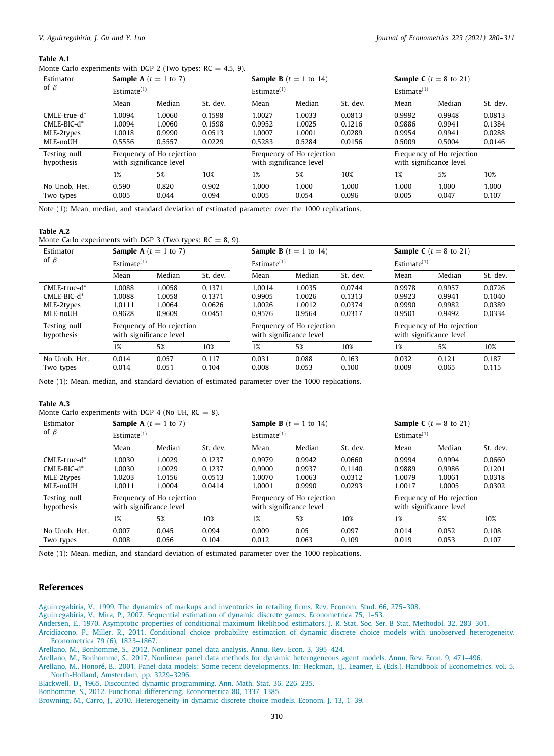**Table A.1**
Monte Carlo experiments with DGP 2 (Two types: RC = 4.5, 9).

| Estimator of $\beta$ | Sample A ($t$ = 1 to 7) | | | Sample B ($t$ = 1 to 14) | | | Sample C ($t$ = 8 to 21) | | |
|---|---|---|---|---|---|---|---|---|---|
| | Estimate[(1)] | | | Estimate[(1)] | | | Estimate[(1)] | | |
| | Mean | Median | St. dev. | Mean | Median | St. dev. | Mean | Median | St. dev. |
| CMLE-true-d* | 1.0094 | 1.0060 | 0.1598 | 1.0027 | 1.0033 | 0.0813 | 0.9992 | 0.9948 | 0.0813 |
| CMLE-BIC-d* | 1.0094 | 1.0060 | 0.1598 | 0.9952 | 1.0025 | 0.1216 | 0.9886 | 0.9941 | 0.1384 |
| MLE-2types | 1.0018 | 0.9990 | 0.0513 | 1.0007 | 1.0001 | 0.0289 | 0.9954 | 0.9941 | 0.0288 |
| MLE-noUH | 0.5556 | 0.5557 | 0.0229 | 0.5283 | 0.5284 | 0.0156 | 0.5009 | 0.5004 | 0.0146 |
| Testing null hypothesis | Frequency of Ho rejection with significance level | | | Frequency of Ho rejection with significance level | | | Frequency of Ho rejection with significance level | | |
| | 1% | 5% | 10% | 1% | 5% | 10% | 1% | 5% | 10% |
| No Unob. Het. | 0.590 | 0.820 | 0.902 | 1.000 | 1.000 | 1.000 | 1.000 | 1.000 | 1.000 |
| Two types | 0.005 | 0.044 | 0.094 | 0.005 | 0.054 | 0.096 | 0.005 | 0.047 | 0.107 |

Note (1): Mean, median, and standard deviation of estimated parameter over the 1000 replications.

**Table A.2**
Monte Carlo experiments with DGP 3 (Two types: RC = 8, 9).

| Estimator of $\beta$ | Sample A ($t$ = 1 to 7) | | | Sample B ($t$ = 1 to 14) | | | Sample C ($t$ = 8 to 21) | | |
|---|---|---|---|---|---|---|---|---|---|
| | Estimate[(1)] | | | Estimate[(1)] | | | Estimate[(1)] | | |
| | Mean | Median | St. dev. | Mean | Median | St. dev. | Mean | Median | St. dev. |
| CMLE-true-d* | 1.0088 | 1.0058 | 0.1371 | 1.0014 | 1.0035 | 0.0744 | 0.9978 | 0.9957 | 0.0726 |
| CMLE-BIC-d* | 1.0088 | 1.0058 | 0.1371 | 0.9905 | 1.0026 | 0.1313 | 0.9923 | 0.9941 | 0.1040 |
| MLE-2types | 1.0111 | 1.0064 | 0.0626 | 1.0026 | 1.0012 | 0.0374 | 0.9990 | 0.9982 | 0.0389 |
| MLE-noUH | 0.9628 | 0.9609 | 0.0451 | 0.9576 | 0.9564 | 0.0317 | 0.9501 | 0.9492 | 0.0334 |
| Testing null hypothesis | Frequency of Ho rejection with significance level | | | Frequency of Ho rejection with significance level | | | Frequency of Ho rejection with significance level | | |
| | 1% | 5% | 10% | 1% | 5% | 10% | 1% | 5% | 10% |
| No Unob. Het. | 0.014 | 0.057 | 0.117 | 0.031 | 0.088 | 0.163 | 0.032 | 0.121 | 0.187 |
| Two types | 0.014 | 0.051 | 0.104 | 0.008 | 0.053 | 0.100 | 0.009 | 0.065 | 0.115 |

Note (1): Mean, median, and standard deviation of estimated parameter over the 1000 replications.

**Table A.3**
Monte Carlo experiments with DGP 4 (No UH, RC = 8).

| Estimator of $\beta$ | Sample A ($t$ = 1 to 7) | | | Sample B ($t$ = 1 to 14) | | | Sample C ($t$ = 8 to 21) | | |
|---|---|---|---|---|---|---|---|---|---|
| | Estimate[(1)] | | | Estimate[(1)] | | | Estimate[(1)] | | |
| | Mean | Median | St. dev. | Mean | Median | St. dev. | Mean | Median | St. dev. |
| CMLE-true-d* | 1.0030 | 1.0029 | 0.1237 | 0.9979 | 0.9942 | 0.0660 | 0.9994 | 0.9994 | 0.0660 |
| CMLE-BIC-d* | 1.0030 | 1.0029 | 0.1237 | 0.9900 | 0.9937 | 0.1140 | 0.9889 | 0.9986 | 0.1201 |
| MLE-2types | 1.0203 | 1.0156 | 0.0513 | 1.0070 | 1.0063 | 0.0312 | 1.0079 | 1.0061 | 0.0318 |
| MLE-noUH | 1.0011 | 1.0004 | 0.0414 | 1.0001 | 0.9990 | 0.0293 | 1.0017 | 1.0005 | 0.0302 |
| Testing null hypothesis | Frequency of Ho rejection with significance level | | | Frequency of Ho rejection with significance level | | | Frequency of Ho rejection with significance level | | |
| | 1% | 5% | 10% | 1% | 5% | 10% | 1% | 5% | 10% |
| No Unob. Het. | 0.007 | 0.045 | 0.094 | 0.009 | 0.05 | 0.097 | 0.014 | 0.052 | 0.108 |
| Two types | 0.008 | 0.056 | 0.104 | 0.012 | 0.063 | 0.109 | 0.019 | 0.053 | 0.107 |

Note (1): Mean, median, and standard deviation of estimated parameter over the 1000 replications.

## References

Aguirregabiria, V., 1999. The dynamics of markups and inventories in retailing firms. Rev. Econom. Stud. 66, 275–308.

Aguirregabiria, V., Mira, P., 2007. Sequential estimation of dynamic discrete games. Econometrica 75, 1–53.

Andersen, E., 1970. Asymptotic properties of conditional maximum likelihood estimators. J. R. Stat. Soc. Ser. B Stat. Methodol. 32, 283–301.

Arcidiacono, P., Miller, R., 2011. Conditional choice probability estimation of dynamic discrete choice models with unobserved heterogeneity. Econometrica 79 (6), 1823–1867.

Arellano, M., Bonhomme, S., 2012. Nonlinear panel data analysis. Annu. Rev. Econ. 3, 395–424.

Arellano, M., Bonhomme, S., 2017. Nonlinear panel data methods for dynamic heterogeneous agent models. Annu. Rev. Econ. 9, 471–496.

Arellano, M., Honoré, B., 2001. Panel data models: Some recent developments. In: Heckman, J.J., Leamer, E. (Eds.), Handbook of Econometrics, vol. 5. North-Holland, Amsterdam, pp. 3229–3296.

Blackwell, D., 1965. Discounted dynamic programming. Ann. Math. Stat. 36, 226–235.

Bonhomme, S., 2012. Functional differencing. Econometrica 80, 1337–1385.

Browning, M., Carro, J., 2010. Heterogeneity in dynamic discrete choice models. Econom. J. 13, 1–39.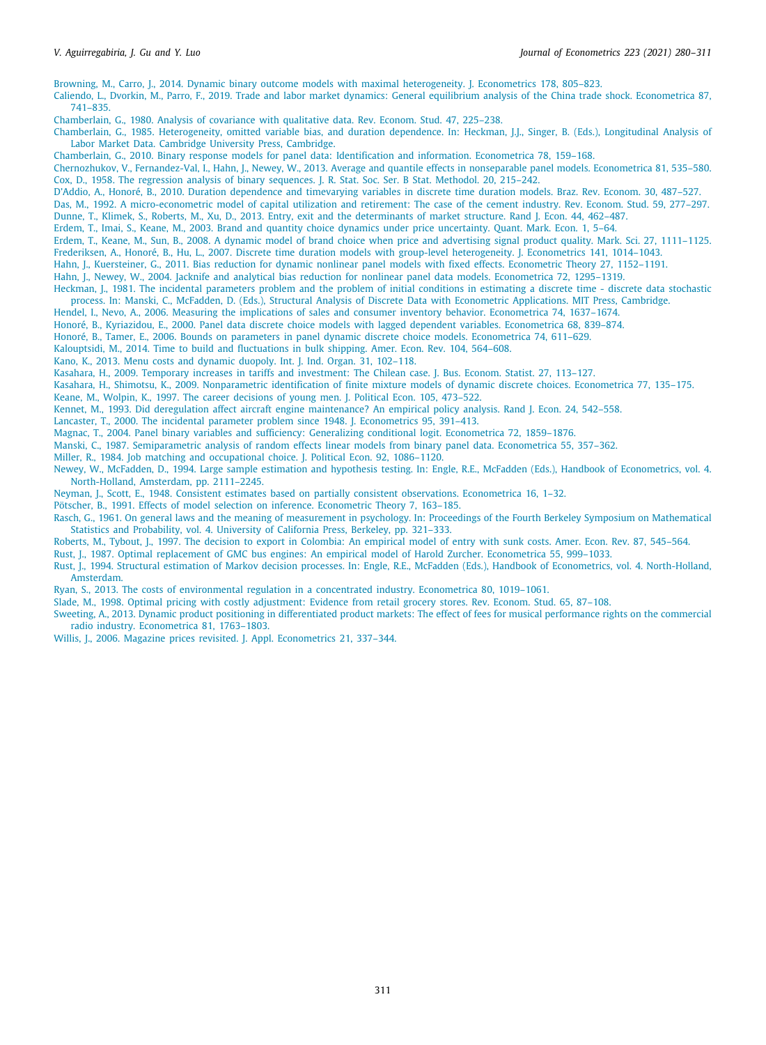Browning, M., Carro, J., 2014. Dynamic binary outcome models with maximal heterogeneity. J. Econometrics 178, 805–823.

Caliendo, L., Dvorkin, M., Parro, F., 2019. Trade and labor market dynamics: General equilibrium analysis of the China trade shock. Econometrica 87, 741–835.

Chamberlain, G., 1980. Analysis of covariance with qualitative data. Rev. Econom. Stud. 47, 225–238.

Chamberlain, G., 1985. Heterogeneity, omitted variable bias, and duration dependence. In: Heckman, J.J., Singer, B. (Eds.), Longitudinal Analysis of Labor Market Data. Cambridge University Press, Cambridge.

Chamberlain, G., 2010. Binary response models for panel data: Identification and information. Econometrica 78, 159–168.

Chernozhukov, V., Fernandez-Val, I., Hahn, J., Newey, W., 2013. Average and quantile effects in nonseparable panel models. Econometrica 81, 535–580.

Cox, D., 1958. The regression analysis of binary sequences. J. R. Stat. Soc. Ser. B Stat. Methodol. 20, 215–242.

D'Addio, A., Honoré, B., 2010. Duration dependence and timevarying variables in discrete time duration models. Braz. Rev. Econom. 30, 487–527.

Das, M., 1992. A micro-econometric model of capital utilization and retirement: The case of the cement industry. Rev. Econom. Stud. 59, 277–297.

Dunne, T., Klimek, S., Roberts, M., Xu, D., 2013. Entry, exit and the determinants of market structure. Rand J. Econ. 44, 462–487.

Erdem, T., Imai, S., Keane, M., 2003. Brand and quantity choice dynamics under price uncertainty. Quant. Mark. Econ. 1, 5–64.

Erdem, T., Keane, M., Sun, B., 2008. A dynamic model of brand choice when price and advertising signal product quality. Mark. Sci. 27, 1111–1125.

Frederiksen, A., Honoré, B., Hu, L., 2007. Discrete time duration models with group-level heterogeneity. J. Econometrics 141, 1014–1043.

Hahn, J., Kuersteiner, G., 2011. Bias reduction for dynamic nonlinear panel models with fixed effects. Econometric Theory 27, 1152–1191.

Hahn, J., Newey, W., 2004. Jacknife and analytical bias reduction for nonlinear panel data models. Econometrica 72, 1295–1319.

Heckman, J., 1981. The incidental parameters problem and the problem of initial conditions in estimating a discrete time - discrete data stochastic process. In: Manski, C., McFadden, D. (Eds.), Structural Analysis of Discrete Data with Econometric Applications. MIT Press, Cambridge.

Hendel, I., Nevo, A., 2006. Measuring the implications of sales and consumer inventory behavior. Econometrica 74, 1637–1674.

Honoré, B., Kyriazidou, E., 2000. Panel data discrete choice models with lagged dependent variables. Econometrica 68, 839–874.

Honoré, B., Tamer, E., 2006. Bounds on parameters in panel dynamic discrete choice models. Econometrica 74, 611–629.

Kalouptsidi, M., 2014. Time to build and fluctuations in bulk shipping. Amer. Econ. Rev. 104, 564–608.

Kano, K., 2013. Menu costs and dynamic duopoly. Int. J. Ind. Organ. 31, 102–118.

Kasahara, H., 2009. Temporary increases in tariffs and investment: The Chilean case. J. Bus. Econom. Statist. 27, 113–127.

Kasahara, H., Shimotsu, K., 2009. Nonparametric identification of finite mixture models of dynamic discrete choices. Econometrica 77, 135–175.

Keane, M., Wolpin, K., 1997. The career decisions of young men. J. Political Econ. 105, 473–522.

Kennet, M., 1993. Did deregulation affect aircraft engine maintenance? An empirical policy analysis. Rand J. Econ. 24, 542–558.

Lancaster, T., 2000. The incidental parameter problem since 1948. J. Econometrics 95, 391–413.

Magnac, T., 2004. Panel binary variables and sufficiency: Generalizing conditional logit. Econometrica 72, 1859–1876.

Manski, C., 1987. Semiparametric analysis of random effects linear models from binary panel data. Econometrica 55, 357–362.

Miller, R., 1984. Job matching and occupational choice. J. Political Econ. 92, 1086–1120.

Newey, W., McFadden, D., 1994. Large sample estimation and hypothesis testing. In: Engle, R.E., McFadden (Eds.), Handbook of Econometrics, vol. 4. North-Holland, Amsterdam, pp. 2111–2245.

Neyman, J., Scott, E., 1948. Consistent estimates based on partially consistent observations. Econometrica 16, 1–32.

Pötscher, B., 1991. Effects of model selection on inference. Econometric Theory 7, 163–185.

Rasch, G., 1961. On general laws and the meaning of measurement in psychology. In: Proceedings of the Fourth Berkeley Symposium on Mathematical Statistics and Probability, vol. 4. University of California Press, Berkeley, pp. 321–333.

Roberts, M., Tybout, J., 1997. The decision to export in Colombia: An empirical model of entry with sunk costs. Amer. Econ. Rev. 87, 545–564.

Rust, J., 1987. Optimal replacement of GMC bus engines: An empirical model of Harold Zurcher. Econometrica 55, 999–1033.

Rust, J., 1994. Structural estimation of Markov decision processes. In: Engle, R.E., McFadden (Eds.), Handbook of Econometrics, vol. 4. North-Holland, Amsterdam.

Ryan, S., 2013. The costs of environmental regulation in a concentrated industry. Econometrica 80, 1019–1061.

Slade, M., 1998. Optimal pricing with costly adjustment: Evidence from retail grocery stores. Rev. Econom. Stud. 65, 87–108.

Sweeting, A., 2013. Dynamic product positioning in differentiated product markets: The effect of fees for musical performance rights on the commercial radio industry. Econometrica 81, 1763–1803.

Willis, J., 2006. Magazine prices revisited. J. Appl. Econometrics 21, 337–344.